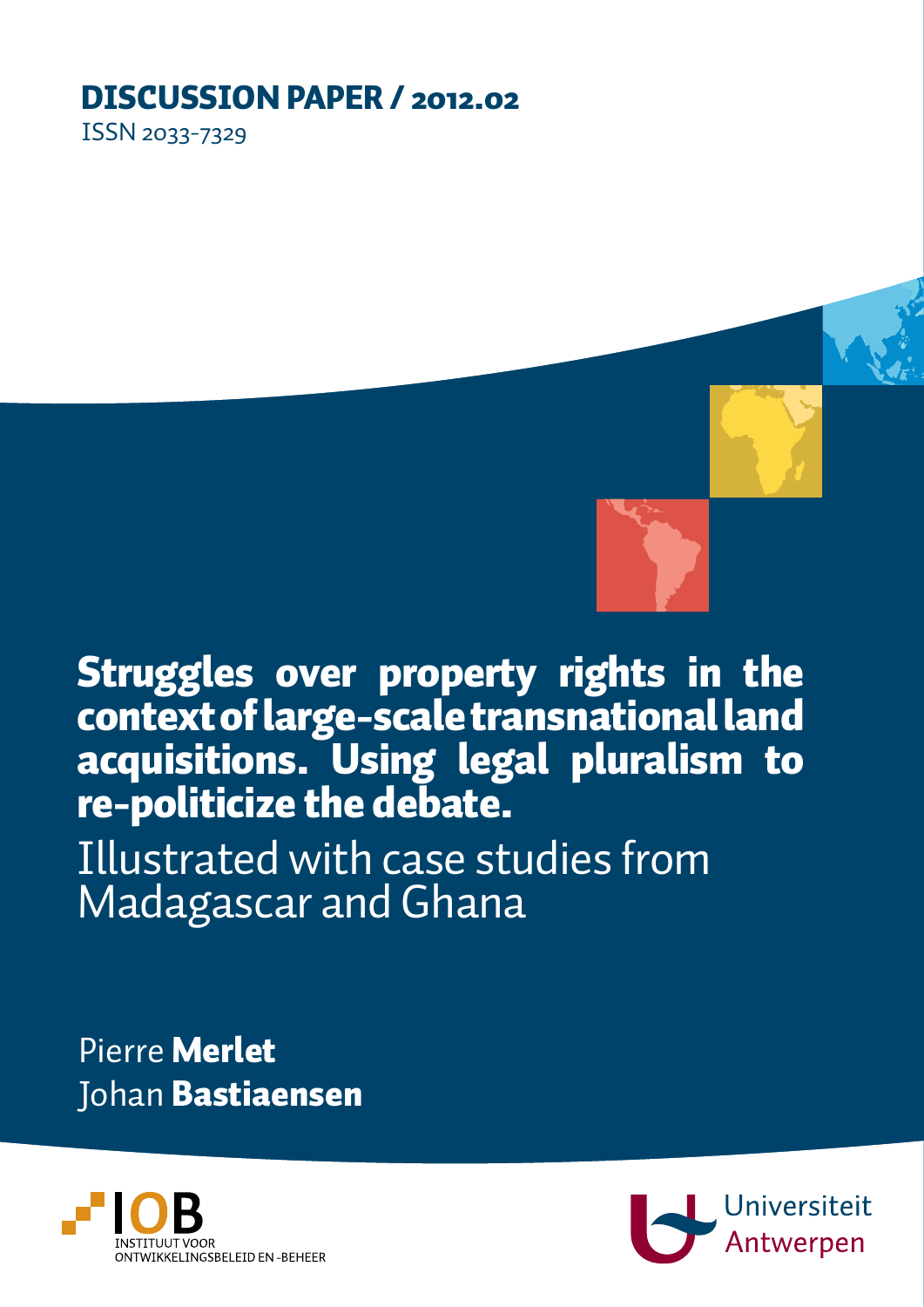**DISCUSSION PAPER / 2012.02**

ISSN 2033-7329

# Struggles over property rights in the context of large-scale transnational land acquisitions. Using legal pluralism to re-politicize the debate.

## Illustrated with case studies from Madagascar and Ghana

Pierre **Merlet**

Johan **Bastiaensen**

IOB INSTITUUT VOOR ONTWIKKELINGSBELEID EN -BEHEER

Universiteit Antwerpen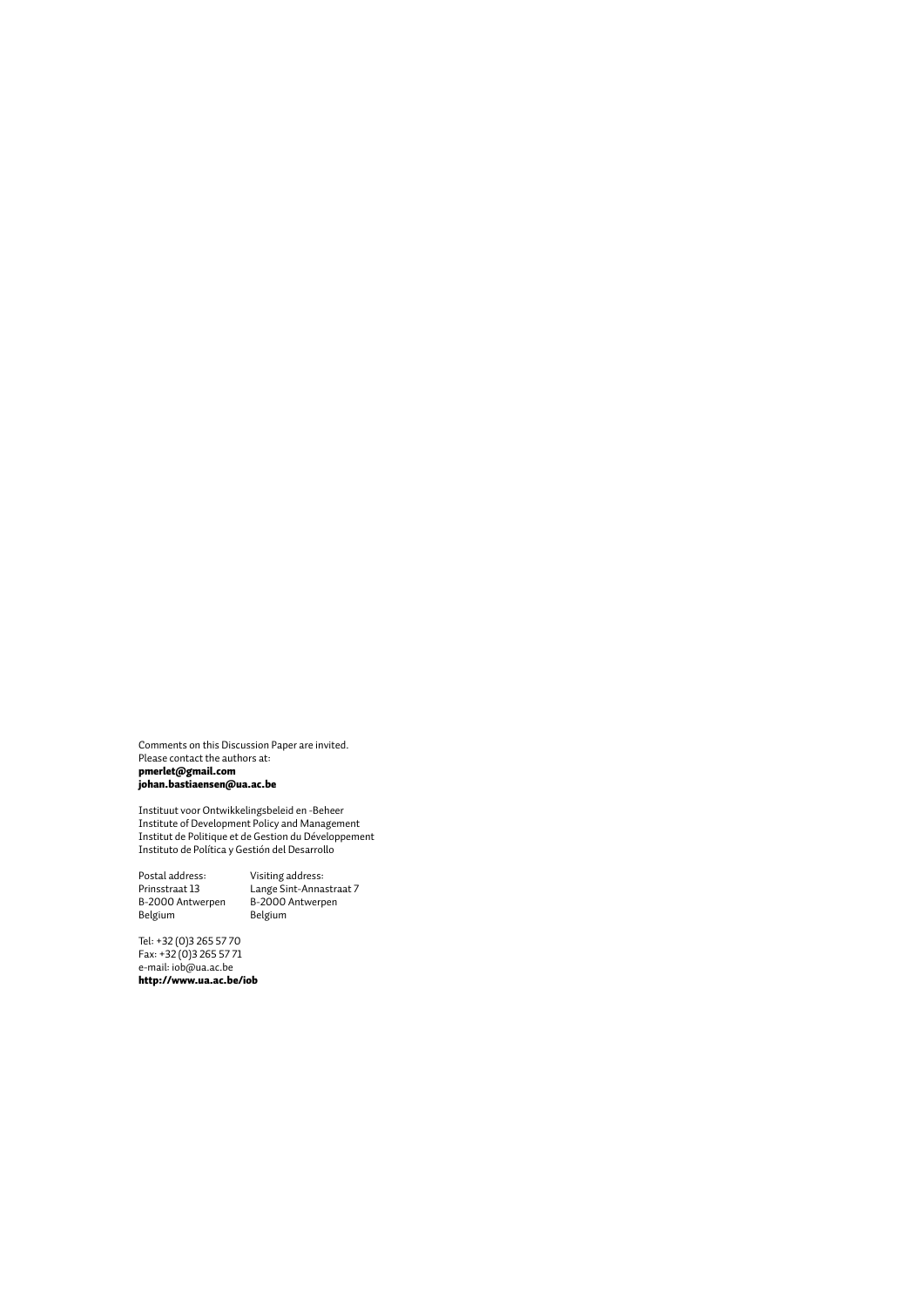Comments on this Discussion Paper are invited.
Please contact the authors at:
**pmerlet@gmail.com**
**johan.bastiaensen@ua.ac.be**

Instituut voor Ontwikkelingsbeleid en -Beheer
Institute of Development Policy and Management
Institut de Politique et de Gestion du Développement
Instituto de Política y Gestión del Desarrollo

| Postal address: | Visiting address: |
|---|---|
| Prinsstraat 13 | Lange Sint-Annastraat 7 |
| B-2000 Antwerpen | B-2000 Antwerpen |
| Belgium | Belgium |

Tel: +32 (0)3 265 57 70
Fax: +32 (0)3 265 57 71
e-mail: iob@ua.ac.be
**http://www.ua.ac.be/iob**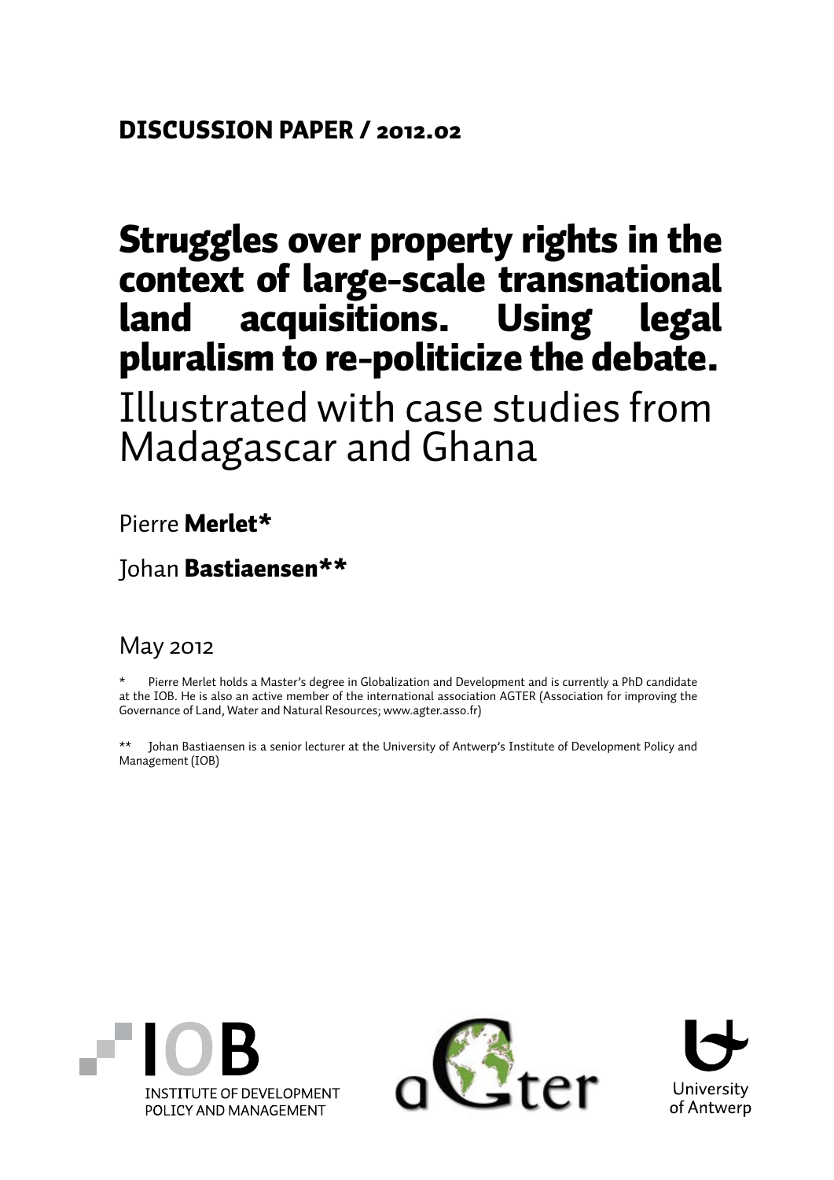**DISCUSSION PAPER / 2012.02**

# Struggles over property rights in the context of large-scale transnational land acquisitions. Using legal pluralism to re-politicize the debate.

## Illustrated with case studies from Madagascar and Ghana

Pierre **Merlet***

Johan **Bastiaensen****

May 2012

\* Pierre Merlet holds a Master's degree in Globalization and Development and is currently a PhD candidate at the IOB. He is also an active member of the international association AGTER (Association for improving the Governance of Land, Water and Natural Resources; www.agter.asso.fr)

\** Johan Bastiaensen is a senior lecturer at the University of Antwerp's Institute of Development Policy and Management (IOB)

IOB INSTITUTE OF DEVELOPMENT POLICY AND MANAGEMENT

aGter

University of Antwerp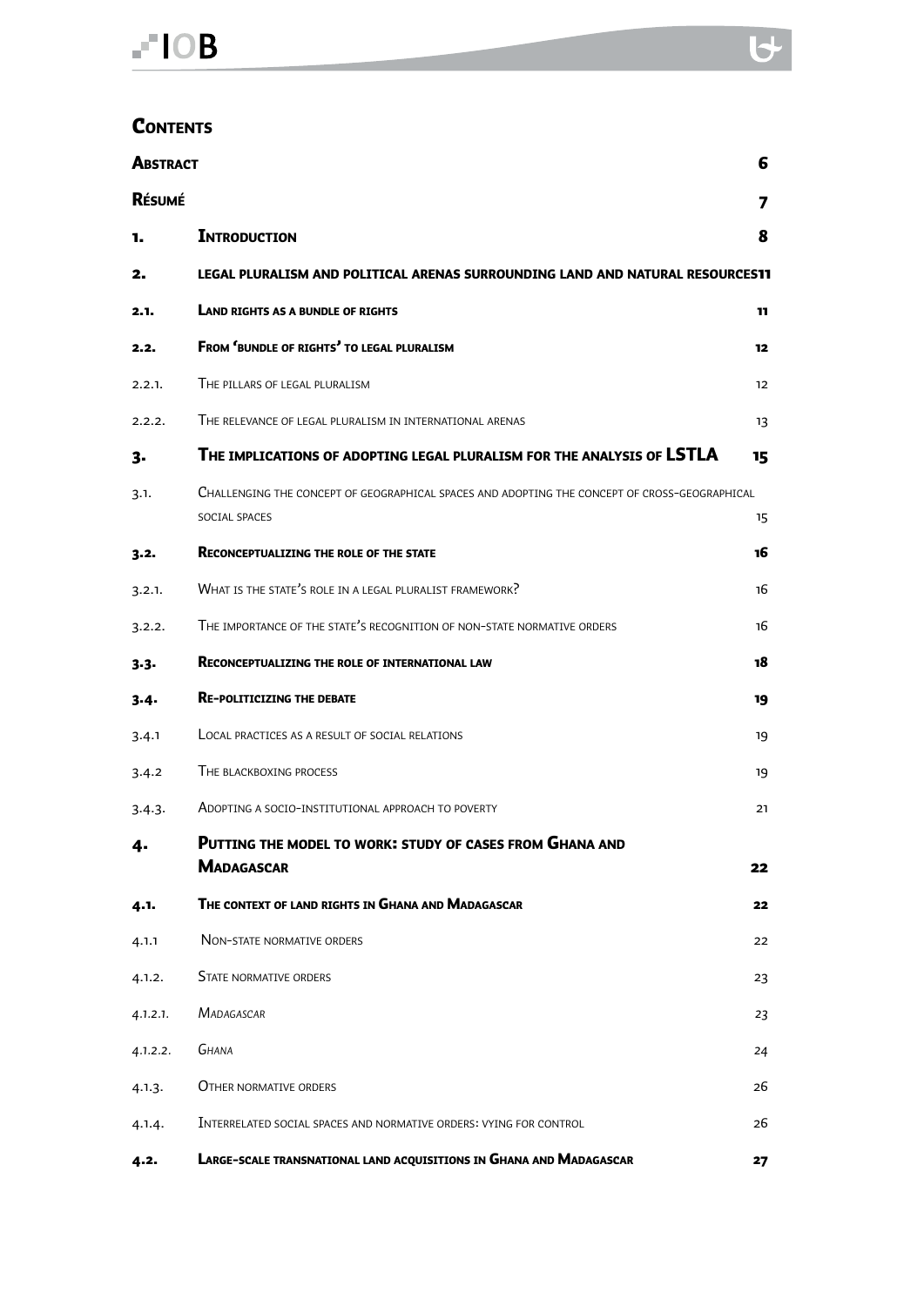## Contents

| | | |
|---|---|---|
| **Abstract** | | 6 |
| **Résumé** | | 7 |
| **1.** | **Introduction** | 8 |
| **2.** | **Legal pluralism and political arenas surrounding land and natural resources** | 11 |
| **2.1.** | **Land rights as a bundle of rights** | 11 |
| **2.2.** | **From 'bundle of rights' to legal pluralism** | 12 |
| 2.2.1. | The pillars of legal pluralism | 12 |
| 2.2.2. | The relevance of legal pluralism in international arenas | 13 |
| **3.** | **The implications of adopting legal pluralism for the analysis of LSTLA** | 15 |
| 3.1. | Challenging the concept of geographical spaces and adopting the concept of cross-geographical social spaces | 15 |
| **3.2.** | **Reconceptualizing the role of the state** | 16 |
| 3.2.1. | What is the state's role in a legal pluralist framework? | 16 |
| 3.2.2. | The importance of the state's recognition of non-state normative orders | 16 |
| **3.3.** | **Reconceptualizing the role of international law** | 18 |
| **3.4.** | **Re-politicizing the debate** | 19 |
| 3.4.1 | Local practices as a result of social relations | 19 |
| 3.4.2 | The blackboxing process | 19 |
| 3.4.3. | Adopting a socio-institutional approach to poverty | 21 |
| **4.** | **Putting the model to work: study of cases from Ghana and Madagascar** | 22 |
| **4.1.** | **The context of land rights in Ghana and Madagascar** | 22 |
| 4.1.1 | Non-state normative orders | 22 |
| 4.1.2. | State normative orders | 23 |
| 4.1.2.1. | *Madagascar* | 23 |
| 4.1.2.2. | *Ghana* | 24 |
| 4.1.3. | Other normative orders | 26 |
| 4.1.4. | Interrelated social spaces and normative orders: vying for control | 26 |
| **4.2.** | **Large-scale transnational land acquisitions in Ghana and Madagascar** | 27 |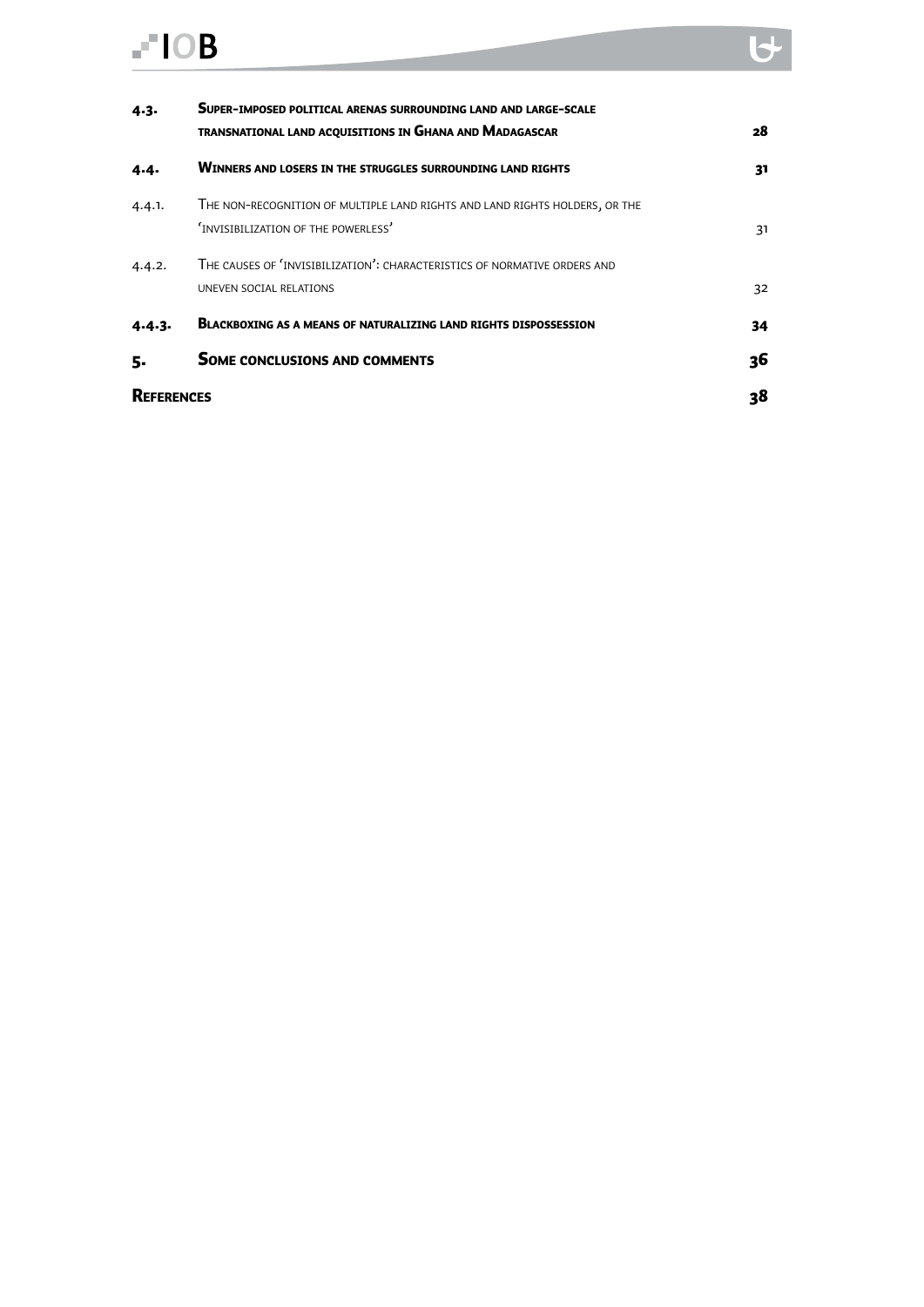| | | |
|---|---|---|
| **4.3.** | **Super-imposed political arenas surrounding land and large-scale transnational land acquisitions in Ghana and Madagascar** | **28** |
| **4.4.** | **Winners and losers in the struggles surrounding land rights** | **31** |
| 4.4.1. | The non-recognition of multiple land rights and land rights holders, or the 'invisibilization of the powerless' | 31 |
| 4.4.2. | The causes of 'invisibilization': characteristics of normative orders and uneven social relations | 32 |
| **4.4.3.** | **Blackboxing as a means of naturalizing land rights dispossession** | **34** |
| **5.** | **Some conclusions and comments** | **36** |
| **References** | | **38** |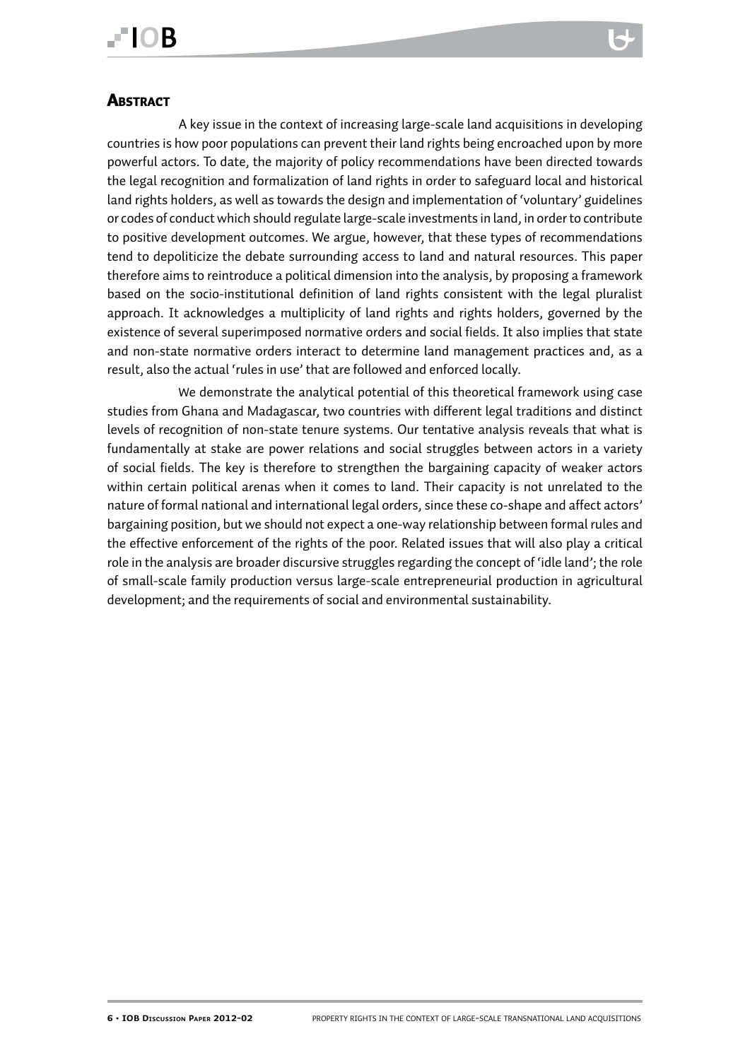## Abstract

A key issue in the context of increasing large-scale land acquisitions in developing countries is how poor populations can prevent their land rights being encroached upon by more powerful actors. To date, the majority of policy recommendations have been directed towards the legal recognition and formalization of land rights in order to safeguard local and historical land rights holders, as well as towards the design and implementation of 'voluntary' guidelines or codes of conduct which should regulate large-scale investments in land, in order to contribute to positive development outcomes. We argue, however, that these types of recommendations tend to depoliticize the debate surrounding access to land and natural resources. This paper therefore aims to reintroduce a political dimension into the analysis, by proposing a framework based on the socio-institutional definition of land rights consistent with the legal pluralist approach. It acknowledges a multiplicity of land rights and rights holders, governed by the existence of several superimposed normative orders and social fields. It also implies that state and non-state normative orders interact to determine land management practices and, as a result, also the actual 'rules in use' that are followed and enforced locally.

We demonstrate the analytical potential of this theoretical framework using case studies from Ghana and Madagascar, two countries with different legal traditions and distinct levels of recognition of non-state tenure systems. Our tentative analysis reveals that what is fundamentally at stake are power relations and social struggles between actors in a variety of social fields. The key is therefore to strengthen the bargaining capacity of weaker actors within certain political arenas when it comes to land. Their capacity is not unrelated to the nature of formal national and international legal orders, since these co-shape and affect actors' bargaining position, but we should not expect a one-way relationship between formal rules and the effective enforcement of the rights of the poor. Related issues that will also play a critical role in the analysis are broader discursive struggles regarding the concept of 'idle land'; the role of small-scale family production versus large-scale entrepreneurial production in agricultural development; and the requirements of social and environmental sustainability.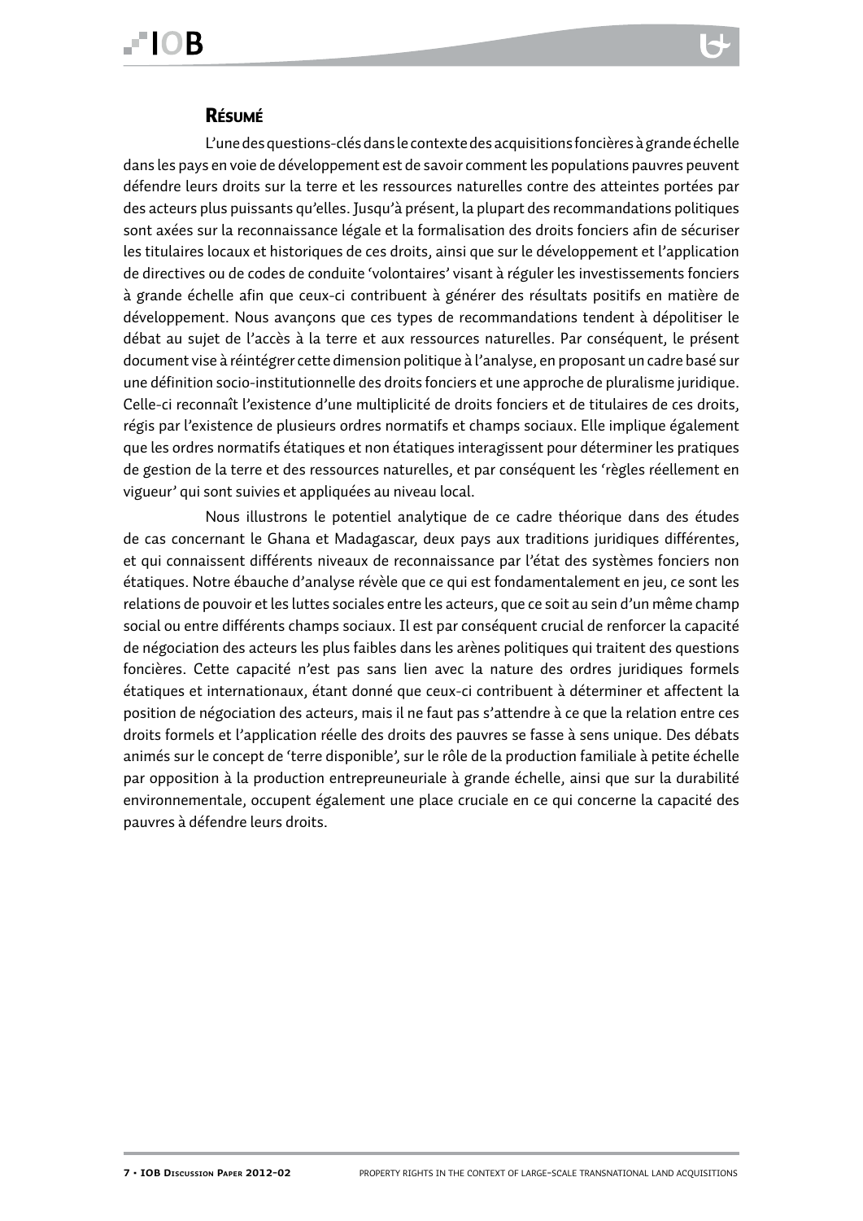## Résumé

L'une des questions-clés dans le contexte des acquisitions foncières à grande échelle dans les pays en voie de développement est de savoir comment les populations pauvres peuvent défendre leurs droits sur la terre et les ressources naturelles contre des atteintes portées par des acteurs plus puissants qu'elles. Jusqu'à présent, la plupart des recommandations politiques sont axées sur la reconnaissance légale et la formalisation des droits fonciers afin de sécuriser les titulaires locaux et historiques de ces droits, ainsi que sur le développement et l'application de directives ou de codes de conduite 'volontaires' visant à réguler les investissements fonciers à grande échelle afin que ceux-ci contribuent à générer des résultats positifs en matière de développement. Nous avançons que ces types de recommandations tendent à dépolitiser le débat au sujet de l'accès à la terre et aux ressources naturelles. Par conséquent, le présent document vise à réintégrer cette dimension politique à l'analyse, en proposant un cadre basé sur une définition socio-institutionnelle des droits fonciers et une approche de pluralisme juridique. Celle-ci reconnaît l'existence d'une multiplicité de droits fonciers et de titulaires de ces droits, régis par l'existence de plusieurs ordres normatifs et champs sociaux. Elle implique également que les ordres normatifs étatiques et non étatiques interagissent pour déterminer les pratiques de gestion de la terre et des ressources naturelles, et par conséquent les 'règles réellement en vigueur' qui sont suivies et appliquées au niveau local.

Nous illustrons le potentiel analytique de ce cadre théorique dans des études de cas concernant le Ghana et Madagascar, deux pays aux traditions juridiques différentes, et qui connaissent différents niveaux de reconnaissance par l'état des systèmes fonciers non étatiques. Notre ébauche d'analyse révèle que ce qui est fondamentalement en jeu, ce sont les relations de pouvoir et les luttes sociales entre les acteurs, que ce soit au sein d'un même champ social ou entre différents champs sociaux. Il est par conséquent crucial de renforcer la capacité de négociation des acteurs les plus faibles dans les arènes politiques qui traitent des questions foncières. Cette capacité n'est pas sans lien avec la nature des ordres juridiques formels étatiques et internationaux, étant donné que ceux-ci contribuent à déterminer et affectent la position de négociation des acteurs, mais il ne faut pas s'attendre à ce que la relation entre ces droits formels et l'application réelle des droits des pauvres se fasse à sens unique. Des débats animés sur le concept de 'terre disponible', sur le rôle de la production familiale à petite échelle par opposition à la production entrepreneuriale à grande échelle, ainsi que sur la durabilité environnementale, occupent également une place cruciale en ce qui concerne la capacité des pauvres à défendre leurs droits.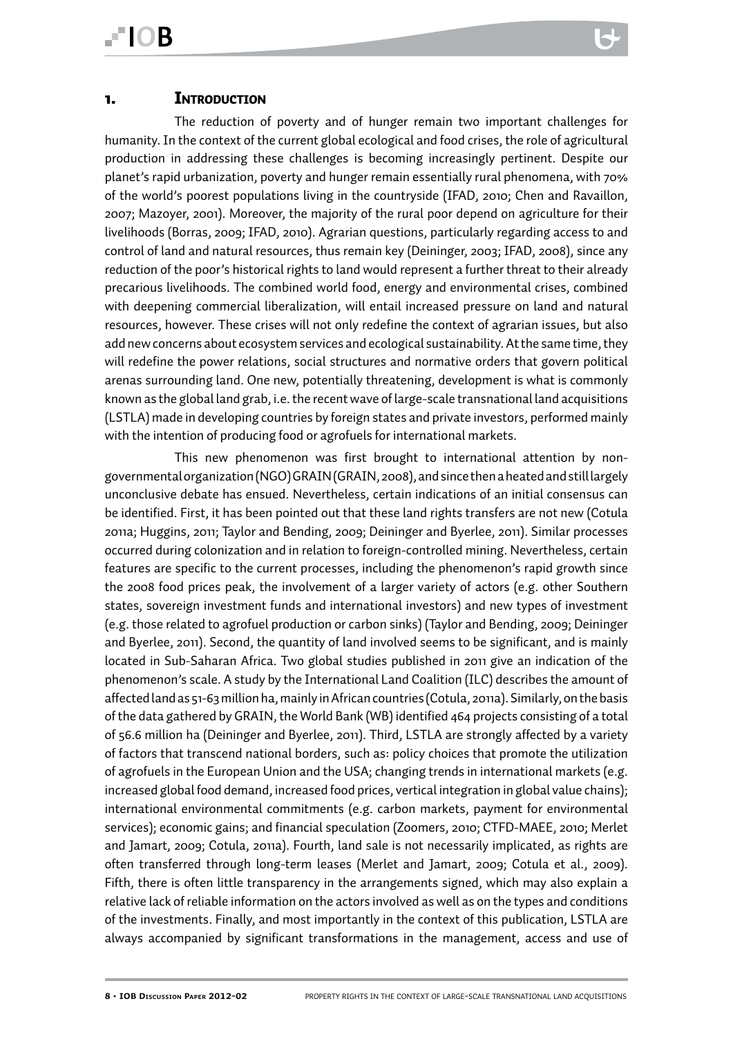# 1. Introduction

The reduction of poverty and of hunger remain two important challenges for humanity. In the context of the current global ecological and food crises, the role of agricultural production in addressing these challenges is becoming increasingly pertinent. Despite our planet's rapid urbanization, poverty and hunger remain essentially rural phenomena, with 70% of the world's poorest populations living in the countryside (IFAD, 2010; Chen and Ravaillon, 2007; Mazoyer, 2001). Moreover, the majority of the rural poor depend on agriculture for their livelihoods (Borras, 2009; IFAD, 2010). Agrarian questions, particularly regarding access to and control of land and natural resources, thus remain key (Deininger, 2003; IFAD, 2008), since any reduction of the poor's historical rights to land would represent a further threat to their already precarious livelihoods. The combined world food, energy and environmental crises, combined with deepening commercial liberalization, will entail increased pressure on land and natural resources, however. These crises will not only redefine the context of agrarian issues, but also add new concerns about ecosystem services and ecological sustainability. At the same time, they will redefine the power relations, social structures and normative orders that govern political arenas surrounding land. One new, potentially threatening, development is what is commonly known as the global land grab, i.e. the recent wave of large-scale transnational land acquisitions (LSTLA) made in developing countries by foreign states and private investors, performed mainly with the intention of producing food or agrofuels for international markets.

This new phenomenon was first brought to international attention by non-governmental organization (NGO) GRAIN (GRAIN, 2008), and since then a heated and still largely unconclusive debate has ensued. Nevertheless, certain indications of an initial consensus can be identified. First, it has been pointed out that these land rights transfers are not new (Cotula 2011a; Huggins, 2011; Taylor and Bending, 2009; Deininger and Byerlee, 2011). Similar processes occurred during colonization and in relation to foreign-controlled mining. Nevertheless, certain features are specific to the current processes, including the phenomenon's rapid growth since the 2008 food prices peak, the involvement of a larger variety of actors (e.g. other Southern states, sovereign investment funds and international investors) and new types of investment (e.g. those related to agrofuel production or carbon sinks) (Taylor and Bending, 2009; Deininger and Byerlee, 2011). Second, the quantity of land involved seems to be significant, and is mainly located in Sub-Saharan Africa. Two global studies published in 2011 give an indication of the phenomenon's scale. A study by the International Land Coalition (ILC) describes the amount of affected land as 51-63 million ha, mainly in African countries (Cotula, 2011a). Similarly, on the basis of the data gathered by GRAIN, the World Bank (WB) identified 464 projects consisting of a total of 56.6 million ha (Deininger and Byerlee, 2011). Third, LSTLA are strongly affected by a variety of factors that transcend national borders, such as: policy choices that promote the utilization of agrofuels in the European Union and the USA; changing trends in international markets (e.g. increased global food demand, increased food prices, vertical integration in global value chains); international environmental commitments (e.g. carbon markets, payment for environmental services); economic gains; and financial speculation (Zoomers, 2010; CTFD-MAEE, 2010; Merlet and Jamart, 2009; Cotula, 2011a). Fourth, land sale is not necessarily implicated, as rights are often transferred through long-term leases (Merlet and Jamart, 2009; Cotula et al., 2009). Fifth, there is often little transparency in the arrangements signed, which may also explain a relative lack of reliable information on the actors involved as well as on the types and conditions of the investments. Finally, and most importantly in the context of this publication, LSTLA are always accompanied by significant transformations in the management, access and use of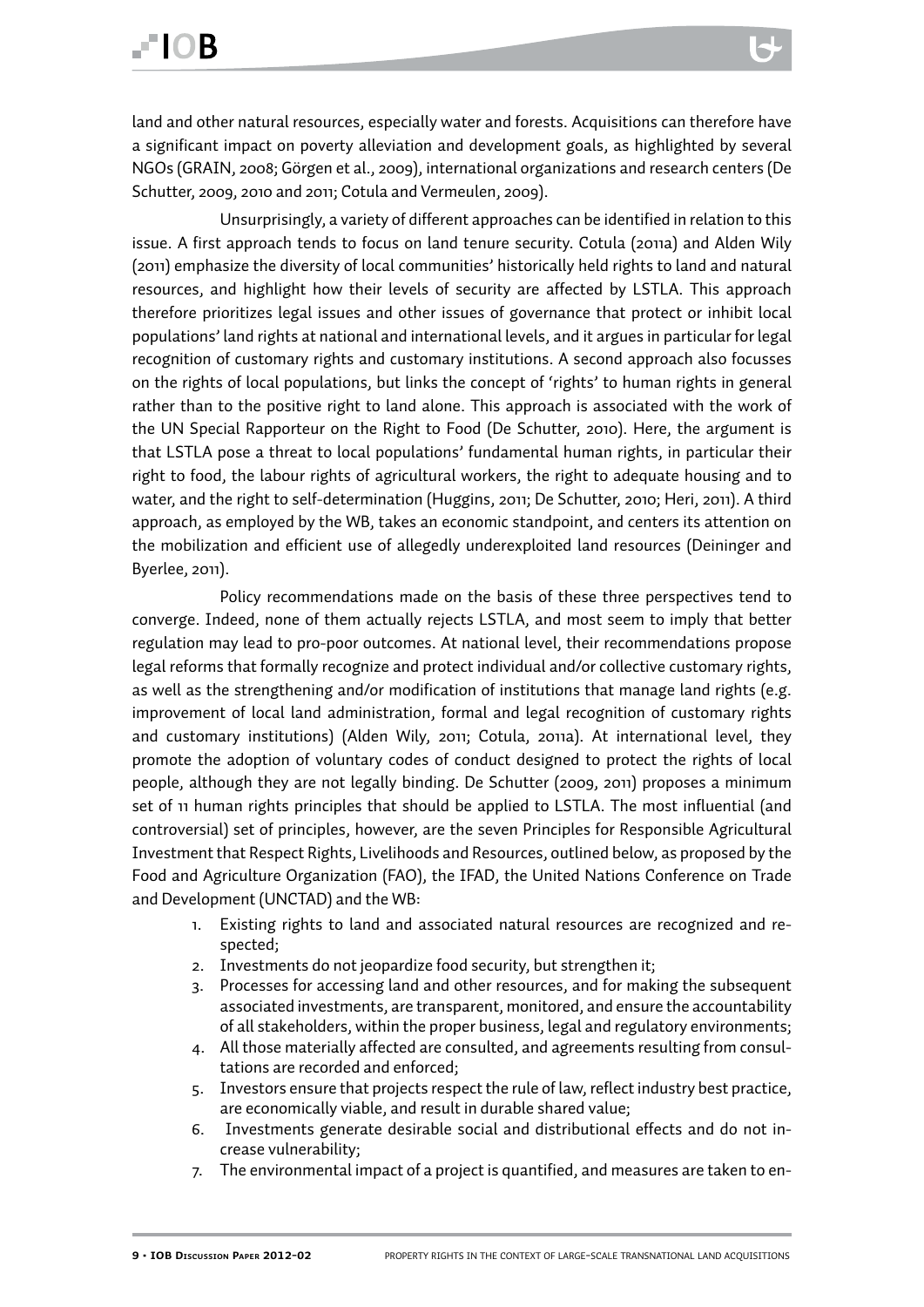land and other natural resources, especially water and forests. Acquisitions can therefore have a significant impact on poverty alleviation and development goals, as highlighted by several NGOs (GRAIN, 2008; Görgen et al., 2009), international organizations and research centers (De Schutter, 2009, 2010 and 2011; Cotula and Vermeulen, 2009).

Unsurprisingly, a variety of different approaches can be identified in relation to this issue. A first approach tends to focus on land tenure security. Cotula (2011a) and Alden Wily (2011) emphasize the diversity of local communities' historically held rights to land and natural resources, and highlight how their levels of security are affected by LSTLA. This approach therefore prioritizes legal issues and other issues of governance that protect or inhibit local populations' land rights at national and international levels, and it argues in particular for legal recognition of customary rights and customary institutions. A second approach also focusses on the rights of local populations, but links the concept of 'rights' to human rights in general rather than to the positive right to land alone. This approach is associated with the work of the UN Special Rapporteur on the Right to Food (De Schutter, 2010). Here, the argument is that LSTLA pose a threat to local populations' fundamental human rights, in particular their right to food, the labour rights of agricultural workers, the right to adequate housing and to water, and the right to self-determination (Huggins, 2011; De Schutter, 2010; Heri, 2011). A third approach, as employed by the WB, takes an economic standpoint, and centers its attention on the mobilization and efficient use of allegedly underexploited land resources (Deininger and Byerlee, 2011).

Policy recommendations made on the basis of these three perspectives tend to converge. Indeed, none of them actually rejects LSTLA, and most seem to imply that better regulation may lead to pro-poor outcomes. At national level, their recommendations propose legal reforms that formally recognize and protect individual and/or collective customary rights, as well as the strengthening and/or modification of institutions that manage land rights (e.g. improvement of local land administration, formal and legal recognition of customary rights and customary institutions) (Alden Wily, 2011; Cotula, 2011a). At international level, they promote the adoption of voluntary codes of conduct designed to protect the rights of local people, although they are not legally binding. De Schutter (2009, 2011) proposes a minimum set of 11 human rights principles that should be applied to LSTLA. The most influential (and controversial) set of principles, however, are the seven Principles for Responsible Agricultural Investment that Respect Rights, Livelihoods and Resources, outlined below, as proposed by the Food and Agriculture Organization (FAO), the IFAD, the United Nations Conference on Trade and Development (UNCTAD) and the WB:

1. Existing rights to land and associated natural resources are recognized and respected;
2. Investments do not jeopardize food security, but strengthen it;
3. Processes for accessing land and other resources, and for making the subsequent associated investments, are transparent, monitored, and ensure the accountability of all stakeholders, within the proper business, legal and regulatory environments;
4. All those materially affected are consulted, and agreements resulting from consultations are recorded and enforced;
5. Investors ensure that projects respect the rule of law, reflect industry best practice, are economically viable, and result in durable shared value;
6. Investments generate desirable social and distributional effects and do not increase vulnerability;
7. The environmental impact of a project is quantified, and measures are taken to en-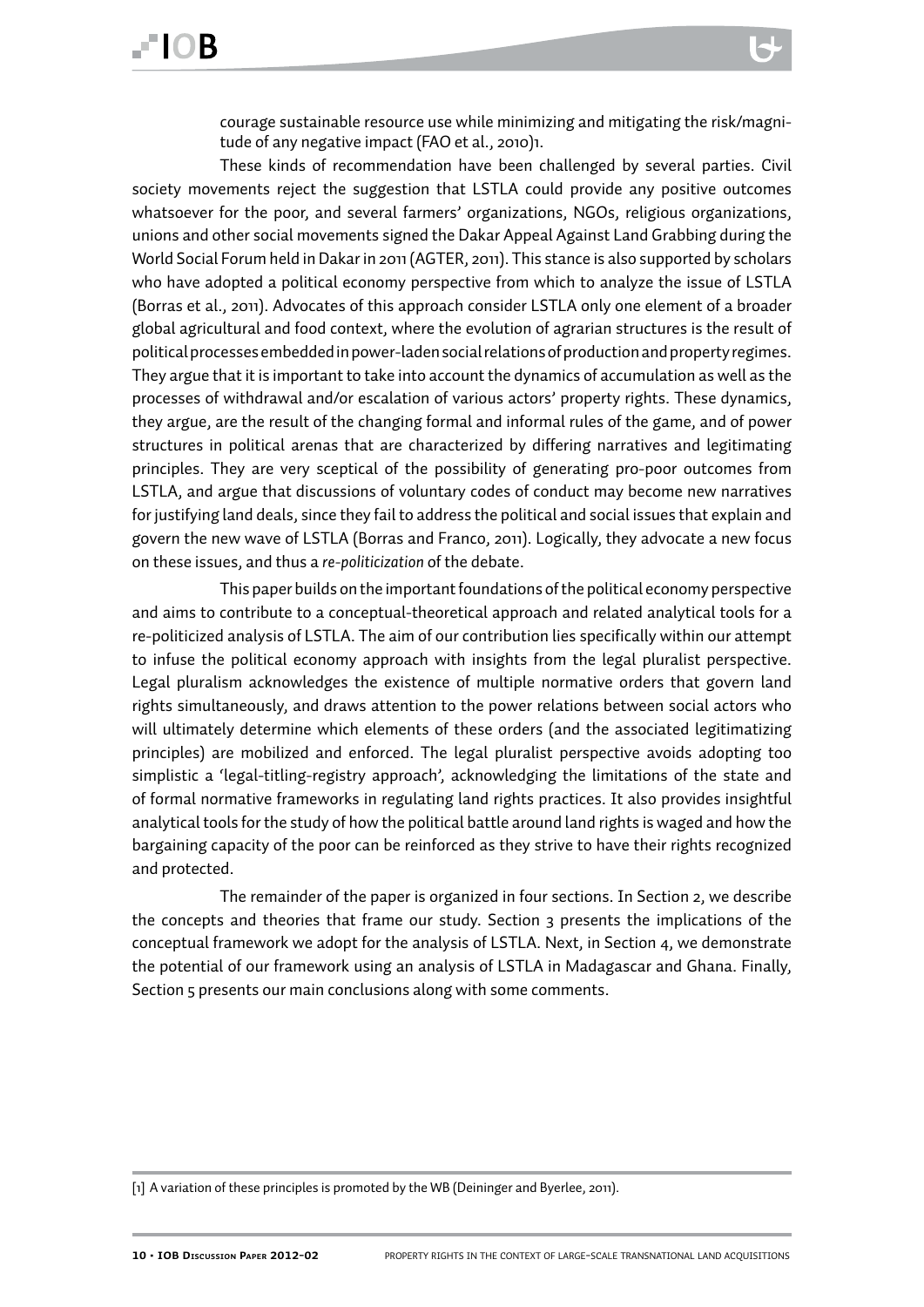courage sustainable resource use while minimizing and mitigating the risk/magnitude of any negative impact (FAO et al., 2010)[1].

These kinds of recommendation have been challenged by several parties. Civil society movements reject the suggestion that LSTLA could provide any positive outcomes whatsoever for the poor, and several farmers' organizations, NGOs, religious organizations, unions and other social movements signed the Dakar Appeal Against Land Grabbing during the World Social Forum held in Dakar in 2011 (AGTER, 2011). This stance is also supported by scholars who have adopted a political economy perspective from which to analyze the issue of LSTLA (Borras et al., 2011). Advocates of this approach consider LSTLA only one element of a broader global agricultural and food context, where the evolution of agrarian structures is the result of political processes embedded in power-laden social relations of production and property regimes. They argue that it is important to take into account the dynamics of accumulation as well as the processes of withdrawal and/or escalation of various actors' property rights. These dynamics, they argue, are the result of the changing formal and informal rules of the game, and of power structures in political arenas that are characterized by differing narratives and legitimating principles. They are very sceptical of the possibility of generating pro-poor outcomes from LSTLA, and argue that discussions of voluntary codes of conduct may become new narratives for justifying land deals, since they fail to address the political and social issues that explain and govern the new wave of LSTLA (Borras and Franco, 2011). Logically, they advocate a new focus on these issues, and thus a *re-politicization* of the debate.

This paper builds on the important foundations of the political economy perspective and aims to contribute to a conceptual-theoretical approach and related analytical tools for a re-politicized analysis of LSTLA. The aim of our contribution lies specifically within our attempt to infuse the political economy approach with insights from the legal pluralist perspective. Legal pluralism acknowledges the existence of multiple normative orders that govern land rights simultaneously, and draws attention to the power relations between social actors who will ultimately determine which elements of these orders (and the associated legitimatizing principles) are mobilized and enforced. The legal pluralist perspective avoids adopting too simplistic a 'legal-titling-registry approach', acknowledging the limitations of the state and of formal normative frameworks in regulating land rights practices. It also provides insightful analytical tools for the study of how the political battle around land rights is waged and how the bargaining capacity of the poor can be reinforced as they strive to have their rights recognized and protected.

The remainder of the paper is organized in four sections. In Section 2, we describe the concepts and theories that frame our study. Section 3 presents the implications of the conceptual framework we adopt for the analysis of LSTLA. Next, in Section 4, we demonstrate the potential of our framework using an analysis of LSTLA in Madagascar and Ghana. Finally, Section 5 presents our main conclusions along with some comments.

[1] A variation of these principles is promoted by the WB (Deininger and Byerlee, 2011).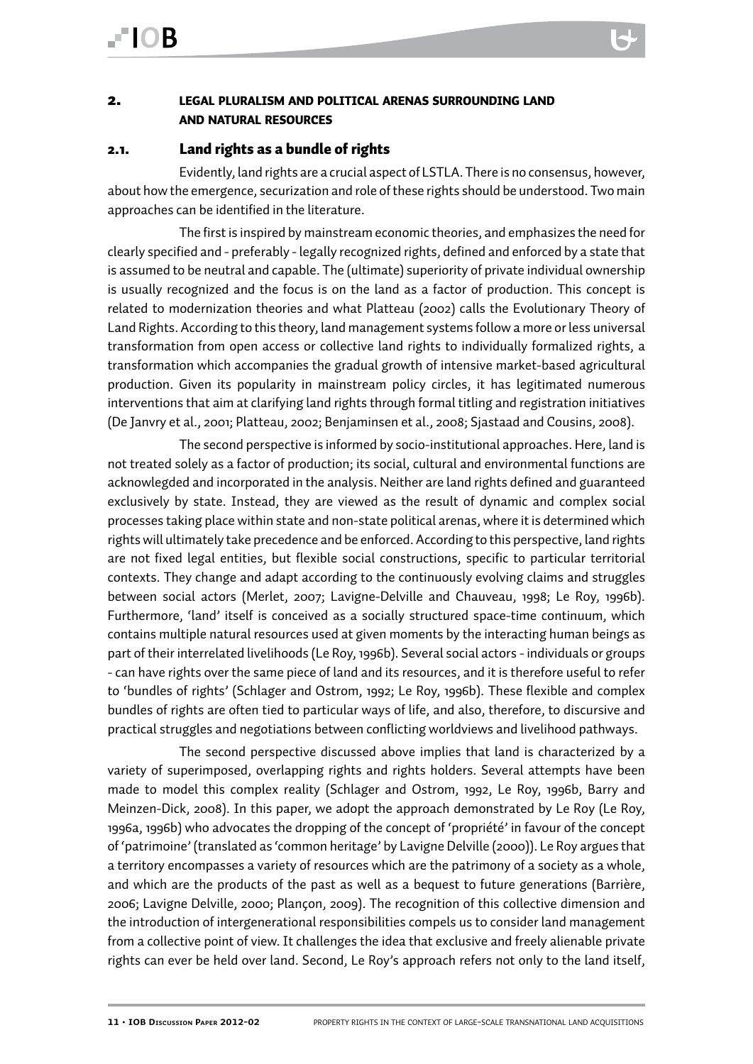## 2. LEGAL PLURALISM AND POLITICAL ARENAS SURROUNDING LAND AND NATURAL RESOURCES

### 2.1. Land rights as a bundle of rights

Evidently, land rights are a crucial aspect of LSTLA. There is no consensus, however, about how the emergence, securization and role of these rights should be understood. Two main approaches can be identified in the literature.

The first is inspired by mainstream economic theories, and emphasizes the need for clearly specified and - preferably - legally recognized rights, defined and enforced by a state that is assumed to be neutral and capable. The (ultimate) superiority of private individual ownership is usually recognized and the focus is on the land as a factor of production. This concept is related to modernization theories and what Platteau (2002) calls the Evolutionary Theory of Land Rights. According to this theory, land management systems follow a more or less universal transformation from open access or collective land rights to individually formalized rights, a transformation which accompanies the gradual growth of intensive market-based agricultural production. Given its popularity in mainstream policy circles, it has legitimated numerous interventions that aim at clarifying land rights through formal titling and registration initiatives (De Janvry et al., 2001; Platteau, 2002; Benjaminsen et al., 2008; Sjastaad and Cousins, 2008).

The second perspective is informed by socio-institutional approaches. Here, land is not treated solely as a factor of production; its social, cultural and environmental functions are acknowlegded and incorporated in the analysis. Neither are land rights defined and guaranteed exclusively by state. Instead, they are viewed as the result of dynamic and complex social processes taking place within state and non-state political arenas, where it is determined which rights will ultimately take precedence and be enforced. According to this perspective, land rights are not fixed legal entities, but flexible social constructions, specific to particular territorial contexts. They change and adapt according to the continuously evolving claims and struggles between social actors (Merlet, 2007; Lavigne-Delville and Chauveau, 1998; Le Roy, 1996b). Furthermore, 'land' itself is conceived as a socially structured space-time continuum, which contains multiple natural resources used at given moments by the interacting human beings as part of their interrelated livelihoods (Le Roy, 1996b). Several social actors - individuals or groups - can have rights over the same piece of land and its resources, and it is therefore useful to refer to 'bundles of rights' (Schlager and Ostrom, 1992; Le Roy, 1996b). These flexible and complex bundles of rights are often tied to particular ways of life, and also, therefore, to discursive and practical struggles and negotiations between conflicting worldviews and livelihood pathways.

The second perspective discussed above implies that land is characterized by a variety of superimposed, overlapping rights and rights holders. Several attempts have been made to model this complex reality (Schlager and Ostrom, 1992, Le Roy, 1996b, Barry and Meinzen-Dick, 2008). In this paper, we adopt the approach demonstrated by Le Roy (Le Roy, 1996a, 1996b) who advocates the dropping of the concept of 'propriété' in favour of the concept of 'patrimoine' (translated as 'common heritage' by Lavigne Delville (2000)). Le Roy argues that a territory encompasses a variety of resources which are the patrimony of a society as a whole, and which are the products of the past as well as a bequest to future generations (Barrière, 2006; Lavigne Delville, 2000; Plançon, 2009). The recognition of this collective dimension and the introduction of intergenerational responsibilities compels us to consider land management from a collective point of view. It challenges the idea that exclusive and freely alienable private rights can ever be held over land. Second, Le Roy's approach refers not only to the land itself,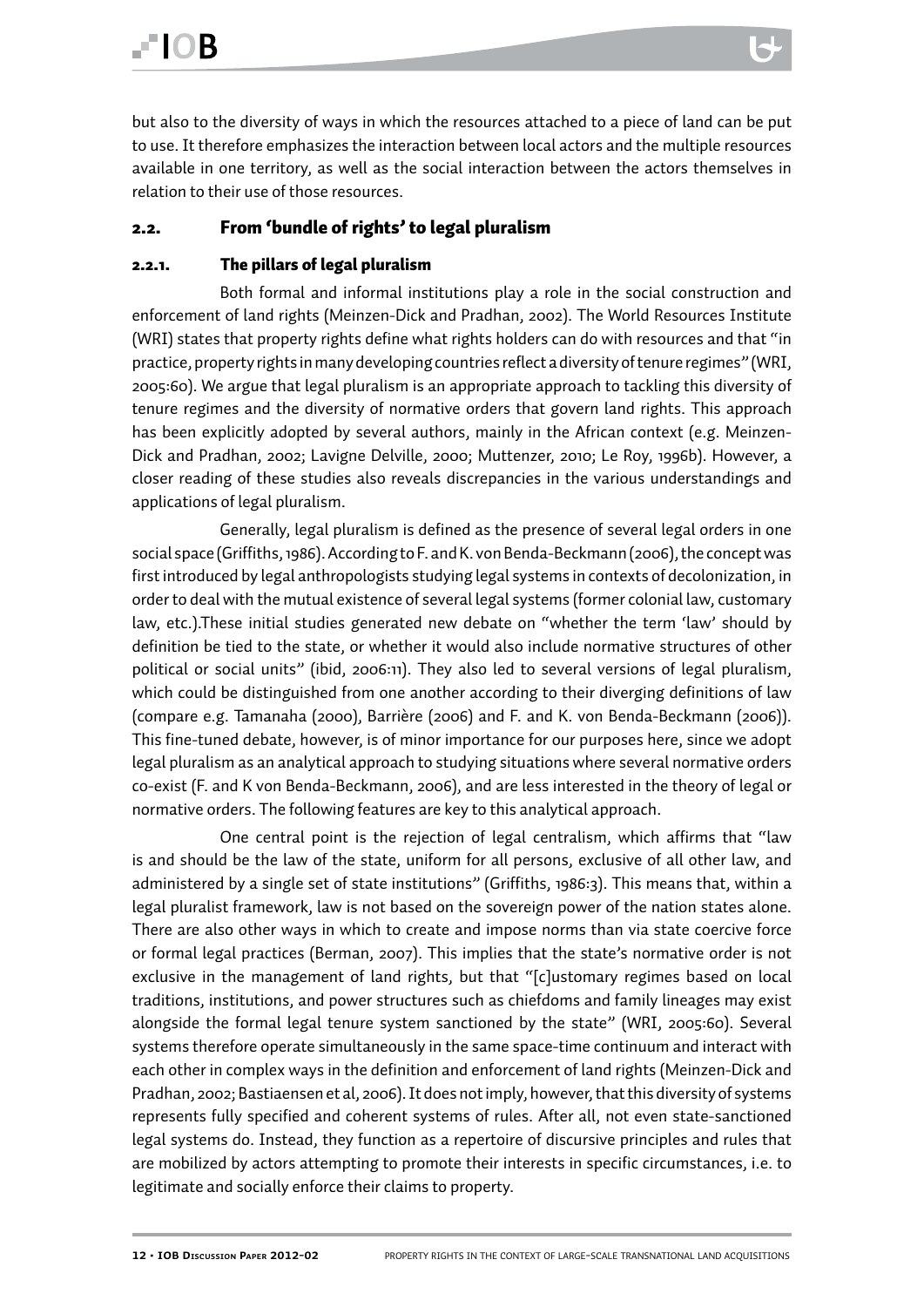but also to the diversity of ways in which the resources attached to a piece of land can be put to use. It therefore emphasizes the interaction between local actors and the multiple resources available in one territory, as well as the social interaction between the actors themselves in relation to their use of those resources.

## 2.2. From 'bundle of rights' to legal pluralism

### 2.2.1. The pillars of legal pluralism

Both formal and informal institutions play a role in the social construction and enforcement of land rights (Meinzen-Dick and Pradhan, 2002). The World Resources Institute (WRI) states that property rights define what rights holders can do with resources and that "in practice, property rights in many developing countries reflect a diversity of tenure regimes" (WRI, 2005:60). We argue that legal pluralism is an appropriate approach to tackling this diversity of tenure regimes and the diversity of normative orders that govern land rights. This approach has been explicitly adopted by several authors, mainly in the African context (e.g. Meinzen-Dick and Pradhan, 2002; Lavigne Delville, 2000; Muttenzer, 2010; Le Roy, 1996b). However, a closer reading of these studies also reveals discrepancies in the various understandings and applications of legal pluralism.

Generally, legal pluralism is defined as the presence of several legal orders in one social space (Griffiths, 1986). According to F. and K. von Benda-Beckmann (2006), the concept was first introduced by legal anthropologists studying legal systems in contexts of decolonization, in order to deal with the mutual existence of several legal systems (former colonial law, customary law, etc.).These initial studies generated new debate on "whether the term 'law' should by definition be tied to the state, or whether it would also include normative structures of other political or social units" (ibid, 2006:11). They also led to several versions of legal pluralism, which could be distinguished from one another according to their diverging definitions of law (compare e.g. Tamanaha (2000), Barrière (2006) and F. and K. von Benda-Beckmann (2006)). This fine-tuned debate, however, is of minor importance for our purposes here, since we adopt legal pluralism as an analytical approach to studying situations where several normative orders co-exist (F. and K von Benda-Beckmann, 2006), and are less interested in the theory of legal or normative orders. The following features are key to this analytical approach.

One central point is the rejection of legal centralism, which affirms that "law is and should be the law of the state, uniform for all persons, exclusive of all other law, and administered by a single set of state institutions" (Griffiths, 1986:3). This means that, within a legal pluralist framework, law is not based on the sovereign power of the nation states alone. There are also other ways in which to create and impose norms than via state coercive force or formal legal practices (Berman, 2007). This implies that the state's normative order is not exclusive in the management of land rights, but that "[c]ustomary regimes based on local traditions, institutions, and power structures such as chiefdoms and family lineages may exist alongside the formal legal tenure system sanctioned by the state" (WRI, 2005:60). Several systems therefore operate simultaneously in the same space-time continuum and interact with each other in complex ways in the definition and enforcement of land rights (Meinzen-Dick and Pradhan, 2002; Bastiaensen et al, 2006). It does not imply, however, that this diversity of systems represents fully specified and coherent systems of rules. After all, not even state-sanctioned legal systems do. Instead, they function as a repertoire of discursive principles and rules that are mobilized by actors attempting to promote their interests in specific circumstances, i.e. to legitimate and socially enforce their claims to property.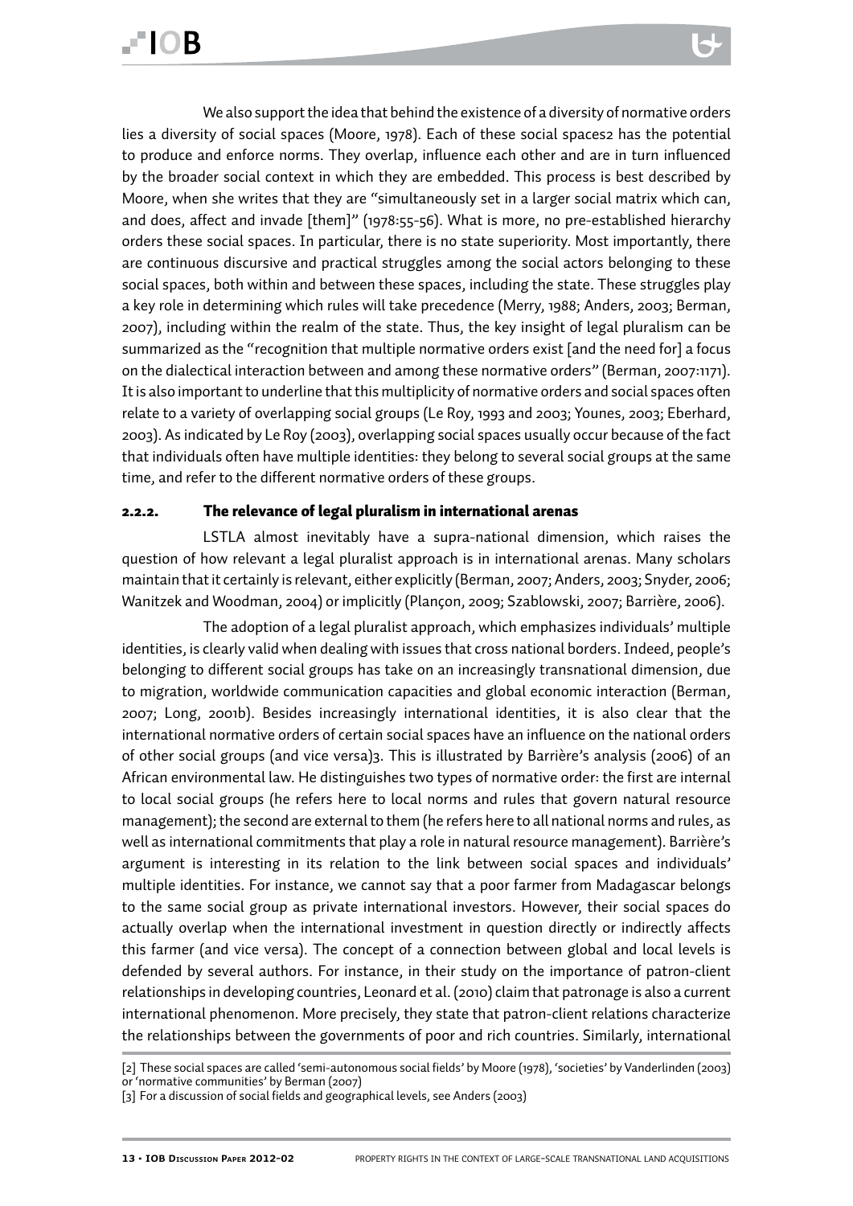We also support the idea that behind the existence of a diversity of normative orders lies a diversity of social spaces (Moore, 1978). Each of these social spaces[2] has the potential to produce and enforce norms. They overlap, influence each other and are in turn influenced by the broader social context in which they are embedded. This process is best described by Moore, when she writes that they are "simultaneously set in a larger social matrix which can, and does, affect and invade [them]" (1978:55-56). What is more, no pre-established hierarchy orders these social spaces. In particular, there is no state superiority. Most importantly, there are continuous discursive and practical struggles among the social actors belonging to these social spaces, both within and between these spaces, including the state. These struggles play a key role in determining which rules will take precedence (Merry, 1988; Anders, 2003; Berman, 2007), including within the realm of the state. Thus, the key insight of legal pluralism can be summarized as the "recognition that multiple normative orders exist [and the need for] a focus on the dialectical interaction between and among these normative orders" (Berman, 2007:1171). It is also important to underline that this multiplicity of normative orders and social spaces often relate to a variety of overlapping social groups (Le Roy, 1993 and 2003; Younes, 2003; Eberhard, 2003). As indicated by Le Roy (2003), overlapping social spaces usually occur because of the fact that individuals often have multiple identities: they belong to several social groups at the same time, and refer to the different normative orders of these groups.

### 2.2.2. The relevance of legal pluralism in international arenas

LSTLA almost inevitably have a supra-national dimension, which raises the question of how relevant a legal pluralist approach is in international arenas. Many scholars maintain that it certainly is relevant, either explicitly (Berman, 2007; Anders, 2003; Snyder, 2006; Wanitzek and Woodman, 2004) or implicitly (Plançon, 2009; Szablowski, 2007; Barrière, 2006).

The adoption of a legal pluralist approach, which emphasizes individuals' multiple identities, is clearly valid when dealing with issues that cross national borders. Indeed, people's belonging to different social groups has take on an increasingly transnational dimension, due to migration, worldwide communication capacities and global economic interaction (Berman, 2007; Long, 2001b). Besides increasingly international identities, it is also clear that the international normative orders of certain social spaces have an influence on the national orders of other social groups (and vice versa)[3]. This is illustrated by Barrière's analysis (2006) of an African environmental law. He distinguishes two types of normative order: the first are internal to local social groups (he refers here to local norms and rules that govern natural resource management); the second are external to them (he refers here to all national norms and rules, as well as international commitments that play a role in natural resource management). Barrière's argument is interesting in its relation to the link between social spaces and individuals' multiple identities. For instance, we cannot say that a poor farmer from Madagascar belongs to the same social group as private international investors. However, their social spaces do actually overlap when the international investment in question directly or indirectly affects this farmer (and vice versa). The concept of a connection between global and local levels is defended by several authors. For instance, in their study on the importance of patron-client relationships in developing countries, Leonard et al. (2010) claim that patronage is also a current international phenomenon. More precisely, they state that patron-client relations characterize the relationships between the governments of poor and rich countries. Similarly, international

[2] These social spaces are called 'semi-autonomous social fields' by Moore (1978), 'societies' by Vanderlinden (2003) or 'normative communities' by Berman (2007)

[3] For a discussion of social fields and geographical levels, see Anders (2003)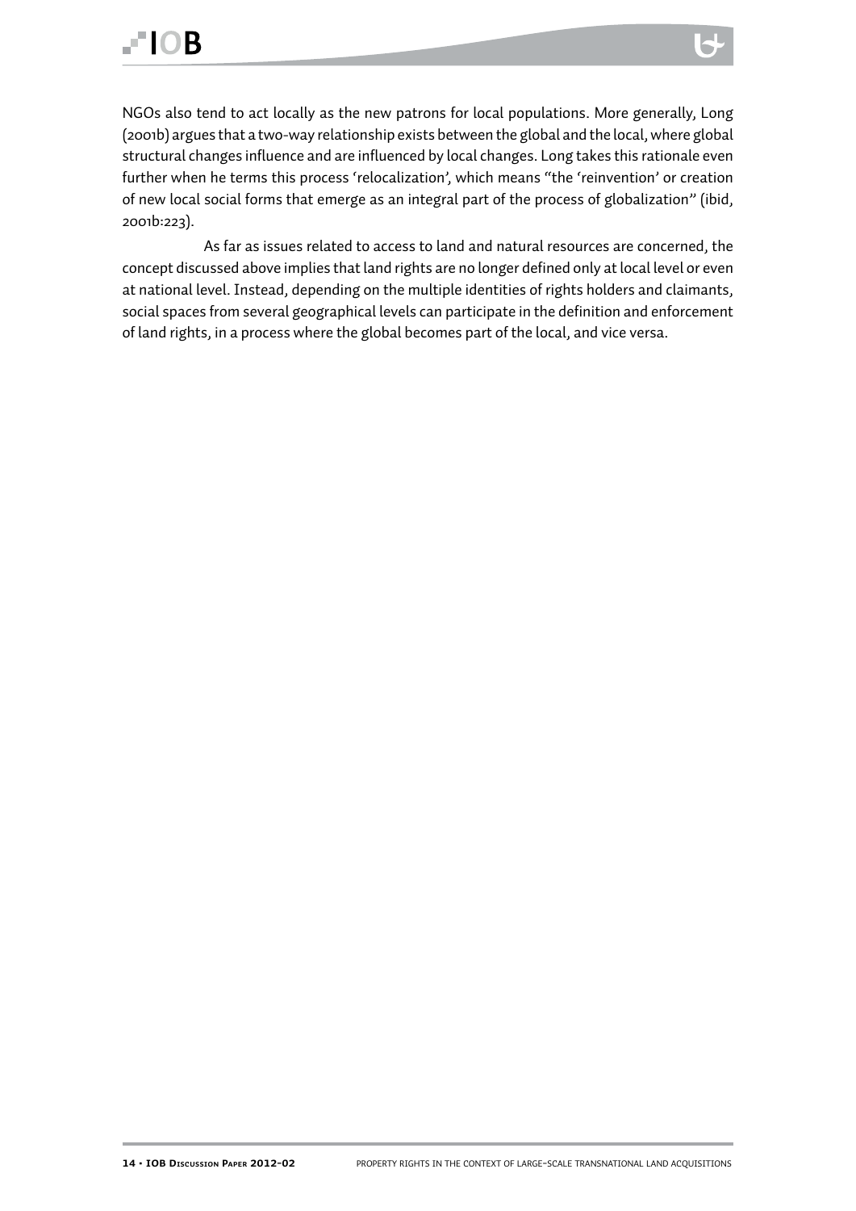NGOs also tend to act locally as the new patrons for local populations. More generally, Long (2001b) argues that a two-way relationship exists between the global and the local, where global structural changes influence and are influenced by local changes. Long takes this rationale even further when he terms this process 'relocalization', which means "the 'reinvention' or creation of new local social forms that emerge as an integral part of the process of globalization" (ibid, 2001b:223).

As far as issues related to access to land and natural resources are concerned, the concept discussed above implies that land rights are no longer defined only at local level or even at national level. Instead, depending on the multiple identities of rights holders and claimants, social spaces from several geographical levels can participate in the definition and enforcement of land rights, in a process where the global becomes part of the local, and vice versa.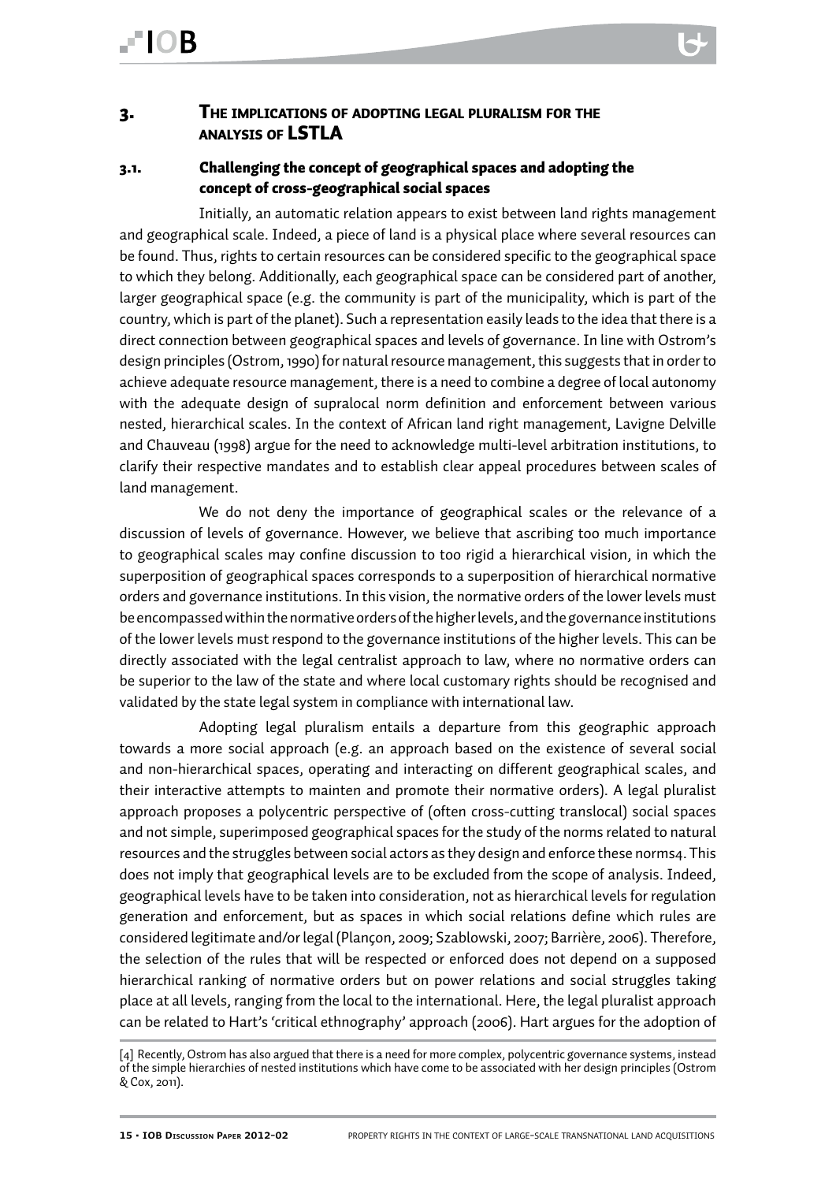# 3. The implications of adopting legal pluralism for the analysis of LSTLA

## 3.1. Challenging the concept of geographical spaces and adopting the concept of cross-geographical social spaces

Initially, an automatic relation appears to exist between land rights management and geographical scale. Indeed, a piece of land is a physical place where several resources can be found. Thus, rights to certain resources can be considered specific to the geographical space to which they belong. Additionally, each geographical space can be considered part of another, larger geographical space (e.g. the community is part of the municipality, which is part of the country, which is part of the planet). Such a representation easily leads to the idea that there is a direct connection between geographical spaces and levels of governance. In line with Ostrom's design principles (Ostrom, 1990) for natural resource management, this suggests that in order to achieve adequate resource management, there is a need to combine a degree of local autonomy with the adequate design of supralocal norm definition and enforcement between various nested, hierarchical scales. In the context of African land right management, Lavigne Delville and Chauveau (1998) argue for the need to acknowledge multi-level arbitration institutions, to clarify their respective mandates and to establish clear appeal procedures between scales of land management.

We do not deny the importance of geographical scales or the relevance of a discussion of levels of governance. However, we believe that ascribing too much importance to geographical scales may confine discussion to too rigid a hierarchical vision, in which the superposition of geographical spaces corresponds to a superposition of hierarchical normative orders and governance institutions. In this vision, the normative orders of the lower levels must be encompassed within the normative orders of the higher levels, and the governance institutions of the lower levels must respond to the governance institutions of the higher levels. This can be directly associated with the legal centralist approach to law, where no normative orders can be superior to the law of the state and where local customary rights should be recognised and validated by the state legal system in compliance with international law.

Adopting legal pluralism entails a departure from this geographic approach towards a more social approach (e.g. an approach based on the existence of several social and non-hierarchical spaces, operating and interacting on different geographical scales, and their interactive attempts to mainten and promote their normative orders). A legal pluralist approach proposes a polycentric perspective of (often cross-cutting translocal) social spaces and not simple, superimposed geographical spaces for the study of the norms related to natural resources and the struggles between social actors as they design and enforce these norms[4]. This does not imply that geographical levels are to be excluded from the scope of analysis. Indeed, geographical levels have to be taken into consideration, not as hierarchical levels for regulation generation and enforcement, but as spaces in which social relations define which rules are considered legitimate and/or legal (Plançon, 2009; Szablowski, 2007; Barrière, 2006). Therefore, the selection of the rules that will be respected or enforced does not depend on a supposed hierarchical ranking of normative orders but on power relations and social struggles taking place at all levels, ranging from the local to the international. Here, the legal pluralist approach can be related to Hart's 'critical ethnography' approach (2006). Hart argues for the adoption of

[4] Recently, Ostrom has also argued that there is a need for more complex, polycentric governance systems, instead of the simple hierarchies of nested institutions which have come to be associated with her design principles (Ostrom & Cox, 2011).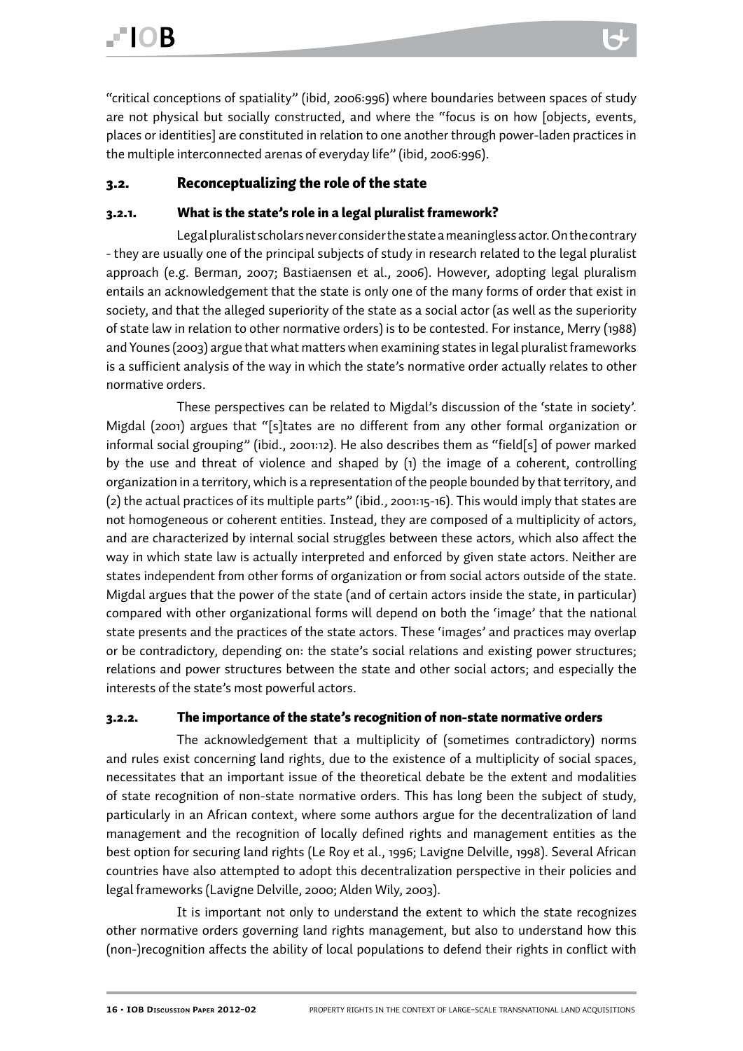"critical conceptions of spatiality" (ibid, 2006:996) where boundaries between spaces of study are not physical but socially constructed, and where the "focus is on how [objects, events, places or identities] are constituted in relation to one another through power-laden practices in the multiple interconnected arenas of everyday life" (ibid, 2006:996).

## 3.2. Reconceptualizing the role of the state

### 3.2.1. What is the state's role in a legal pluralist framework?

Legal pluralist scholars never consider the state a meaningless actor. On the contrary - they are usually one of the principal subjects of study in research related to the legal pluralist approach (e.g. Berman, 2007; Bastiaensen et al., 2006). However, adopting legal pluralism entails an acknowledgement that the state is only one of the many forms of order that exist in society, and that the alleged superiority of the state as a social actor (as well as the superiority of state law in relation to other normative orders) is to be contested. For instance, Merry (1988) and Younes (2003) argue that what matters when examining states in legal pluralist frameworks is a sufficient analysis of the way in which the state's normative order actually relates to other normative orders.

These perspectives can be related to Migdal's discussion of the 'state in society'. Migdal (2001) argues that "[s]tates are no different from any other formal organization or informal social grouping" (ibid., 2001:12). He also describes them as "field[s] of power marked by the use and threat of violence and shaped by (1) the image of a coherent, controlling organization in a territory, which is a representation of the people bounded by that territory, and (2) the actual practices of its multiple parts" (ibid., 2001:15-16). This would imply that states are not homogeneous or coherent entities. Instead, they are composed of a multiplicity of actors, and are characterized by internal social struggles between these actors, which also affect the way in which state law is actually interpreted and enforced by given state actors. Neither are states independent from other forms of organization or from social actors outside of the state. Migdal argues that the power of the state (and of certain actors inside the state, in particular) compared with other organizational forms will depend on both the 'image' that the national state presents and the practices of the state actors. These 'images' and practices may overlap or be contradictory, depending on: the state's social relations and existing power structures; relations and power structures between the state and other social actors; and especially the interests of the state's most powerful actors.

### 3.2.2. The importance of the state's recognition of non-state normative orders

The acknowledgement that a multiplicity of (sometimes contradictory) norms and rules exist concerning land rights, due to the existence of a multiplicity of social spaces, necessitates that an important issue of the theoretical debate be the extent and modalities of state recognition of non-state normative orders. This has long been the subject of study, particularly in an African context, where some authors argue for the decentralization of land management and the recognition of locally defined rights and management entities as the best option for securing land rights (Le Roy et al., 1996; Lavigne Delville, 1998). Several African countries have also attempted to adopt this decentralization perspective in their policies and legal frameworks (Lavigne Delville, 2000; Alden Wily, 2003).

It is important not only to understand the extent to which the state recognizes other normative orders governing land rights management, but also to understand how this (non-)recognition affects the ability of local populations to defend their rights in conflict with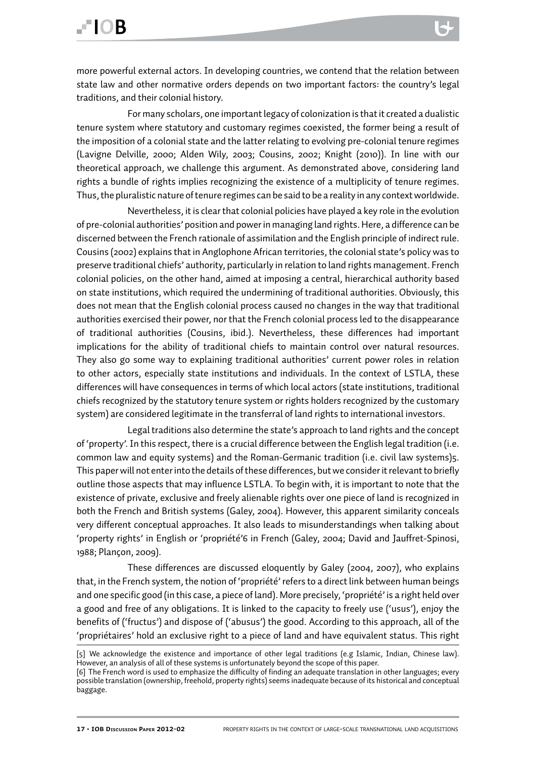more powerful external actors. In developing countries, we contend that the relation between state law and other normative orders depends on two important factors: the country's legal traditions, and their colonial history.

For many scholars, one important legacy of colonization is that it created a dualistic tenure system where statutory and customary regimes coexisted, the former being a result of the imposition of a colonial state and the latter relating to evolving pre-colonial tenure regimes (Lavigne Delville, 2000; Alden Wily, 2003; Cousins, 2002; Knight (2010)). In line with our theoretical approach, we challenge this argument. As demonstrated above, considering land rights a bundle of rights implies recognizing the existence of a multiplicity of tenure regimes. Thus, the pluralistic nature of tenure regimes can be said to be a reality in any context worldwide.

Nevertheless, it is clear that colonial policies have played a key role in the evolution of pre-colonial authorities' position and power in managing land rights. Here, a difference can be discerned between the French rationale of assimilation and the English principle of indirect rule. Cousins (2002) explains that in Anglophone African territories, the colonial state's policy was to preserve traditional chiefs' authority, particularly in relation to land rights management. French colonial policies, on the other hand, aimed at imposing a central, hierarchical authority based on state institutions, which required the undermining of traditional authorities. Obviously, this does not mean that the English colonial process caused no changes in the way that traditional authorities exercised their power, nor that the French colonial process led to the disappearance of traditional authorities (Cousins, ibid.). Nevertheless, these differences had important implications for the ability of traditional chiefs to maintain control over natural resources. They also go some way to explaining traditional authorities' current power roles in relation to other actors, especially state institutions and individuals. In the context of LSTLA, these differences will have consequences in terms of which local actors (state institutions, traditional chiefs recognized by the statutory tenure system or rights holders recognized by the customary system) are considered legitimate in the transferral of land rights to international investors.

Legal traditions also determine the state's approach to land rights and the concept of 'property'. In this respect, there is a crucial difference between the English legal tradition (i.e. common law and equity systems) and the Roman-Germanic tradition (i.e. civil law systems)[5]. This paper will not enter into the details of these differences, but we consider it relevant to briefly outline those aspects that may influence LSTLA. To begin with, it is important to note that the existence of private, exclusive and freely alienable rights over one piece of land is recognized in both the French and British systems (Galey, 2004). However, this apparent similarity conceals very different conceptual approaches. It also leads to misunderstandings when talking about 'property rights' in English or 'propriété'[6] in French (Galey, 2004; David and Jauffret-Spinosi, 1988; Plançon, 2009).

These differences are discussed eloquently by Galey (2004, 2007), who explains that, in the French system, the notion of 'propriété' refers to a direct link between human beings and one specific good (in this case, a piece of land). More precisely, 'propriété' is a right held over a good and free of any obligations. It is linked to the capacity to freely use ('usus'), enjoy the benefits of ('fructus') and dispose of ('abusus') the good. According to this approach, all of the 'propriétaires' hold an exclusive right to a piece of land and have equivalent status. This right

[5] We acknowledge the existence and importance of other legal traditions (e.g Islamic, Indian, Chinese law). However, an analysis of all of these systems is unfortunately beyond the scope of this paper.

[6] The French word is used to emphasize the difficulty of finding an adequate translation in other languages; every possible translation (ownership, freehold, property rights) seems inadequate because of its historical and conceptual baggage.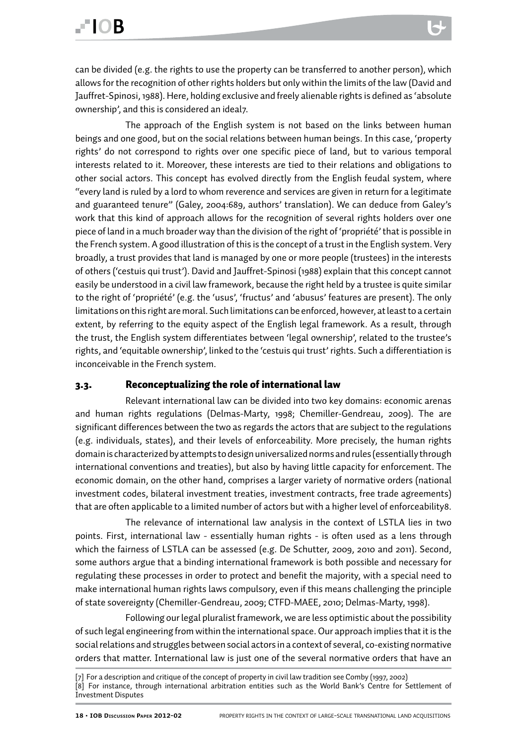can be divided (e.g. the rights to use the property can be transferred to another person), which allows for the recognition of other rights holders but only within the limits of the law (David and Jauffret-Spinosi, 1988). Here, holding exclusive and freely alienable rights is defined as 'absolute ownership', and this is considered an ideal[7].

The approach of the English system is not based on the links between human beings and one good, but on the social relations between human beings. In this case, 'property rights' do not correspond to rights over one specific piece of land, but to various temporal interests related to it. Moreover, these interests are tied to their relations and obligations to other social actors. This concept has evolved directly from the English feudal system, where "every land is ruled by a lord to whom reverence and services are given in return for a legitimate and guaranteed tenure" (Galey, 2004:689, authors' translation). We can deduce from Galey's work that this kind of approach allows for the recognition of several rights holders over one piece of land in a much broader way than the division of the right of 'propriété' that is possible in the French system. A good illustration of this is the concept of a trust in the English system. Very broadly, a trust provides that land is managed by one or more people (trustees) in the interests of others ('cestuis qui trust'). David and Jauffret-Spinosi (1988) explain that this concept cannot easily be understood in a civil law framework, because the right held by a trustee is quite similar to the right of 'propriété' (e.g. the 'usus', 'fructus' and 'abusus' features are present). The only limitations on this right are moral. Such limitations can be enforced, however, at least to a certain extent, by referring to the equity aspect of the English legal framework. As a result, through the trust, the English system differentiates between 'legal ownership', related to the trustee's rights, and 'equitable ownership', linked to the 'cestuis qui trust' rights. Such a differentiation is inconceivable in the French system.

### 3.3. Reconceptualizing the role of international law

Relevant international law can be divided into two key domains: economic arenas and human rights regulations (Delmas-Marty, 1998; Chemiller-Gendreau, 2009). The are significant differences between the two as regards the actors that are subject to the regulations (e.g. individuals, states), and their levels of enforceability. More precisely, the human rights domain is characterized by attempts to design universalized norms and rules (essentially through international conventions and treaties), but also by having little capacity for enforcement. The economic domain, on the other hand, comprises a larger variety of normative orders (national investment codes, bilateral investment treaties, investment contracts, free trade agreements) that are often applicable to a limited number of actors but with a higher level of enforceability[8].

The relevance of international law analysis in the context of LSTLA lies in two points. First, international law - essentially human rights - is often used as a lens through which the fairness of LSTLA can be assessed (e.g. De Schutter, 2009, 2010 and 2011). Second, some authors argue that a binding international framework is both possible and necessary for regulating these processes in order to protect and benefit the majority, with a special need to make international human rights laws compulsory, even if this means challenging the principle of state sovereignty (Chemiller-Gendreau, 2009; CTFD-MAEE, 2010; Delmas-Marty, 1998).

Following our legal pluralist framework, we are less optimistic about the possibility of such legal engineering from within the international space. Our approach implies that it is the social relations and struggles between social actors in a context of several, co-existing normative orders that matter. International law is just one of the several normative orders that have an

[7] For a description and critique of the concept of property in civil law tradition see Comby (1997, 2002)

[8] For instance, through international arbitration entities such as the World Bank's Centre for Settlement of Investment Disputes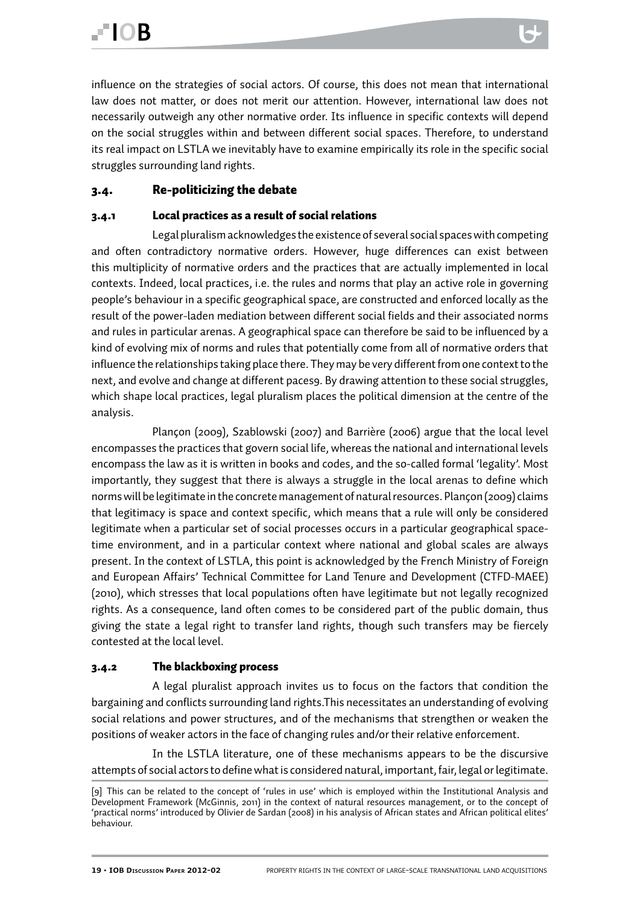influence on the strategies of social actors. Of course, this does not mean that international law does not matter, or does not merit our attention. However, international law does not necessarily outweigh any other normative order. Its influence in specific contexts will depend on the social struggles within and between different social spaces. Therefore, to understand its real impact on LSTLA we inevitably have to examine empirically its role in the specific social struggles surrounding land rights.

## 3.4. Re-politicizing the debate

### 3.4.1 Local practices as a result of social relations

Legal pluralism acknowledges the existence of several social spaces with competing and often contradictory normative orders. However, huge differences can exist between this multiplicity of normative orders and the practices that are actually implemented in local contexts. Indeed, local practices, i.e. the rules and norms that play an active role in governing people's behaviour in a specific geographical space, are constructed and enforced locally as the result of the power-laden mediation between different social fields and their associated norms and rules in particular arenas. A geographical space can therefore be said to be influenced by a kind of evolving mix of norms and rules that potentially come from all of normative orders that influence the relationships taking place there. They may be very different from one context to the next, and evolve and change at different paces[9]. By drawing attention to these social struggles, which shape local practices, legal pluralism places the political dimension at the centre of the analysis.

Plançon (2009), Szablowski (2007) and Barrière (2006) argue that the local level encompasses the practices that govern social life, whereas the national and international levels encompass the law as it is written in books and codes, and the so-called formal 'legality'. Most importantly, they suggest that there is always a struggle in the local arenas to define which norms will be legitimate in the concrete management of natural resources. Plançon (2009) claims that legitimacy is space and context specific, which means that a rule will only be considered legitimate when a particular set of social processes occurs in a particular geographical space-time environment, and in a particular context where national and global scales are always present. In the context of LSTLA, this point is acknowledged by the French Ministry of Foreign and European Affairs' Technical Committee for Land Tenure and Development (CTFD-MAEE) (2010), which stresses that local populations often have legitimate but not legally recognized rights. As a consequence, land often comes to be considered part of the public domain, thus giving the state a legal right to transfer land rights, though such transfers may be fiercely contested at the local level.

### 3.4.2 The blackboxing process

A legal pluralist approach invites us to focus on the factors that condition the bargaining and conflicts surrounding land rights.This necessitates an understanding of evolving social relations and power structures, and of the mechanisms that strengthen or weaken the positions of weaker actors in the face of changing rules and/or their relative enforcement.

In the LSTLA literature, one of these mechanisms appears to be the discursive attempts of social actors to define what is considered natural, important, fair, legal or legitimate.

[9] This can be related to the concept of 'rules in use' which is employed within the Institutional Analysis and Development Framework (McGinnis, 2011) in the context of natural resources management, or to the concept of 'practical norms' introduced by Olivier de Sardan (2008) in his analysis of African states and African political elites' behaviour.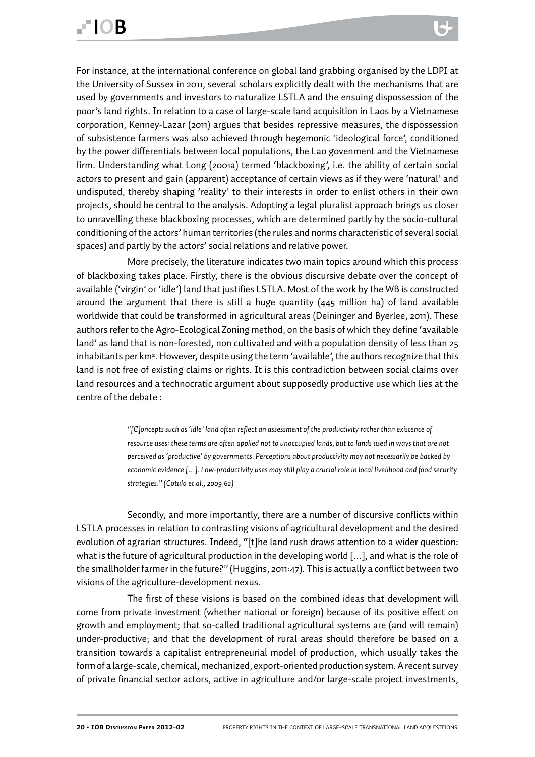For instance, at the international conference on global land grabbing organised by the LDPI at the University of Sussex in 2011, several scholars explicitly dealt with the mechanisms that are used by governments and investors to naturalize LSTLA and the ensuing dispossession of the poor's land rights. In relation to a case of large-scale land acquisition in Laos by a Vietnamese corporation, Kenney-Lazar (2011) argues that besides repressive measures, the dispossession of subsistence farmers was also achieved through hegemonic 'ideological force', conditioned by the power differentials between local populations, the Lao govenment and the Vietnamese firm. Understanding what Long (2001a) termed 'blackboxing', i.e. the ability of certain social actors to present and gain (apparent) acceptance of certain views as if they were 'natural' and undisputed, thereby shaping 'reality' to their interests in order to enlist others in their own projects, should be central to the analysis. Adopting a legal pluralist approach brings us closer to unravelling these blackboxing processes, which are determined partly by the socio-cultural conditioning of the actors' human territories (the rules and norms characteristic of several social spaces) and partly by the actors' social relations and relative power.

More precisely, the literature indicates two main topics around which this process of blackboxing takes place. Firstly, there is the obvious discursive debate over the concept of available ('virgin' or 'idle') land that justifies LSTLA. Most of the work by the WB is constructed around the argument that there is still a huge quantity (445 million ha) of land available worldwide that could be transformed in agricultural areas (Deininger and Byerlee, 2011). These authors refer to the Agro-Ecological Zoning method, on the basis of which they define 'available land' as land that is non-forested, non cultivated and with a population density of less than 25 inhabitants per km². However, despite using the term 'available', the authors recognize that this land is not free of existing claims or rights. It is this contradiction between social claims over land resources and a technocratic argument about supposedly productive use which lies at the centre of the debate :

> *"[C]oncepts such as 'idle' land often reflect an assessment of the productivity rather than existence of resource uses: these terms are often applied not to unoccupied lands, but to lands used in ways that are not perceived as 'productive' by governments. Perceptions about productivity may not necessarily be backed by economic evidence [...]. Low-productivity uses may still play a crucial role in local livelihood and food security strategies." (Cotula et al., 2009:62)*

Secondly, and more importantly, there are a number of discursive conflicts within LSTLA processes in relation to contrasting visions of agricultural development and the desired evolution of agrarian structures. Indeed, "[t]he land rush draws attention to a wider question: what is the future of agricultural production in the developing world [...], and what is the role of the smallholder farmer in the future?" (Huggins, 2011:47). This is actually a conflict between two visions of the agriculture-development nexus.

The first of these visions is based on the combined ideas that development will come from private investment (whether national or foreign) because of its positive effect on growth and employment; that so-called traditional agricultural systems are (and will remain) under-productive; and that the development of rural areas should therefore be based on a transition towards a capitalist entrepreneurial model of production, which usually takes the form of a large-scale, chemical, mechanized, export-oriented production system. A recent survey of private financial sector actors, active in agriculture and/or large-scale project investments,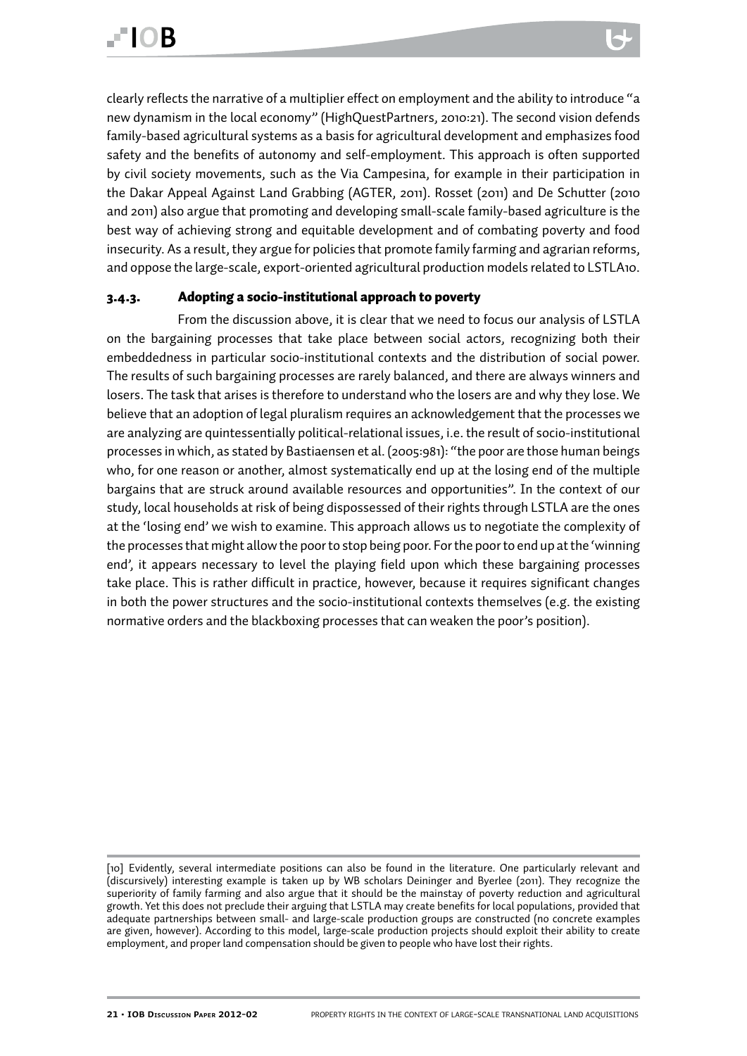clearly reflects the narrative of a multiplier effect on employment and the ability to introduce "a new dynamism in the local economy" (HighQuestPartners, 2010:21). The second vision defends family-based agricultural systems as a basis for agricultural development and emphasizes food safety and the benefits of autonomy and self-employment. This approach is often supported by civil society movements, such as the Via Campesina, for example in their participation in the Dakar Appeal Against Land Grabbing (AGTER, 2011). Rosset (2011) and De Schutter (2010 and 2011) also argue that promoting and developing small-scale family-based agriculture is the best way of achieving strong and equitable development and of combating poverty and food insecurity. As a result, they argue for policies that promote family farming and agrarian reforms, and oppose the large-scale, export-oriented agricultural production models related to LSTLA[10].

### 3.4.3. Adopting a socio-institutional approach to poverty

From the discussion above, it is clear that we need to focus our analysis of LSTLA on the bargaining processes that take place between social actors, recognizing both their embeddedness in particular socio-institutional contexts and the distribution of social power. The results of such bargaining processes are rarely balanced, and there are always winners and losers. The task that arises is therefore to understand who the losers are and why they lose. We believe that an adoption of legal pluralism requires an acknowledgement that the processes we are analyzing are quintessentially political-relational issues, i.e. the result of socio-institutional processes in which, as stated by Bastiaensen et al. (2005:981): "the poor are those human beings who, for one reason or another, almost systematically end up at the losing end of the multiple bargains that are struck around available resources and opportunities". In the context of our study, local households at risk of being dispossessed of their rights through LSTLA are the ones at the 'losing end' we wish to examine. This approach allows us to negotiate the complexity of the processes that might allow the poor to stop being poor. For the poor to end up at the 'winning end', it appears necessary to level the playing field upon which these bargaining processes take place. This is rather difficult in practice, however, because it requires significant changes in both the power structures and the socio-institutional contexts themselves (e.g. the existing normative orders and the blackboxing processes that can weaken the poor's position).

[10] Evidently, several intermediate positions can also be found in the literature. One particularly relevant and (discursively) interesting example is taken up by WB scholars Deininger and Byerlee (2011). They recognize the superiority of family farming and also argue that it should be the mainstay of poverty reduction and agricultural growth. Yet this does not preclude their arguing that LSTLA may create benefits for local populations, provided that adequate partnerships between small- and large-scale production groups are constructed (no concrete examples are given, however). According to this model, large-scale production projects should exploit their ability to create employment, and proper land compensation should be given to people who have lost their rights.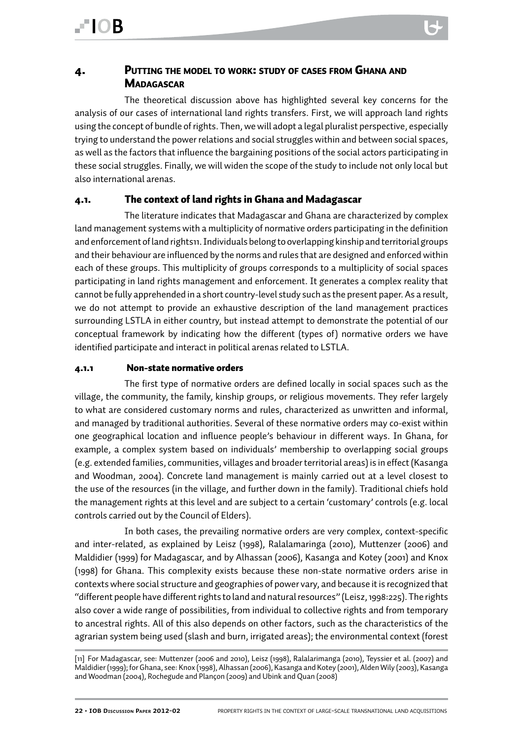# 4. Putting the model to work: study of cases from Ghana and Madagascar

The theoretical discussion above has highlighted several key concerns for the analysis of our cases of international land rights transfers. First, we will approach land rights using the concept of bundle of rights. Then, we will adopt a legal pluralist perspective, especially trying to understand the power relations and social struggles within and between social spaces, as well as the factors that influence the bargaining positions of the social actors participating in these social struggles. Finally, we will widen the scope of the study to include not only local but also international arenas.

## 4.1. The context of land rights in Ghana and Madagascar

The literature indicates that Madagascar and Ghana are characterized by complex land management systems with a multiplicity of normative orders participating in the definition and enforcement of land rights[11]. Individuals belong to overlapping kinship and territorial groups and their behaviour are influenced by the norms and rules that are designed and enforced within each of these groups. This multiplicity of groups corresponds to a multiplicity of social spaces participating in land rights management and enforcement. It generates a complex reality that cannot be fully apprehended in a short country-level study such as the present paper. As a result, we do not attempt to provide an exhaustive description of the land management practices surrounding LSTLA in either country, but instead attempt to demonstrate the potential of our conceptual framework by indicating how the different (types of) normative orders we have identified participate and interact in political arenas related to LSTLA.

### 4.1.1 Non-state normative orders

The first type of normative orders are defined locally in social spaces such as the village, the community, the family, kinship groups, or religious movements. They refer largely to what are considered customary norms and rules, characterized as unwritten and informal, and managed by traditional authorities. Several of these normative orders may co-exist within one geographical location and influence people's behaviour in different ways. In Ghana, for example, a complex system based on individuals' membership to overlapping social groups (e.g. extended families, communities, villages and broader territorial areas) is in effect (Kasanga and Woodman, 2004). Concrete land management is mainly carried out at a level closest to the use of the resources (in the village, and further down in the family). Traditional chiefs hold the management rights at this level and are subject to a certain 'customary' controls (e.g. local controls carried out by the Council of Elders).

In both cases, the prevailing normative orders are very complex, context-specific and inter-related, as explained by Leisz (1998), Ralalamaringa (2010), Muttenzer (2006) and Maldidier (1999) for Madagascar, and by Alhassan (2006), Kasanga and Kotey (2001) and Knox (1998) for Ghana. This complexity exists because these non-state normative orders arise in contexts where social structure and geographies of power vary, and because it is recognized that "different people have different rights to land and natural resources" (Leisz, 1998:225). The rights also cover a wide range of possibilities, from individual to collective rights and from temporary to ancestral rights. All of this also depends on other factors, such as the characteristics of the agrarian system being used (slash and burn, irrigated areas); the environmental context (forest

[11] For Madagascar, see: Muttenzer (2006 and 2010), Leisz (1998), Ralalarimanga (2010), Teyssier et al. (2007) and Maldidier (1999); for Ghana, see: Knox (1998), Alhassan (2006), Kasanga and Kotey (2001), Alden Wily (2003), Kasanga and Woodman (2004), Rochegude and Plançon (2009) and Ubink and Quan (2008)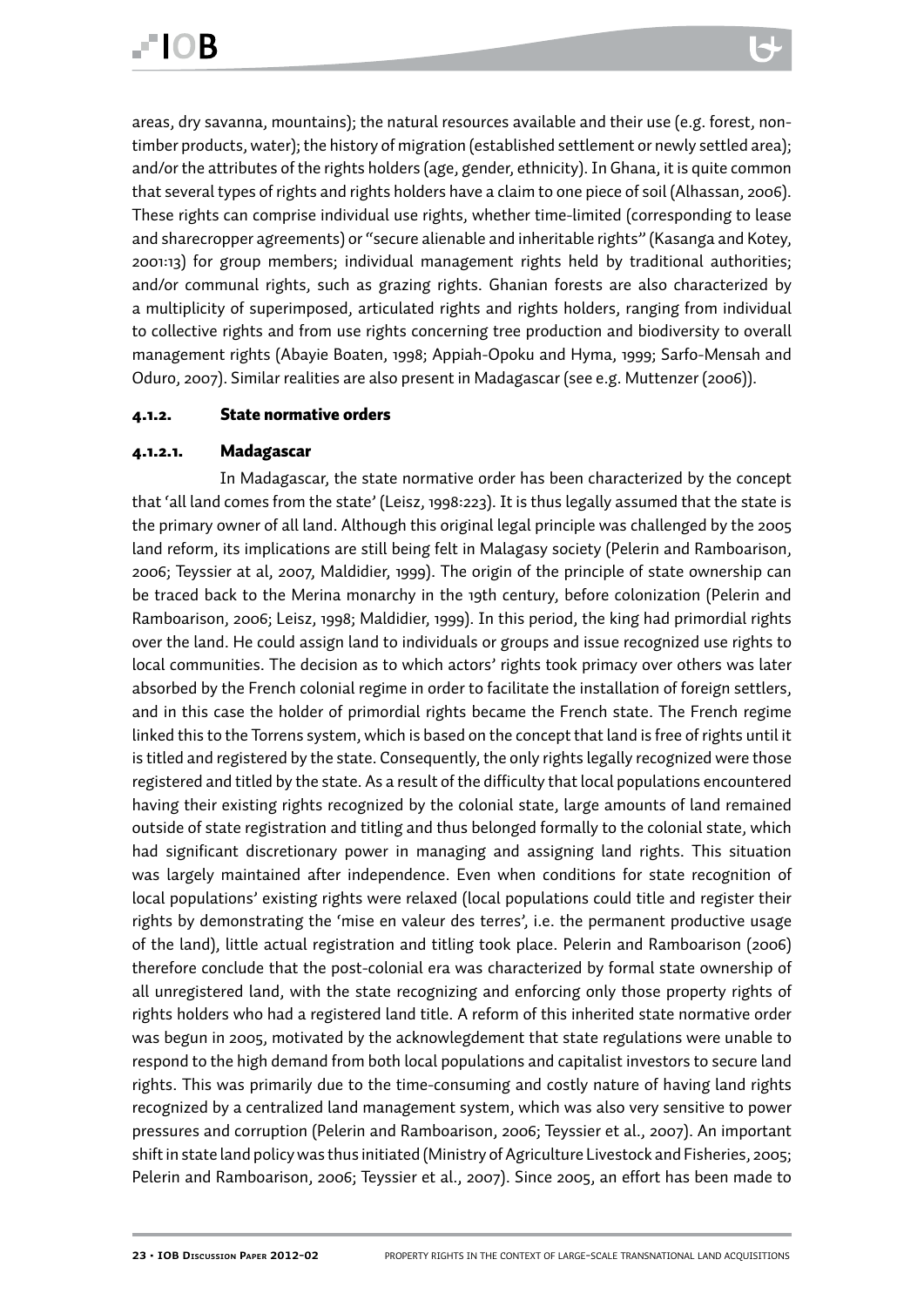areas, dry savanna, mountains); the natural resources available and their use (e.g. forest, non-timber products, water); the history of migration (established settlement or newly settled area); and/or the attributes of the rights holders (age, gender, ethnicity). In Ghana, it is quite common that several types of rights and rights holders have a claim to one piece of soil (Alhassan, 2006). These rights can comprise individual use rights, whether time-limited (corresponding to lease and sharecropper agreements) or "secure alienable and inheritable rights" (Kasanga and Kotey, 2001:13) for group members; individual management rights held by traditional authorities; and/or communal rights, such as grazing rights. Ghanian forests are also characterized by a multiplicity of superimposed, articulated rights and rights holders, ranging from individual to collective rights and from use rights concerning tree production and biodiversity to overall management rights (Abayie Boaten, 1998; Appiah-Opoku and Hyma, 1999; Sarfo-Mensah and Oduro, 2007). Similar realities are also present in Madagascar (see e.g. Muttenzer (2006)).

### 4.1.2. State normative orders

#### 4.1.2.1. Madagascar

In Madagascar, the state normative order has been characterized by the concept that 'all land comes from the state' (Leisz, 1998:223). It is thus legally assumed that the state is the primary owner of all land. Although this original legal principle was challenged by the 2005 land reform, its implications are still being felt in Malagasy society (Pelerin and Ramboarison, 2006; Teyssier at al, 2007, Maldidier, 1999). The origin of the principle of state ownership can be traced back to the Merina monarchy in the 19th century, before colonization (Pelerin and Ramboarison, 2006; Leisz, 1998; Maldidier, 1999). In this period, the king had primordial rights over the land. He could assign land to individuals or groups and issue recognized use rights to local communities. The decision as to which actors' rights took primacy over others was later absorbed by the French colonial regime in order to facilitate the installation of foreign settlers, and in this case the holder of primordial rights became the French state. The French regime linked this to the Torrens system, which is based on the concept that land is free of rights until it is titled and registered by the state. Consequently, the only rights legally recognized were those registered and titled by the state. As a result of the difficulty that local populations encountered having their existing rights recognized by the colonial state, large amounts of land remained outside of state registration and titling and thus belonged formally to the colonial state, which had significant discretionary power in managing and assigning land rights. This situation was largely maintained after independence. Even when conditions for state recognition of local populations' existing rights were relaxed (local populations could title and register their rights by demonstrating the 'mise en valeur des terres', i.e. the permanent productive usage of the land), little actual registration and titling took place. Pelerin and Ramboarison (2006) therefore conclude that the post-colonial era was characterized by formal state ownership of all unregistered land, with the state recognizing and enforcing only those property rights of rights holders who had a registered land title. A reform of this inherited state normative order was begun in 2005, motivated by the acknowlegdement that state regulations were unable to respond to the high demand from both local populations and capitalist investors to secure land rights. This was primarily due to the time-consuming and costly nature of having land rights recognized by a centralized land management system, which was also very sensitive to power pressures and corruption (Pelerin and Ramboarison, 2006; Teyssier et al., 2007). An important shift in state land policy was thus initiated (Ministry of Agriculture Livestock and Fisheries, 2005; Pelerin and Ramboarison, 2006; Teyssier et al., 2007). Since 2005, an effort has been made to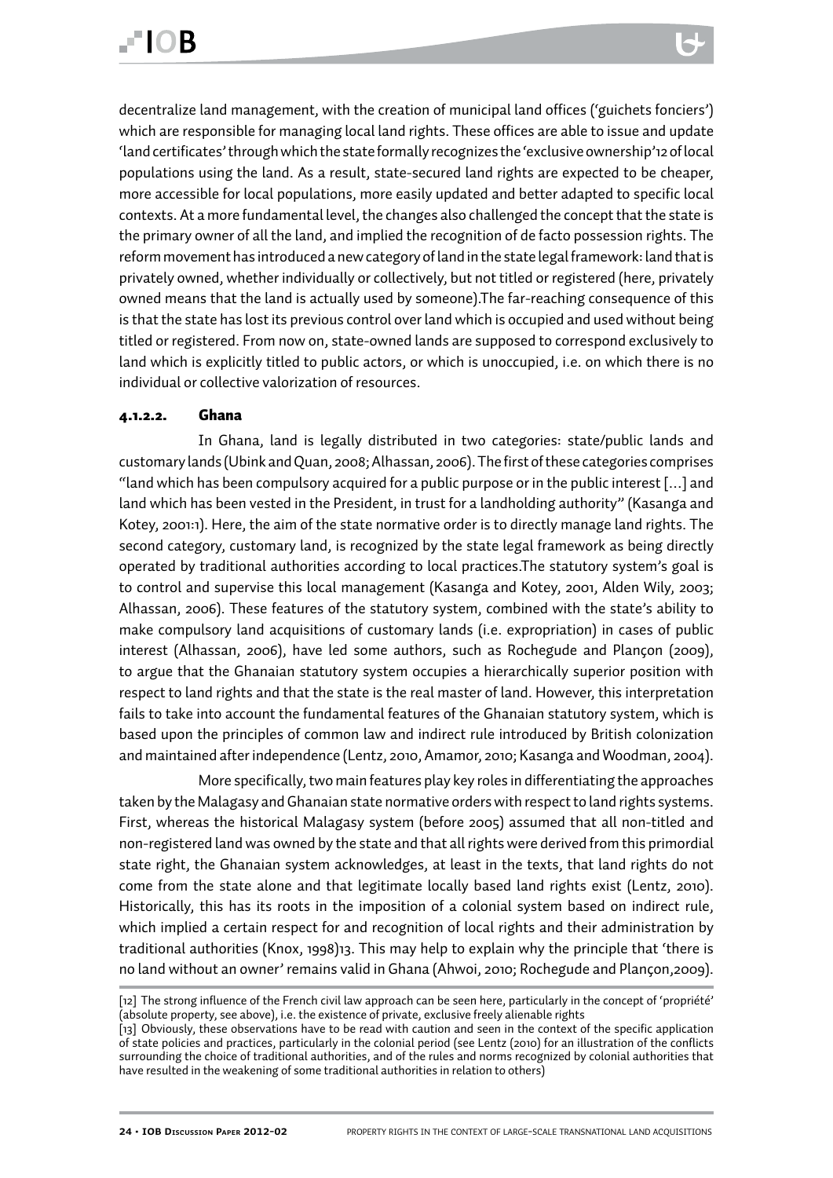decentralize land management, with the creation of municipal land offices ('guichets fonciers') which are responsible for managing local land rights. These offices are able to issue and update 'land certificates' through which the state formally recognizes the 'exclusive ownership'[12] of local populations using the land. As a result, state-secured land rights are expected to be cheaper, more accessible for local populations, more easily updated and better adapted to specific local contexts. At a more fundamental level, the changes also challenged the concept that the state is the primary owner of all the land, and implied the recognition of de facto possession rights. The reform movement has introduced a new category of land in the state legal framework: land that is privately owned, whether individually or collectively, but not titled or registered (here, privately owned means that the land is actually used by someone).The far-reaching consequence of this is that the state has lost its previous control over land which is occupied and used without being titled or registered. From now on, state-owned lands are supposed to correspond exclusively to land which is explicitly titled to public actors, or which is unoccupied, i.e. on which there is no individual or collective valorization of resources.

#### 4.1.2.2. Ghana

In Ghana, land is legally distributed in two categories: state/public lands and customary lands (Ubink and Quan, 2008; Alhassan, 2006). The first of these categories comprises "land which has been compulsory acquired for a public purpose or in the public interest [...] and land which has been vested in the President, in trust for a landholding authority" (Kasanga and Kotey, 2001:1). Here, the aim of the state normative order is to directly manage land rights. The second category, customary land, is recognized by the state legal framework as being directly operated by traditional authorities according to local practices.The statutory system's goal is to control and supervise this local management (Kasanga and Kotey, 2001, Alden Wily, 2003; Alhassan, 2006). These features of the statutory system, combined with the state's ability to make compulsory land acquisitions of customary lands (i.e. expropriation) in cases of public interest (Alhassan, 2006), have led some authors, such as Rochegude and Plançon (2009), to argue that the Ghanaian statutory system occupies a hierarchically superior position with respect to land rights and that the state is the real master of land. However, this interpretation fails to take into account the fundamental features of the Ghanaian statutory system, which is based upon the principles of common law and indirect rule introduced by British colonization and maintained after independence (Lentz, 2010, Amamor, 2010; Kasanga and Woodman, 2004).

More specifically, two main features play key roles in differentiating the approaches taken by the Malagasy and Ghanaian state normative orders with respect to land rights systems. First, whereas the historical Malagasy system (before 2005) assumed that all non-titled and non-registered land was owned by the state and that all rights were derived from this primordial state right, the Ghanaian system acknowledges, at least in the texts, that land rights do not come from the state alone and that legitimate locally based land rights exist (Lentz, 2010). Historically, this has its roots in the imposition of a colonial system based on indirect rule, which implied a certain respect for and recognition of local rights and their administration by traditional authorities (Knox, 1998)[13]. This may help to explain why the principle that 'there is no land without an owner' remains valid in Ghana (Ahwoi, 2010; Rochegude and Plançon,2009).

[12] The strong influence of the French civil law approach can be seen here, particularly in the concept of 'propriété' (absolute property, see above), i.e. the existence of private, exclusive freely alienable rights

[13] Obviously, these observations have to be read with caution and seen in the context of the specific application of state policies and practices, particularly in the colonial period (see Lentz (2010) for an illustration of the conflicts surrounding the choice of traditional authorities, and of the rules and norms recognized by colonial authorities that have resulted in the weakening of some traditional authorities in relation to others)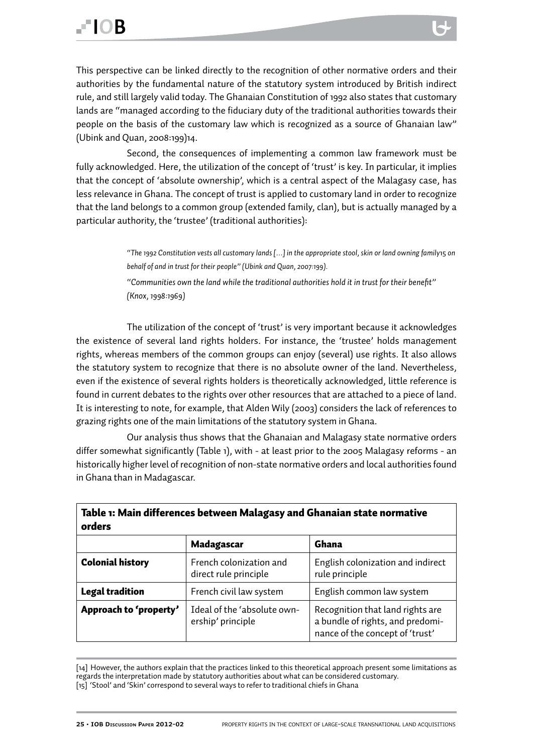This perspective can be linked directly to the recognition of other normative orders and their authorities by the fundamental nature of the statutory system introduced by British indirect rule, and still largely valid today. The Ghanaian Constitution of 1992 also states that customary lands are "managed according to the fiduciary duty of the traditional authorities towards their people on the basis of the customary law which is recognized as a source of Ghanaian law" (Ubink and Quan, 2008:199)[14].

Second, the consequences of implementing a common law framework must be fully acknowledged. Here, the utilization of the concept of 'trust' is key. In particular, it implies that the concept of 'absolute ownership', which is a central aspect of the Malagasy case, has less relevance in Ghana. The concept of trust is applied to customary land in order to recognize that the land belongs to a common group (extended family, clan), but is actually managed by a particular authority, the 'trustee' (traditional authorities):

> *"The 1992 Constitution vests all customary lands […] in the appropriate stool, skin or land owning family[15] on behalf of and in trust for their people" (Ubink and Quan, 2007:199).*
>
> *"Communities own the land while the traditional authorities hold it in trust for their benefit" (Knox, 1998:1969)*

The utilization of the concept of 'trust' is very important because it acknowledges the existence of several land rights holders. For instance, the 'trustee' holds management rights, whereas members of the common groups can enjoy (several) use rights. It also allows the statutory system to recognize that there is no absolute owner of the land. Nevertheless, even if the existence of several rights holders is theoretically acknowledged, little reference is found in current debates to the rights over other resources that are attached to a piece of land. It is interesting to note, for example, that Alden Wily (2003) considers the lack of references to grazing rights one of the main limitations of the statutory system in Ghana.

Our analysis thus shows that the Ghanaian and Malagasy state normative orders differ somewhat significantly (Table 1), with - at least prior to the 2005 Malagasy reforms - an historically higher level of recognition of non-state normative orders and local authorities found in Ghana than in Madagascar.

**Table 1: Main differences between Malagasy and Ghanaian state normative orders**

| | **Madagascar** | **Ghana** |
|---|---|---|
| **Colonial history** | French colonization and direct rule principle | English colonization and indirect rule principle |
| **Legal tradition** | French civil law system | English common law system |
| **Approach to 'property'** | Ideal of the 'absolute ownership' principle | Recognition that land rights are a bundle of rights, and predominance of the concept of 'trust' |

[14] However, the authors explain that the practices linked to this theoretical approach present some limitations as regards the interpretation made by statutory authorities about what can be considered customary.
[15] 'Stool' and 'Skin' correspond to several ways to refer to traditional chiefs in Ghana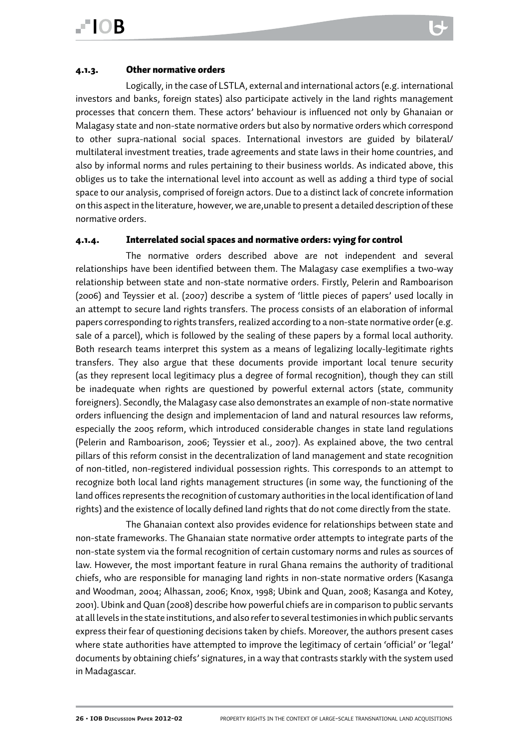#### 4.1.3. Other normative orders

Logically, in the case of LSTLA, external and international actors (e.g. international investors and banks, foreign states) also participate actively in the land rights management processes that concern them. These actors' behaviour is influenced not only by Ghanaian or Malagasy state and non-state normative orders but also by normative orders which correspond to other supra-national social spaces. International investors are guided by bilateral/ multilateral investment treaties, trade agreements and state laws in their home countries, and also by informal norms and rules pertaining to their business worlds. As indicated above, this obliges us to take the international level into account as well as adding a third type of social space to our analysis, comprised of foreign actors. Due to a distinct lack of concrete information on this aspect in the literature, however, we are,unable to present a detailed description of these normative orders.

#### 4.1.4. Interrelated social spaces and normative orders: vying for control

The normative orders described above are not independent and several relationships have been identified between them. The Malagasy case exemplifies a two-way relationship between state and non-state normative orders. Firstly, Pelerin and Ramboarison (2006) and Teyssier et al. (2007) describe a system of 'little pieces of papers' used locally in an attempt to secure land rights transfers. The process consists of an elaboration of informal papers corresponding to rights transfers, realized according to a non-state normative order (e.g. sale of a parcel), which is followed by the sealing of these papers by a formal local authority. Both research teams interpret this system as a means of legalizing locally-legitimate rights transfers. They also argue that these documents provide important local tenure security (as they represent local legitimacy plus a degree of formal recognition), though they can still be inadequate when rights are questioned by powerful external actors (state, community foreigners). Secondly, the Malagasy case also demonstrates an example of non-state normative orders influencing the design and implementacion of land and natural resources law reforms, especially the 2005 reform, which introduced considerable changes in state land regulations (Pelerin and Ramboarison, 2006; Teyssier et al., 2007). As explained above, the two central pillars of this reform consist in the decentralization of land management and state recognition of non-titled, non-registered individual possession rights. This corresponds to an attempt to recognize both local land rights management structures (in some way, the functioning of the land offices represents the recognition of customary authorities in the local identification of land rights) and the existence of locally defined land rights that do not come directly from the state.

The Ghanaian context also provides evidence for relationships between state and non-state frameworks. The Ghanaian state normative order attempts to integrate parts of the non-state system via the formal recognition of certain customary norms and rules as sources of law. However, the most important feature in rural Ghana remains the authority of traditional chiefs, who are responsible for managing land rights in non-state normative orders (Kasanga and Woodman, 2004; Alhassan, 2006; Knox, 1998; Ubink and Quan, 2008; Kasanga and Kotey, 2001). Ubink and Quan (2008) describe how powerful chiefs are in comparison to public servants at all levels in the state institutions, and also refer to several testimonies in which public servants express their fear of questioning decisions taken by chiefs. Moreover, the authors present cases where state authorities have attempted to improve the legitimacy of certain 'official' or 'legal' documents by obtaining chiefs' signatures, in a way that contrasts starkly with the system used in Madagascar.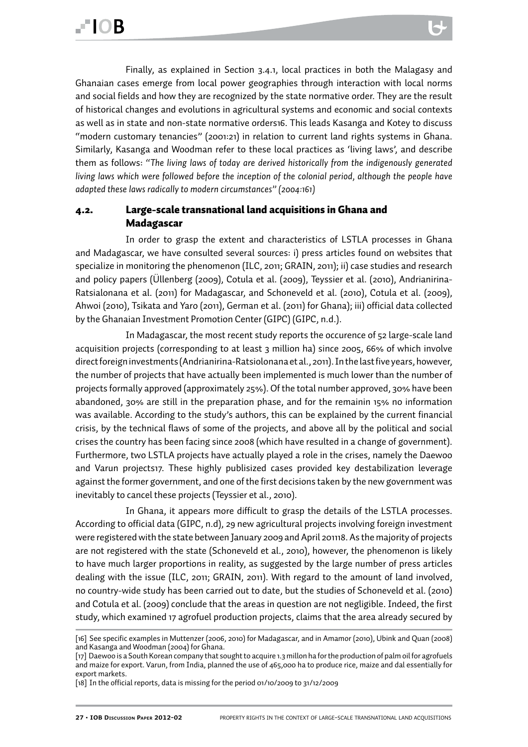Finally, as explained in Section 3.4.1, local practices in both the Malagasy and Ghanaian cases emerge from local power geographies through interaction with local norms and social fields and how they are recognized by the state normative order. They are the result of historical changes and evolutions in agricultural systems and economic and social contexts as well as in state and non-state normative orders[16]. This leads Kasanga and Kotey to discuss "modern customary tenancies" (2001:21) in relation to current land rights systems in Ghana. Similarly, Kasanga and Woodman refer to these local practices as 'living laws', and describe them as follows: "*The living laws of today are derived historically from the indigenously generated living laws which were followed before the inception of the colonial period, although the people have adapted these laws radically to modern circumstances" (2004:161)*

## 4.2. Large-scale transnational land acquisitions in Ghana and Madagascar

In order to grasp the extent and characteristics of LSTLA processes in Ghana and Madagascar, we have consulted several sources: i) press articles found on websites that specialize in monitoring the phenomenon (ILC, 2011; GRAIN, 2011); ii) case studies and research and policy papers (Üllenberg (2009), Cotula et al. (2009), Teyssier et al. (2010), Andrianirina-Ratsialonana et al. (2011) for Madagascar, and Schoneveld et al. (2010), Cotula et al. (2009), Ahwoi (2010), Tsikata and Yaro (2011), German et al. (2011) for Ghana); iii) official data collected by the Ghanaian Investment Promotion Center (GIPC) (GIPC, n.d.).

In Madagascar, the most recent study reports the occurence of 52 large-scale land acquisition projects (corresponding to at least 3 million ha) since 2005, 66% of which involve direct foreign investments (Andrianirina-Ratsiolonana et al., 2011). In the last five years, however, the number of projects that have actually been implemented is much lower than the number of projects formally approved (approximately 25%). Of the total number approved, 30% have been abandoned, 30% are still in the preparation phase, and for the remainin 15% no information was available. According to the study's authors, this can be explained by the current financial crisis, by the technical flaws of some of the projects, and above all by the political and social crises the country has been facing since 2008 (which have resulted in a change of government). Furthermore, two LSTLA projects have actually played a role in the crises, namely the Daewoo and Varun projects[17]. These highly publisized cases provided key destabilization leverage against the former government, and one of the first decisions taken by the new government was inevitably to cancel these projects (Teyssier et al., 2010).

In Ghana, it appears more difficult to grasp the details of the LSTLA processes. According to official data (GIPC, n.d), 29 new agricultural projects involving foreign investment were registered with the state between January 2009 and April 2011[18]. As the majority of projects are not registered with the state (Schoneveld et al., 2010), however, the phenomenon is likely to have much larger proportions in reality, as suggested by the large number of press articles dealing with the issue (ILC, 2011; GRAIN, 2011). With regard to the amount of land involved, no country-wide study has been carried out to date, but the studies of Schoneveld et al. (2010) and Cotula et al. (2009) conclude that the areas in question are not negligible. Indeed, the first study, which examined 17 agrofuel production projects, claims that the area already secured by

[16] See specific examples in Muttenzer (2006, 2010) for Madagascar, and in Amamor (2010), Ubink and Quan (2008) and Kasanga and Woodman (2004) for Ghana.

[17] Daewoo is a South Korean company that sought to acquire 1.3 millon ha for the production of palm oil for agrofuels and maize for export. Varun, from India, planned the use of 465,000 ha to produce rice, maize and dal essentially for export markets.

[18] In the official reports, data is missing for the period 01/10/2009 to 31/12/2009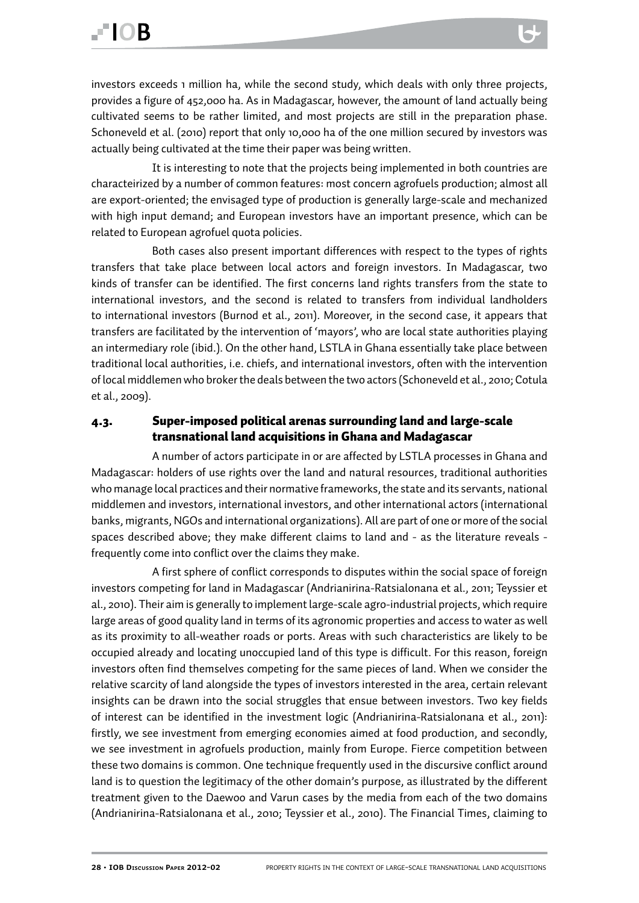investors exceeds 1 million ha, while the second study, which deals with only three projects, provides a figure of 452,000 ha. As in Madagascar, however, the amount of land actually being cultivated seems to be rather limited, and most projects are still in the preparation phase. Schoneveld et al. (2010) report that only 10,000 ha of the one million secured by investors was actually being cultivated at the time their paper was being written.

It is interesting to note that the projects being implemented in both countries are characteirized by a number of common features: most concern agrofuels production; almost all are export-oriented; the envisaged type of production is generally large-scale and mechanized with high input demand; and European investors have an important presence, which can be related to European agrofuel quota policies.

Both cases also present important differences with respect to the types of rights transfers that take place between local actors and foreign investors. In Madagascar, two kinds of transfer can be identified. The first concerns land rights transfers from the state to international investors, and the second is related to transfers from individual landholders to international investors (Burnod et al., 2011). Moreover, in the second case, it appears that transfers are facilitated by the intervention of 'mayors', who are local state authorities playing an intermediary role (ibid.). On the other hand, LSTLA in Ghana essentially take place between traditional local authorities, i.e. chiefs, and international investors, often with the intervention of local middlemen who broker the deals between the two actors (Schoneveld et al., 2010; Cotula et al., 2009).

### 4.3. Super-imposed political arenas surrounding land and large-scale transnational land acquisitions in Ghana and Madagascar

A number of actors participate in or are affected by LSTLA processes in Ghana and Madagascar: holders of use rights over the land and natural resources, traditional authorities who manage local practices and their normative frameworks, the state and its servants, national middlemen and investors, international investors, and other international actors (international banks, migrants, NGOs and international organizations). All are part of one or more of the social spaces described above; they make different claims to land and - as the literature reveals - frequently come into conflict over the claims they make.

A first sphere of conflict corresponds to disputes within the social space of foreign investors competing for land in Madagascar (Andrianirina-Ratsialonana et al., 2011; Teyssier et al., 2010). Their aim is generally to implement large-scale agro-industrial projects, which require large areas of good quality land in terms of its agronomic properties and access to water as well as its proximity to all-weather roads or ports. Areas with such characteristics are likely to be occupied already and locating unoccupied land of this type is difficult. For this reason, foreign investors often find themselves competing for the same pieces of land. When we consider the relative scarcity of land alongside the types of investors interested in the area, certain relevant insights can be drawn into the social struggles that ensue between investors. Two key fields of interest can be identified in the investment logic (Andrianirina-Ratsialonana et al., 2011): firstly, we see investment from emerging economies aimed at food production, and secondly, we see investment in agrofuels production, mainly from Europe. Fierce competition between these two domains is common. One technique frequently used in the discursive conflict around land is to question the legitimacy of the other domain's purpose, as illustrated by the different treatment given to the Daewoo and Varun cases by the media from each of the two domains (Andrianirina-Ratsialonana et al., 2010; Teyssier et al., 2010). The Financial Times, claiming to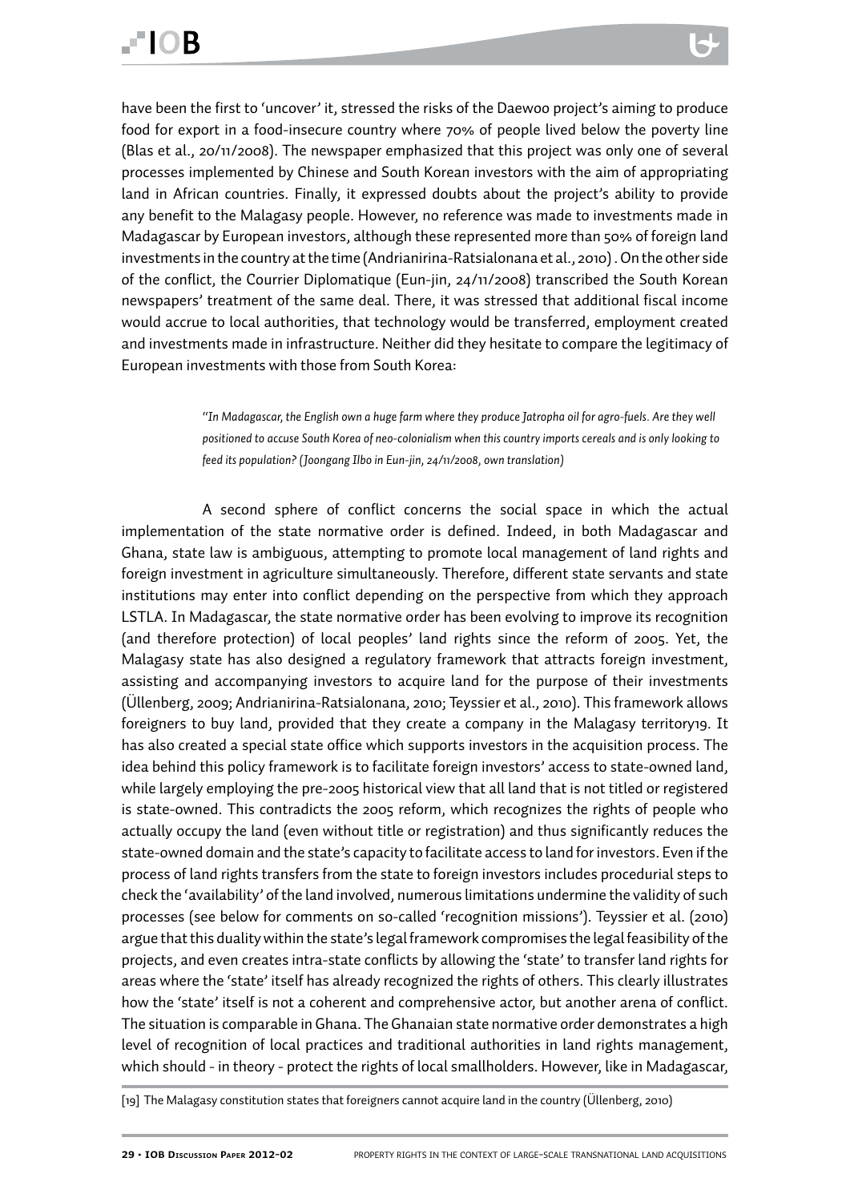have been the first to 'uncover' it, stressed the risks of the Daewoo project's aiming to produce food for export in a food-insecure country where 70% of people lived below the poverty line (Blas et al., 20/11/2008). The newspaper emphasized that this project was only one of several processes implemented by Chinese and South Korean investors with the aim of appropriating land in African countries. Finally, it expressed doubts about the project's ability to provide any benefit to the Malagasy people. However, no reference was made to investments made in Madagascar by European investors, although these represented more than 50% of foreign land investments in the country at the time (Andrianirina-Ratsialonana et al., 2010) . On the other side of the conflict, the Courrier Diplomatique (Eun-jin, 24/11/2008) transcribed the South Korean newspapers' treatment of the same deal. There, it was stressed that additional fiscal income would accrue to local authorities, that technology would be transferred, employment created and investments made in infrastructure. Neither did they hesitate to compare the legitimacy of European investments with those from South Korea:

> *"In Madagascar, the English own a huge farm where they produce Jatropha oil for agro-fuels. Are they well positioned to accuse South Korea of neo-colonialism when this country imports cereals and is only looking to feed its population? (Joongang Ilbo in Eun-jin, 24/11/2008, own translation)*

A second sphere of conflict concerns the social space in which the actual implementation of the state normative order is defined. Indeed, in both Madagascar and Ghana, state law is ambiguous, attempting to promote local management of land rights and foreign investment in agriculture simultaneously. Therefore, different state servants and state institutions may enter into conflict depending on the perspective from which they approach LSTLA. In Madagascar, the state normative order has been evolving to improve its recognition (and therefore protection) of local peoples' land rights since the reform of 2005. Yet, the Malagasy state has also designed a regulatory framework that attracts foreign investment, assisting and accompanying investors to acquire land for the purpose of their investments (Üllenberg, 2009; Andrianirina-Ratsialonana, 2010; Teyssier et al., 2010). This framework allows foreigners to buy land, provided that they create a company in the Malagasy territory[19]. It has also created a special state office which supports investors in the acquisition process. The idea behind this policy framework is to facilitate foreign investors' access to state-owned land, while largely employing the pre-2005 historical view that all land that is not titled or registered is state-owned. This contradicts the 2005 reform, which recognizes the rights of people who actually occupy the land (even without title or registration) and thus significantly reduces the state-owned domain and the state's capacity to facilitate access to land for investors. Even if the process of land rights transfers from the state to foreign investors includes procedurial steps to check the 'availability' of the land involved, numerous limitations undermine the validity of such processes (see below for comments on so-called 'recognition missions'). Teyssier et al. (2010) argue that this duality within the state's legal framework compromises the legal feasibility of the projects, and even creates intra-state conflicts by allowing the 'state' to transfer land rights for areas where the 'state' itself has already recognized the rights of others. This clearly illustrates how the 'state' itself is not a coherent and comprehensive actor, but another arena of conflict. The situation is comparable in Ghana. The Ghanaian state normative order demonstrates a high level of recognition of local practices and traditional authorities in land rights management, which should - in theory - protect the rights of local smallholders. However, like in Madagascar,

[19] The Malagasy constitution states that foreigners cannot acquire land in the country (Üllenberg, 2010)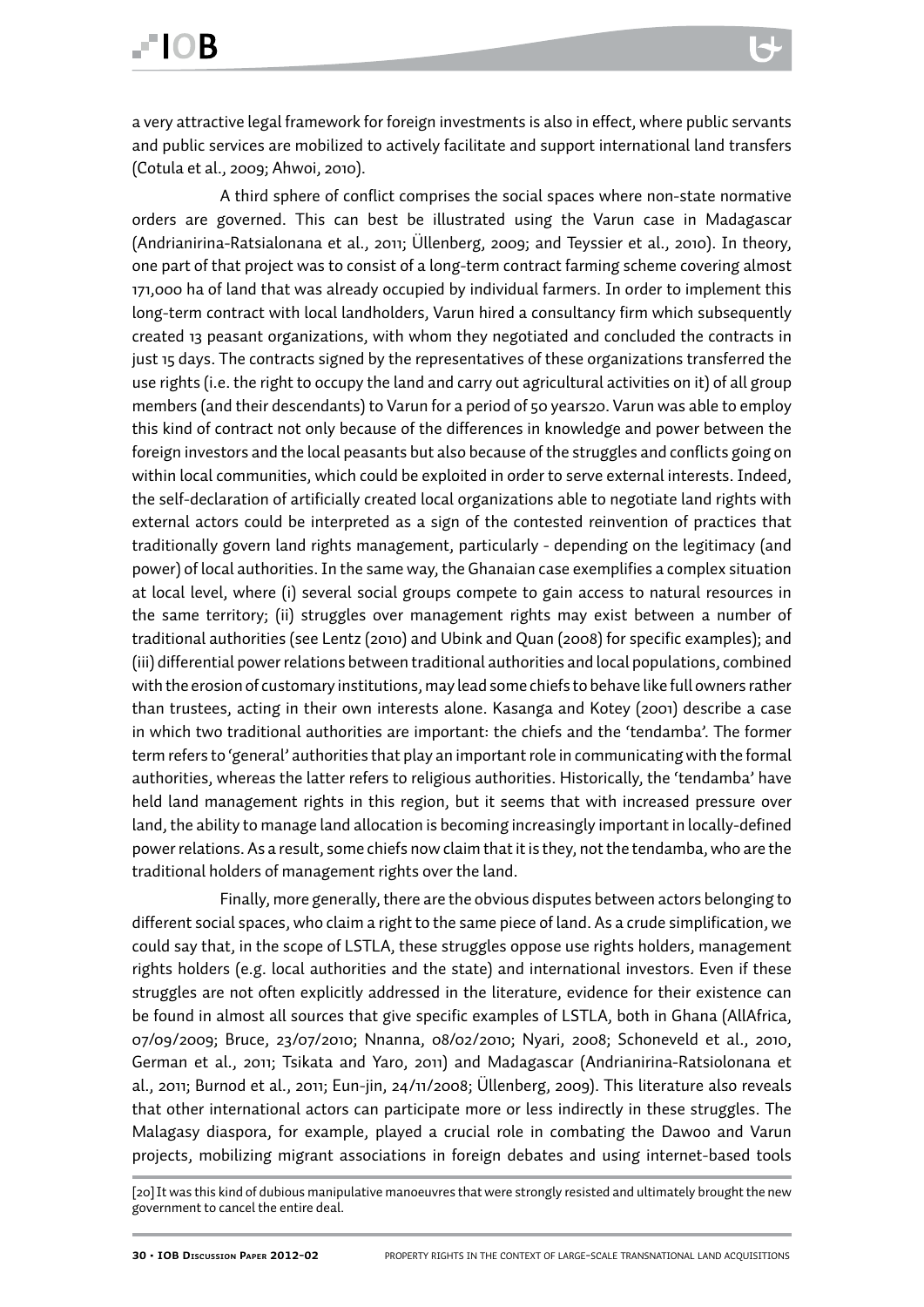a very attractive legal framework for foreign investments is also in effect, where public servants and public services are mobilized to actively facilitate and support international land transfers (Cotula et al., 2009; Ahwoi, 2010).

A third sphere of conflict comprises the social spaces where non-state normative orders are governed. This can best be illustrated using the Varun case in Madagascar (Andrianirina-Ratsialonana et al., 2011; Üllenberg, 2009; and Teyssier et al., 2010). In theory, one part of that project was to consist of a long-term contract farming scheme covering almost 171,000 ha of land that was already occupied by individual farmers. In order to implement this long-term contract with local landholders, Varun hired a consultancy firm which subsequently created 13 peasant organizations, with whom they negotiated and concluded the contracts in just 15 days. The contracts signed by the representatives of these organizations transferred the use rights (i.e. the right to occupy the land and carry out agricultural activities on it) of all group members (and their descendants) to Varun for a period of 50 years[20]. Varun was able to employ this kind of contract not only because of the differences in knowledge and power between the foreign investors and the local peasants but also because of the struggles and conflicts going on within local communities, which could be exploited in order to serve external interests. Indeed, the self-declaration of artificially created local organizations able to negotiate land rights with external actors could be interpreted as a sign of the contested reinvention of practices that traditionally govern land rights management, particularly - depending on the legitimacy (and power) of local authorities. In the same way, the Ghanaian case exemplifies a complex situation at local level, where (i) several social groups compete to gain access to natural resources in the same territory; (ii) struggles over management rights may exist between a number of traditional authorities (see Lentz (2010) and Ubink and Quan (2008) for specific examples); and (iii) differential power relations between traditional authorities and local populations, combined with the erosion of customary institutions, may lead some chiefs to behave like full owners rather than trustees, acting in their own interests alone. Kasanga and Kotey (2001) describe a case in which two traditional authorities are important: the chiefs and the 'tendamba'. The former term refers to 'general' authorities that play an important role in communicating with the formal authorities, whereas the latter refers to religious authorities. Historically, the 'tendamba' have held land management rights in this region, but it seems that with increased pressure over land, the ability to manage land allocation is becoming increasingly important in locally-defined power relations. As a result, some chiefs now claim that it is they, not the tendamba, who are the traditional holders of management rights over the land.

Finally, more generally, there are the obvious disputes between actors belonging to different social spaces, who claim a right to the same piece of land. As a crude simplification, we could say that, in the scope of LSTLA, these struggles oppose use rights holders, management rights holders (e.g. local authorities and the state) and international investors. Even if these struggles are not often explicitly addressed in the literature, evidence for their existence can be found in almost all sources that give specific examples of LSTLA, both in Ghana (AllAfrica, 07/09/2009; Bruce, 23/07/2010; Nnanna, 08/02/2010; Nyari, 2008; Schoneveld et al., 2010, German et al., 2011; Tsikata and Yaro, 2011) and Madagascar (Andrianirina-Ratsiolonana et al., 2011; Burnod et al., 2011; Eun-jin, 24/11/2008; Üllenberg, 2009). This literature also reveals that other international actors can participate more or less indirectly in these struggles. The Malagasy diaspora, for example, played a crucial role in combating the Dawoo and Varun projects, mobilizing migrant associations in foreign debates and using internet-based tools

[20] It was this kind of dubious manipulative manoeuvres that were strongly resisted and ultimately brought the new government to cancel the entire deal.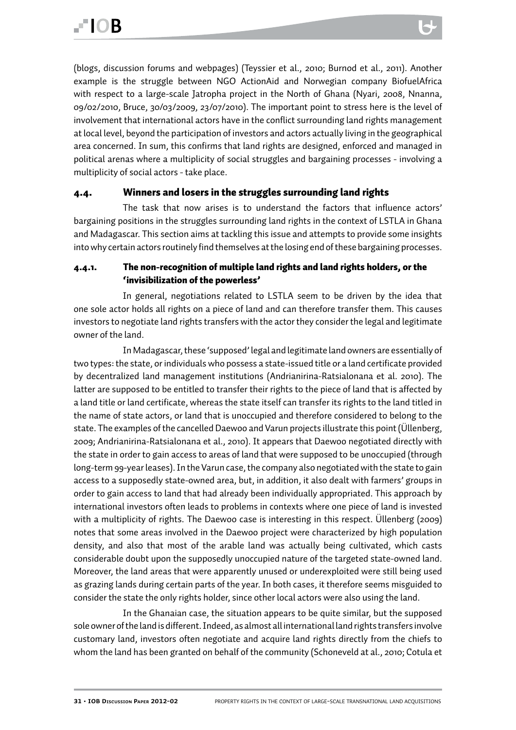(blogs, discussion forums and webpages) (Teyssier et al., 2010; Burnod et al., 2011). Another example is the struggle between NGO ActionAid and Norwegian company BiofuelAfrica with respect to a large-scale Jatropha project in the North of Ghana (Nyari, 2008, Nnanna, 09/02/2010, Bruce, 30/03/2009, 23/07/2010). The important point to stress here is the level of involvement that international actors have in the conflict surrounding land rights management at local level, beyond the participation of investors and actors actually living in the geographical area concerned. In sum, this confirms that land rights are designed, enforced and managed in political arenas where a multiplicity of social struggles and bargaining processes - involving a multiplicity of social actors - take place.

### 4.4. Winners and losers in the struggles surrounding land rights

The task that now arises is to understand the factors that influence actors' bargaining positions in the struggles surrounding land rights in the context of LSTLA in Ghana and Madagascar. This section aims at tackling this issue and attempts to provide some insights into why certain actors routinely find themselves at the losing end of these bargaining processes.

#### 4.4.1. The non-recognition of multiple land rights and land rights holders, or the 'invisibilization of the powerless'

In general, negotiations related to LSTLA seem to be driven by the idea that one sole actor holds all rights on a piece of land and can therefore transfer them. This causes investors to negotiate land rights transfers with the actor they consider the legal and legitimate owner of the land.

In Madagascar, these 'supposed' legal and legitimate land owners are essentially of two types: the state, or individuals who possess a state-issued title or a land certificate provided by decentralized land management institutions (Andrianirina-Ratsialonana et al. 2010). The latter are supposed to be entitled to transfer their rights to the piece of land that is affected by a land title or land certificate, whereas the state itself can transfer its rights to the land titled in the name of state actors, or land that is unoccupied and therefore considered to belong to the state. The examples of the cancelled Daewoo and Varun projects illustrate this point (Üllenberg, 2009; Andrianirina-Ratsialonana et al., 2010). It appears that Daewoo negotiated directly with the state in order to gain access to areas of land that were supposed to be unoccupied (through long-term 99-year leases). In the Varun case, the company also negotiated with the state to gain access to a supposedly state-owned area, but, in addition, it also dealt with farmers' groups in order to gain access to land that had already been individually appropriated. This approach by international investors often leads to problems in contexts where one piece of land is invested with a multiplicity of rights. The Daewoo case is interesting in this respect. Üllenberg (2009) notes that some areas involved in the Daewoo project were characterized by high population density, and also that most of the arable land was actually being cultivated, which casts considerable doubt upon the supposedly unoccupied nature of the targeted state-owned land. Moreover, the land areas that were apparently unused or underexploited were still being used as grazing lands during certain parts of the year. In both cases, it therefore seems misguided to consider the state the only rights holder, since other local actors were also using the land.

In the Ghanaian case, the situation appears to be quite similar, but the supposed sole owner of the land is different. Indeed, as almost all international land rights transfers involve customary land, investors often negotiate and acquire land rights directly from the chiefs to whom the land has been granted on behalf of the community (Schoneveld at al., 2010; Cotula et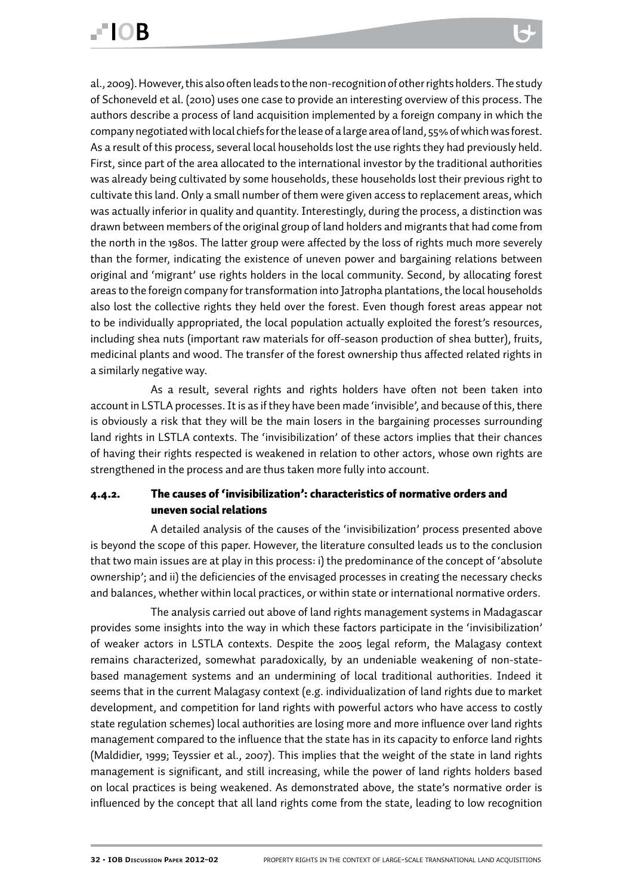al., 2009). However, this also often leads to the non-recognition of other rights holders. The study of Schoneveld et al. (2010) uses one case to provide an interesting overview of this process. The authors describe a process of land acquisition implemented by a foreign company in which the company negotiated with local chiefs for the lease of a large area of land, 55% of which was forest. As a result of this process, several local households lost the use rights they had previously held. First, since part of the area allocated to the international investor by the traditional authorities was already being cultivated by some households, these households lost their previous right to cultivate this land. Only a small number of them were given access to replacement areas, which was actually inferior in quality and quantity. Interestingly, during the process, a distinction was drawn between members of the original group of land holders and migrants that had come from the north in the 1980s. The latter group were affected by the loss of rights much more severely than the former, indicating the existence of uneven power and bargaining relations between original and 'migrant' use rights holders in the local community. Second, by allocating forest areas to the foreign company for transformation into Jatropha plantations, the local households also lost the collective rights they held over the forest. Even though forest areas appear not to be individually appropriated, the local population actually exploited the forest's resources, including shea nuts (important raw materials for off-season production of shea butter), fruits, medicinal plants and wood. The transfer of the forest ownership thus affected related rights in a similarly negative way.

As a result, several rights and rights holders have often not been taken into account in LSTLA processes. It is as if they have been made 'invisible', and because of this, there is obviously a risk that they will be the main losers in the bargaining processes surrounding land rights in LSTLA contexts. The 'invisibilization' of these actors implies that their chances of having their rights respected is weakened in relation to other actors, whose own rights are strengthened in the process and are thus taken more fully into account.

### 4.4.2. The causes of 'invisibilization': characteristics of normative orders and uneven social relations

A detailed analysis of the causes of the 'invisibilization' process presented above is beyond the scope of this paper. However, the literature consulted leads us to the conclusion that two main issues are at play in this process: i) the predominance of the concept of 'absolute ownership'; and ii) the deficiencies of the envisaged processes in creating the necessary checks and balances, whether within local practices, or within state or international normative orders.

The analysis carried out above of land rights management systems in Madagascar provides some insights into the way in which these factors participate in the 'invisibilization' of weaker actors in LSTLA contexts. Despite the 2005 legal reform, the Malagasy context remains characterized, somewhat paradoxically, by an undeniable weakening of non-state-based management systems and an undermining of local traditional authorities. Indeed it seems that in the current Malagasy context (e.g. individualization of land rights due to market development, and competition for land rights with powerful actors who have access to costly state regulation schemes) local authorities are losing more and more influence over land rights management compared to the influence that the state has in its capacity to enforce land rights (Maldidier, 1999; Teyssier et al., 2007). This implies that the weight of the state in land rights management is significant, and still increasing, while the power of land rights holders based on local practices is being weakened. As demonstrated above, the state's normative order is influenced by the concept that all land rights come from the state, leading to low recognition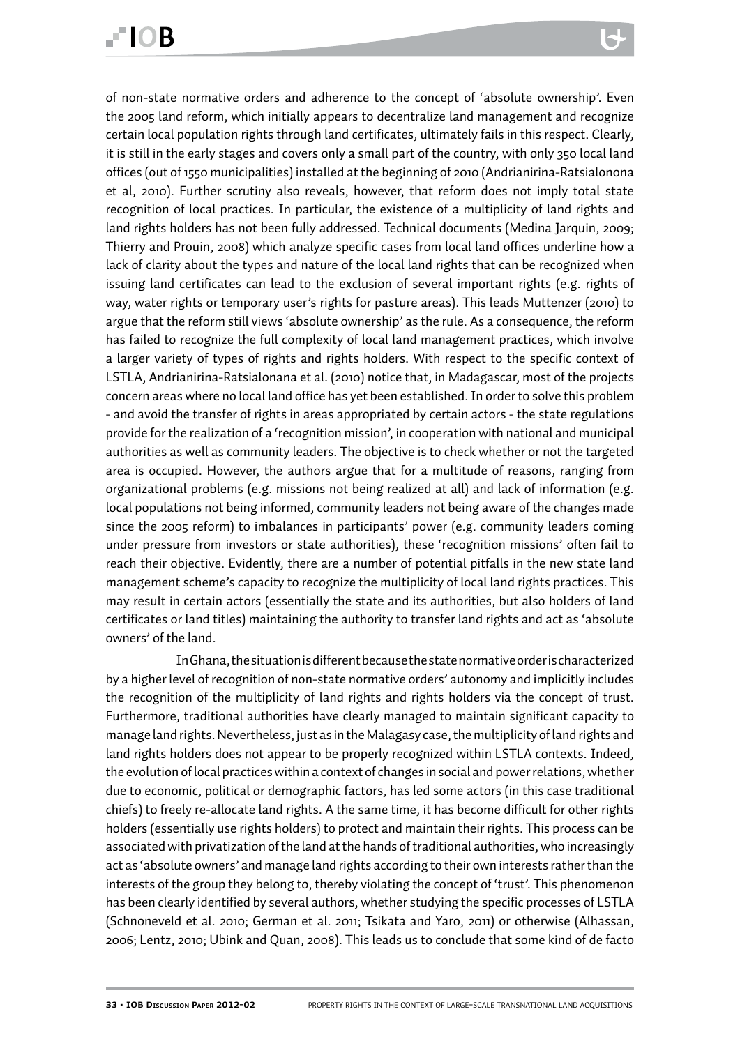of non-state normative orders and adherence to the concept of 'absolute ownership'. Even the 2005 land reform, which initially appears to decentralize land management and recognize certain local population rights through land certificates, ultimately fails in this respect. Clearly, it is still in the early stages and covers only a small part of the country, with only 350 local land offices (out of 1550 municipalities) installed at the beginning of 2010 (Andrianirina-Ratsialonona et al, 2010). Further scrutiny also reveals, however, that reform does not imply total state recognition of local practices. In particular, the existence of a multiplicity of land rights and land rights holders has not been fully addressed. Technical documents (Medina Jarquin, 2009; Thierry and Prouin, 2008) which analyze specific cases from local land offices underline how a lack of clarity about the types and nature of the local land rights that can be recognized when issuing land certificates can lead to the exclusion of several important rights (e.g. rights of way, water rights or temporary user's rights for pasture areas). This leads Muttenzer (2010) to argue that the reform still views 'absolute ownership' as the rule. As a consequence, the reform has failed to recognize the full complexity of local land management practices, which involve a larger variety of types of rights and rights holders. With respect to the specific context of LSTLA, Andrianirina-Ratsialonana et al. (2010) notice that, in Madagascar, most of the projects concern areas where no local land office has yet been established. In order to solve this problem - and avoid the transfer of rights in areas appropriated by certain actors - the state regulations provide for the realization of a 'recognition mission', in cooperation with national and municipal authorities as well as community leaders. The objective is to check whether or not the targeted area is occupied. However, the authors argue that for a multitude of reasons, ranging from organizational problems (e.g. missions not being realized at all) and lack of information (e.g. local populations not being informed, community leaders not being aware of the changes made since the 2005 reform) to imbalances in participants' power (e.g. community leaders coming under pressure from investors or state authorities), these 'recognition missions' often fail to reach their objective. Evidently, there are a number of potential pitfalls in the new state land management scheme's capacity to recognize the multiplicity of local land rights practices. This may result in certain actors (essentially the state and its authorities, but also holders of land certificates or land titles) maintaining the authority to transfer land rights and act as 'absolute owners' of the land.

In Ghana, the situation is different because the state normative order is characterized by a higher level of recognition of non-state normative orders' autonomy and implicitly includes the recognition of the multiplicity of land rights and rights holders via the concept of trust. Furthermore, traditional authorities have clearly managed to maintain significant capacity to manage land rights. Nevertheless, just as in the Malagasy case, the multiplicity of land rights and land rights holders does not appear to be properly recognized within LSTLA contexts. Indeed, the evolution of local practices within a context of changes in social and power relations, whether due to economic, political or demographic factors, has led some actors (in this case traditional chiefs) to freely re-allocate land rights. A the same time, it has become difficult for other rights holders (essentially use rights holders) to protect and maintain their rights. This process can be associated with privatization of the land at the hands of traditional authorities, who increasingly act as 'absolute owners' and manage land rights according to their own interests rather than the interests of the group they belong to, thereby violating the concept of 'trust'. This phenomenon has been clearly identified by several authors, whether studying the specific processes of LSTLA (Schnoneveld et al. 2010; German et al. 2011; Tsikata and Yaro, 2011) or otherwise (Alhassan, 2006; Lentz, 2010; Ubink and Quan, 2008). This leads us to conclude that some kind of de facto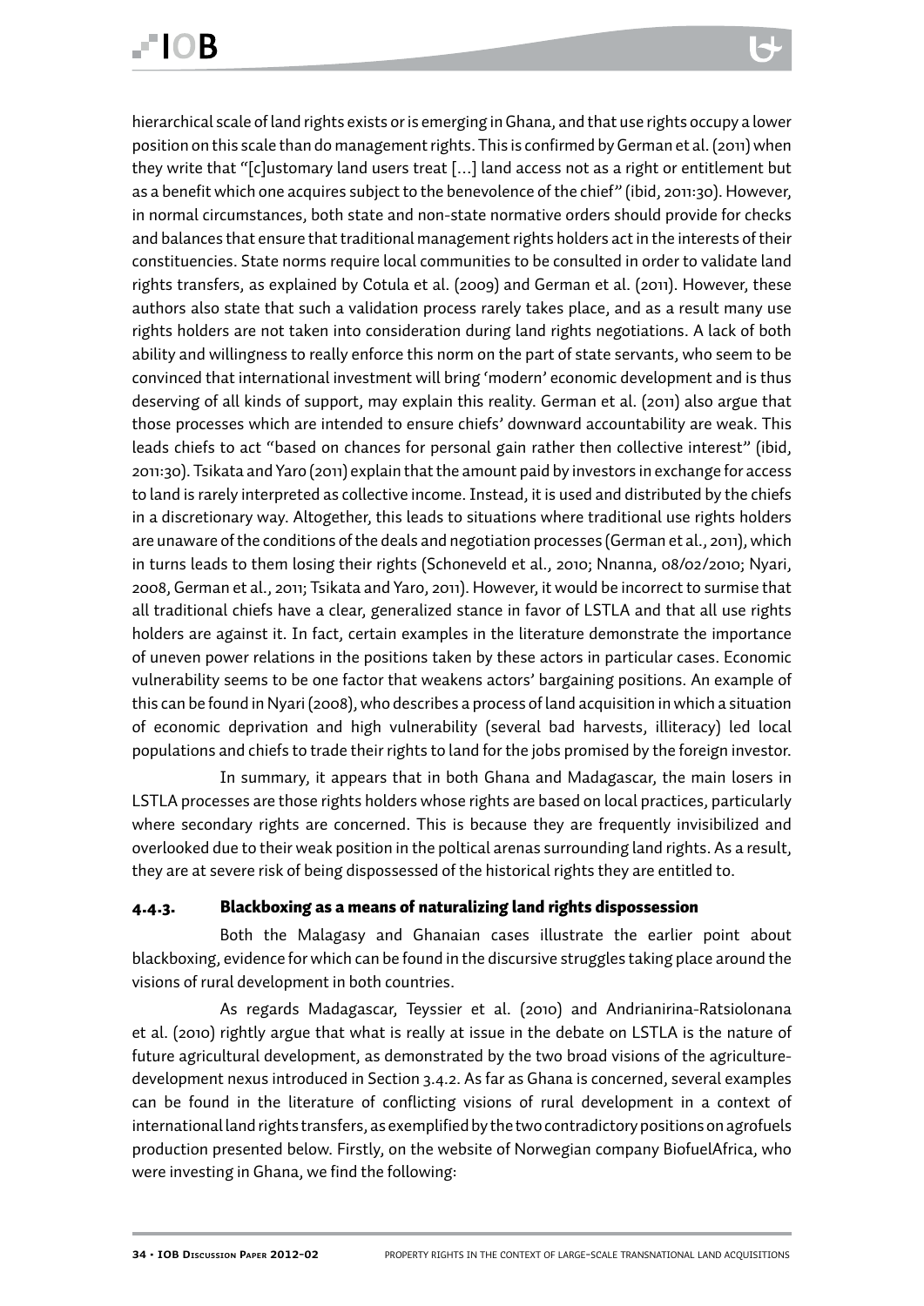hierarchical scale of land rights exists or is emerging in Ghana, and that use rights occupy a lower position on this scale than do management rights. This is confirmed by German et al. (2011) when they write that "[c]ustomary land users treat […] land access not as a right or entitlement but as a benefit which one acquires subject to the benevolence of the chief" (ibid, 2011:30). However, in normal circumstances, both state and non-state normative orders should provide for checks and balances that ensure that traditional management rights holders act in the interests of their constituencies. State norms require local communities to be consulted in order to validate land rights transfers, as explained by Cotula et al. (2009) and German et al. (2011). However, these authors also state that such a validation process rarely takes place, and as a result many use rights holders are not taken into consideration during land rights negotiations. A lack of both ability and willingness to really enforce this norm on the part of state servants, who seem to be convinced that international investment will bring 'modern' economic development and is thus deserving of all kinds of support, may explain this reality. German et al. (2011) also argue that those processes which are intended to ensure chiefs' downward accountability are weak. This leads chiefs to act "based on chances for personal gain rather then collective interest" (ibid, 2011:30). Tsikata and Yaro (2011) explain that the amount paid by investors in exchange for access to land is rarely interpreted as collective income. Instead, it is used and distributed by the chiefs in a discretionary way. Altogether, this leads to situations where traditional use rights holders are unaware of the conditions of the deals and negotiation processes (German et al., 2011), which in turns leads to them losing their rights (Schoneveld et al., 2010; Nnanna, 08/02/2010; Nyari, 2008, German et al., 2011; Tsikata and Yaro, 2011). However, it would be incorrect to surmise that all traditional chiefs have a clear, generalized stance in favor of LSTLA and that all use rights holders are against it. In fact, certain examples in the literature demonstrate the importance of uneven power relations in the positions taken by these actors in particular cases. Economic vulnerability seems to be one factor that weakens actors' bargaining positions. An example of this can be found in Nyari (2008), who describes a process of land acquisition in which a situation of economic deprivation and high vulnerability (several bad harvests, illiteracy) led local populations and chiefs to trade their rights to land for the jobs promised by the foreign investor.

In summary, it appears that in both Ghana and Madagascar, the main losers in LSTLA processes are those rights holders whose rights are based on local practices, particularly where secondary rights are concerned. This is because they are frequently invisibilized and overlooked due to their weak position in the poltical arenas surrounding land rights. As a result, they are at severe risk of being dispossessed of the historical rights they are entitled to.

### 4.4.3. Blackboxing as a means of naturalizing land rights dispossession

Both the Malagasy and Ghanaian cases illustrate the earlier point about blackboxing, evidence for which can be found in the discursive struggles taking place around the visions of rural development in both countries.

As regards Madagascar, Teyssier et al. (2010) and Andrianirina-Ratsiolonana et al. (2010) rightly argue that what is really at issue in the debate on LSTLA is the nature of future agricultural development, as demonstrated by the two broad visions of the agriculture-development nexus introduced in Section 3.4.2. As far as Ghana is concerned, several examples can be found in the literature of conflicting visions of rural development in a context of international land rights transfers, as exemplified by the two contradictory positions on agrofuels production presented below. Firstly, on the website of Norwegian company BiofuelAfrica, who were investing in Ghana, we find the following: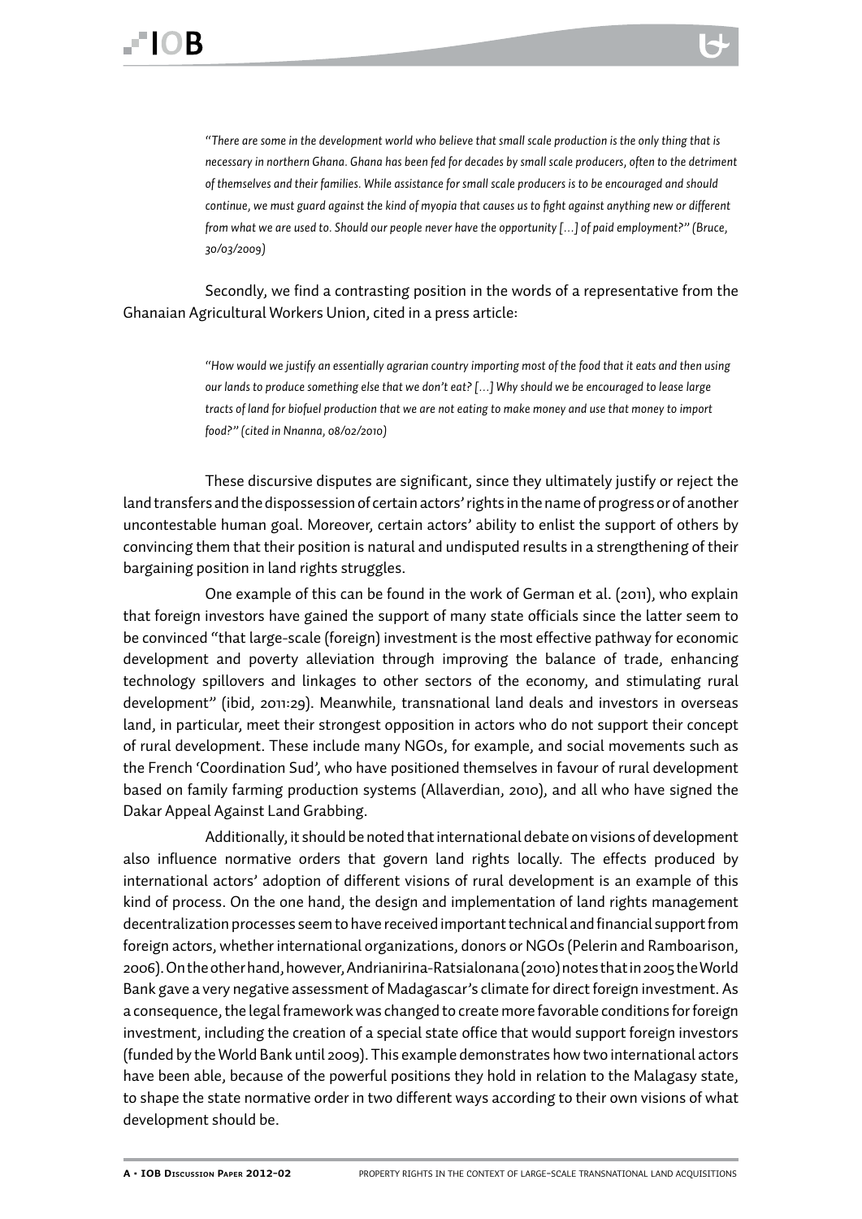> *"There are some in the development world who believe that small scale production is the only thing that is necessary in northern Ghana. Ghana has been fed for decades by small scale producers, often to the detriment of themselves and their families. While assistance for small scale producers is to be encouraged and should continue, we must guard against the kind of myopia that causes us to fight against anything new or different from what we are used to. Should our people never have the opportunity […] of paid employment?" (Bruce, 30/03/2009)*

Secondly, we find a contrasting position in the words of a representative from the Ghanaian Agricultural Workers Union, cited in a press article:

> *"How would we justify an essentially agrarian country importing most of the food that it eats and then using our lands to produce something else that we don't eat? […] Why should we be encouraged to lease large tracts of land for biofuel production that we are not eating to make money and use that money to import food?" (cited in Nnanna, 08/02/2010)*

These discursive disputes are significant, since they ultimately justify or reject the land transfers and the dispossession of certain actors' rights in the name of progress or of another uncontestable human goal. Moreover, certain actors' ability to enlist the support of others by convincing them that their position is natural and undisputed results in a strengthening of their bargaining position in land rights struggles.

One example of this can be found in the work of German et al. (2011), who explain that foreign investors have gained the support of many state officials since the latter seem to be convinced "that large-scale (foreign) investment is the most effective pathway for economic development and poverty alleviation through improving the balance of trade, enhancing technology spillovers and linkages to other sectors of the economy, and stimulating rural development" (ibid, 2011:29). Meanwhile, transnational land deals and investors in overseas land, in particular, meet their strongest opposition in actors who do not support their concept of rural development. These include many NGOs, for example, and social movements such as the French 'Coordination Sud', who have positioned themselves in favour of rural development based on family farming production systems (Allaverdian, 2010), and all who have signed the Dakar Appeal Against Land Grabbing.

Additionally, it should be noted that international debate on visions of development also influence normative orders that govern land rights locally. The effects produced by international actors' adoption of different visions of rural development is an example of this kind of process. On the one hand, the design and implementation of land rights management decentralization processes seem to have received important technical and financial support from foreign actors, whether international organizations, donors or NGOs (Pelerin and Ramboarison, 2006). On the other hand, however, Andrianirina-Ratsialonana (2010) notes that in 2005 the World Bank gave a very negative assessment of Madagascar's climate for direct foreign investment. As a consequence, the legal framework was changed to create more favorable conditions for foreign investment, including the creation of a special state office that would support foreign investors (funded by the World Bank until 2009). This example demonstrates how two international actors have been able, because of the powerful positions they hold in relation to the Malagasy state, to shape the state normative order in two different ways according to their own visions of what development should be.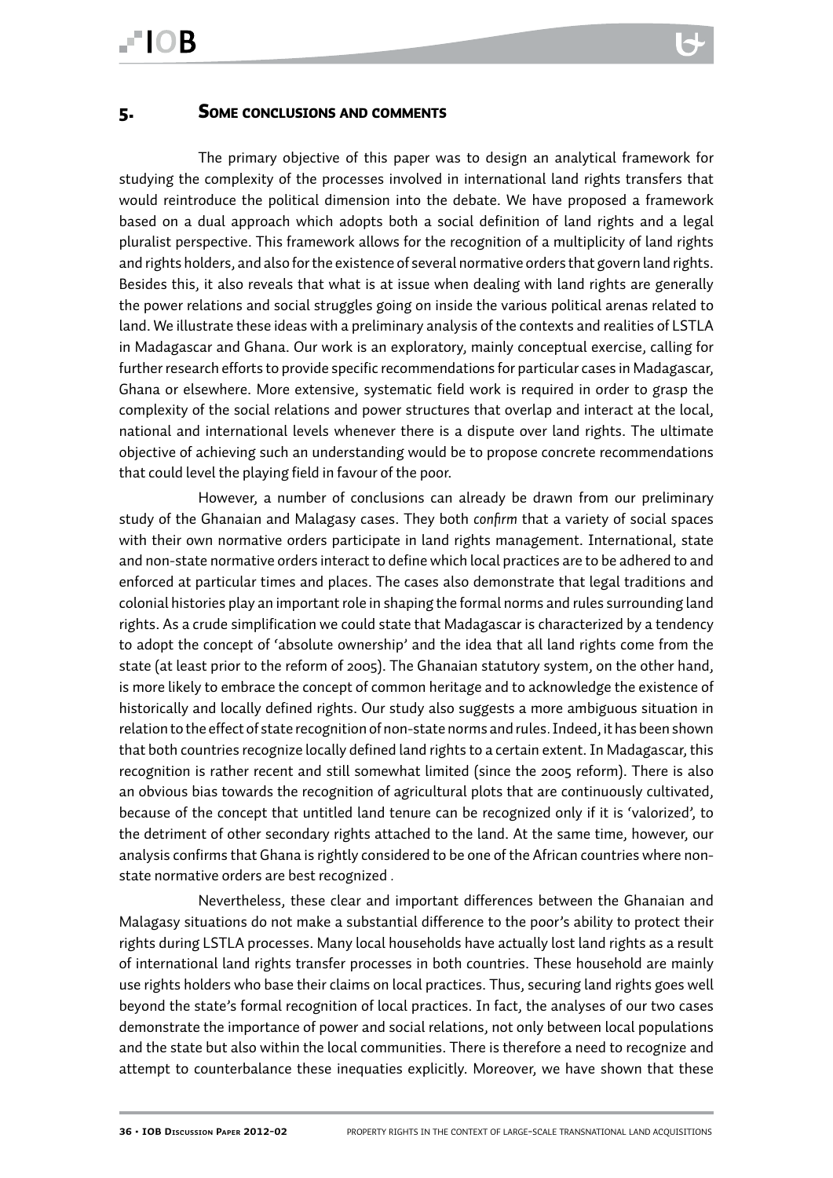## 5. Some conclusions and comments

The primary objective of this paper was to design an analytical framework for studying the complexity of the processes involved in international land rights transfers that would reintroduce the political dimension into the debate. We have proposed a framework based on a dual approach which adopts both a social definition of land rights and a legal pluralist perspective. This framework allows for the recognition of a multiplicity of land rights and rights holders, and also for the existence of several normative orders that govern land rights. Besides this, it also reveals that what is at issue when dealing with land rights are generally the power relations and social struggles going on inside the various political arenas related to land. We illustrate these ideas with a preliminary analysis of the contexts and realities of LSTLA in Madagascar and Ghana. Our work is an exploratory, mainly conceptual exercise, calling for further research efforts to provide specific recommendations for particular cases in Madagascar, Ghana or elsewhere. More extensive, systematic field work is required in order to grasp the complexity of the social relations and power structures that overlap and interact at the local, national and international levels whenever there is a dispute over land rights. The ultimate objective of achieving such an understanding would be to propose concrete recommendations that could level the playing field in favour of the poor.

However, a number of conclusions can already be drawn from our preliminary study of the Ghanaian and Malagasy cases. They both *confirm* that a variety of social spaces with their own normative orders participate in land rights management. International, state and non-state normative orders interact to define which local practices are to be adhered to and enforced at particular times and places. The cases also demonstrate that legal traditions and colonial histories play an important role in shaping the formal norms and rules surrounding land rights. As a crude simplification we could state that Madagascar is characterized by a tendency to adopt the concept of 'absolute ownership' and the idea that all land rights come from the state (at least prior to the reform of 2005). The Ghanaian statutory system, on the other hand, is more likely to embrace the concept of common heritage and to acknowledge the existence of historically and locally defined rights. Our study also suggests a more ambiguous situation in relation to the effect of state recognition of non-state norms and rules. Indeed, it has been shown that both countries recognize locally defined land rights to a certain extent. In Madagascar, this recognition is rather recent and still somewhat limited (since the 2005 reform). There is also an obvious bias towards the recognition of agricultural plots that are continuously cultivated, because of the concept that untitled land tenure can be recognized only if it is 'valorized', to the detriment of other secondary rights attached to the land. At the same time, however, our analysis confirms that Ghana is rightly considered to be one of the African countries where non-state normative orders are best recognized .

Nevertheless, these clear and important differences between the Ghanaian and Malagasy situations do not make a substantial difference to the poor's ability to protect their rights during LSTLA processes. Many local households have actually lost land rights as a result of international land rights transfer processes in both countries. These household are mainly use rights holders who base their claims on local practices. Thus, securing land rights goes well beyond the state's formal recognition of local practices. In fact, the analyses of our two cases demonstrate the importance of power and social relations, not only between local populations and the state but also within the local communities. There is therefore a need to recognize and attempt to counterbalance these inequaties explicitly. Moreover, we have shown that these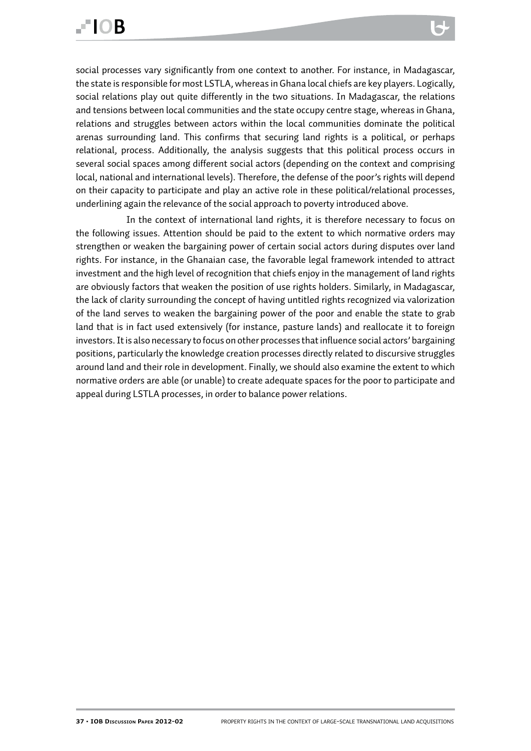social processes vary significantly from one context to another. For instance, in Madagascar, the state is responsible for most LSTLA, whereas in Ghana local chiefs are key players. Logically, social relations play out quite differently in the two situations. In Madagascar, the relations and tensions between local communities and the state occupy centre stage, whereas in Ghana, relations and struggles between actors within the local communities dominate the political arenas surrounding land. This confirms that securing land rights is a political, or perhaps relational, process. Additionally, the analysis suggests that this political process occurs in several social spaces among different social actors (depending on the context and comprising local, national and international levels). Therefore, the defense of the poor's rights will depend on their capacity to participate and play an active role in these political/relational processes, underlining again the relevance of the social approach to poverty introduced above.

In the context of international land rights, it is therefore necessary to focus on the following issues. Attention should be paid to the extent to which normative orders may strengthen or weaken the bargaining power of certain social actors during disputes over land rights. For instance, in the Ghanaian case, the favorable legal framework intended to attract investment and the high level of recognition that chiefs enjoy in the management of land rights are obviously factors that weaken the position of use rights holders. Similarly, in Madagascar, the lack of clarity surrounding the concept of having untitled rights recognized via valorization of the land serves to weaken the bargaining power of the poor and enable the state to grab land that is in fact used extensively (for instance, pasture lands) and reallocate it to foreign investors. It is also necessary to focus on other processes that influence social actors' bargaining positions, particularly the knowledge creation processes directly related to discursive struggles around land and their role in development. Finally, we should also examine the extent to which normative orders are able (or unable) to create adequate spaces for the poor to participate and appeal during LSTLA processes, in order to balance power relations.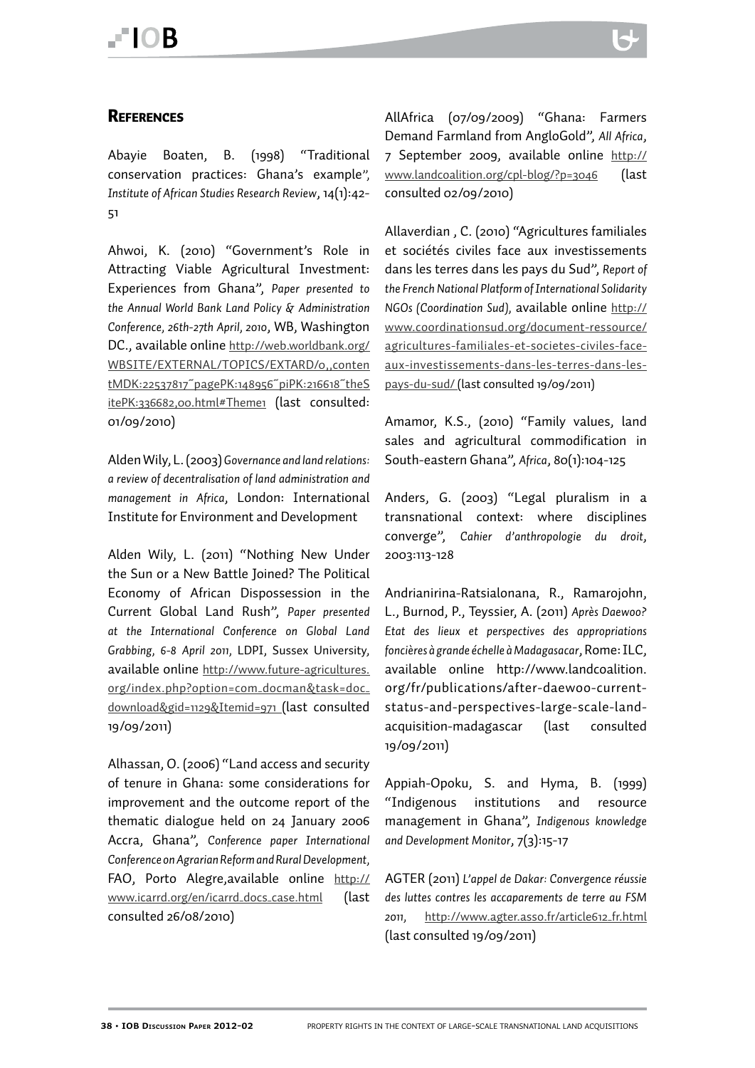## References

Abayie Boaten, B. (1998) "Traditional conservation practices: Ghana's example", *Institute of African Studies Research Review*, 14(1):42-51

Ahwoi, K. (2010) "Government's Role in Attracting Viable Agricultural Investment: Experiences from Ghana", *Paper presented to the Annual World Bank Land Policy & Administration Conference, 26th-27th April, 2010*, WB, Washington DC., available online http://web.worldbank.org/WBSITE/EXTERNAL/TOPICS/EXTARD/0,,contentMDK:22537817~pagePK:148956~piPK:216618~theSitePK:336682,00.html#Theme1 (last consulted: 01/09/2010)

Alden Wily, L. (2003) *Governance and land relations: a review of decentralisation of land administration and management in Africa*, London: International Institute for Environment and Development

Alden Wily, L. (2011) "Nothing New Under the Sun or a New Battle Joined? The Political Economy of African Dispossession in the Current Global Land Rush", *Paper presented at the International Conference on Global Land Grabbing, 6-8 April 2011*, LDPI, Sussex University, available online http://www.future-agricultures.org/index.php?option=com_docman&task=doc_download&gid=1129&Itemid=971 (last consulted 19/09/2011)

Alhassan, O. (2006) "Land access and security of tenure in Ghana: some considerations for improvement and the outcome report of the thematic dialogue held on 24 January 2006 Accra, Ghana", *Conference paper International Conference on Agrarian Reform and Rural Development*, FAO, Porto Alegre,available online http://www.icarrd.org/en/icarrd_docs_case.html (last consulted 26/08/2010)

AllAfrica (07/09/2009) "Ghana: Farmers Demand Farmland from AngloGold", *All Africa*, 7 September 2009, available online http://www.landcoalition.org/cpl-blog/?p=3046 (last consulted 02/09/2010)

Allaverdian , C. (2010) "Agricultures familiales et sociétés civiles face aux investissements dans les terres dans les pays du Sud", *Report of the French National Platform of International Solidarity NGOs (Coordination Sud)*, available online http://www.coordinationsud.org/document-ressource/agricultures-familiales-et-societes-civiles-face-aux-investissements-dans-les-terres-dans-les-pays-du-sud/ (last consulted 19/09/2011)

Amamor, K.S., (2010) "Family values, land sales and agricultural commodification in South-eastern Ghana", *Africa*, 80(1):104-125

Anders, G. (2003) "Legal pluralism in a transnational context: where disciplines converge", *Cahier d'anthropologie du droit*, 2003:113-128

Andrianirina-Ratsialonana, R., Ramarojohn, L., Burnod, P., Teyssier, A. (2011) *Après Daewoo? Etat des lieux et perspectives des appropriations foncières à grande échelle à Madagascar*, Rome: ILC, available online http://www.landcoalition.org/fr/publications/after-daewoo-current-status-and-perspectives-large-scale-land-acquisition-madagascar (last consulted 19/09/2011)

Appiah-Opoku, S. and Hyma, B. (1999) "Indigenous institutions and resource management in Ghana", *Indigenous knowledge and Development Monitor*, 7(3):15-17

AGTER (2011) *L'appel de Dakar: Convergence réussie des luttes contres les accaparements de terre au FSM 2011*, http://www.agter.asso.fr/article612_fr.html (last consulted 19/09/2011)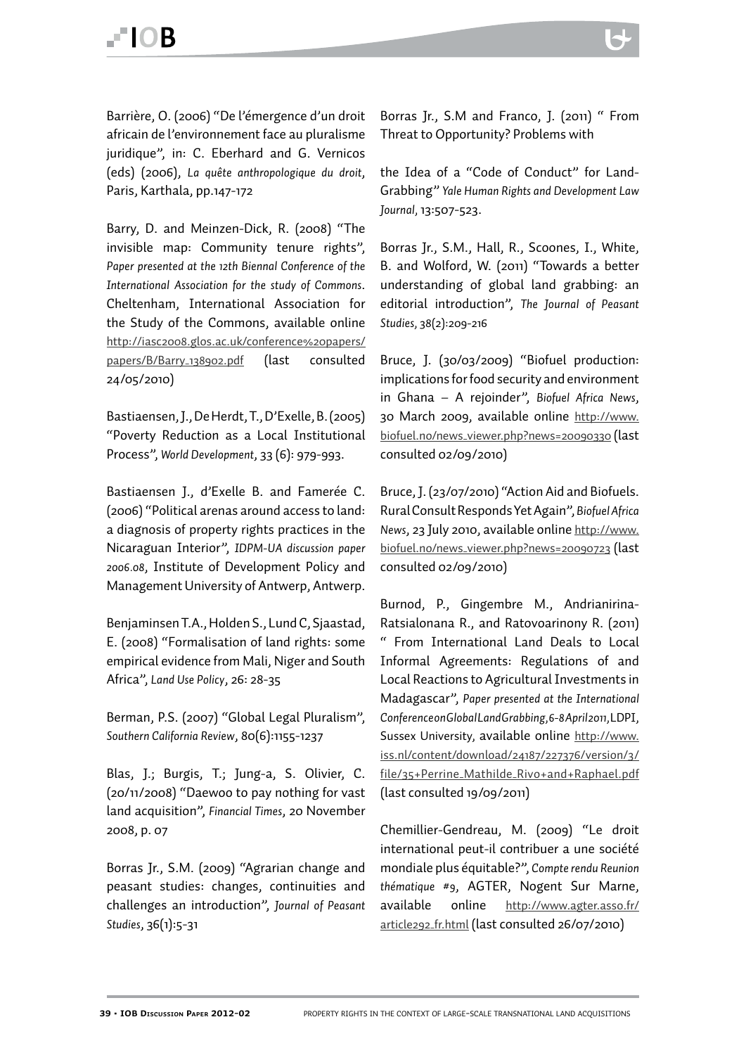Barrière, O. (2006) "De l'émergence d'un droit africain de l'environnement face au pluralisme juridique", in: C. Eberhard and G. Vernicos (eds) (2006), *La quête anthropologique du droit*, Paris, Karthala, pp.147-172

Barry, D. and Meinzen-Dick, R. (2008) "The invisible map: Community tenure rights", *Paper presented at the 12th Biennal Conference of the International Association for the study of Commons*. Cheltenham, International Association for the Study of the Commons, available online http://iasc2008.glos.ac.uk/conference%20papers/papers/B/Barry_138902.pdf (last consulted 24/05/2010)

Bastiaensen, J., De Herdt, T., D'Exelle, B. (2005) "Poverty Reduction as a Local Institutional Process", *World Development*, 33 (6): 979-993.

Bastiaensen J., d'Exelle B. and Famerée C. (2006) "Political arenas around access to land: a diagnosis of property rights practices in the Nicaraguan Interior", *IDPM-UA discussion paper 2006.08*, Institute of Development Policy and Management University of Antwerp, Antwerp.

Benjaminsen T.A., Holden S., Lund C, Sjaastad, E. (2008) "Formalisation of land rights: some empirical evidence from Mali, Niger and South Africa", *Land Use Policy*, 26: 28-35

Berman, P.S. (2007) "Global Legal Pluralism", *Southern California Review*, 80(6):1155-1237

Blas, J.; Burgis, T.; Jung-a, S. Olivier, C. (20/11/2008) "Daewoo to pay nothing for vast land acquisition", *Financial Times*, 20 November 2008, p. 07

Borras Jr., S.M. (2009) "Agrarian change and peasant studies: changes, continuities and challenges an introduction", *Journal of Peasant Studies*, 36(1):5-31

Borras Jr., S.M and Franco, J. (2011) " From Threat to Opportunity? Problems with the Idea of a "Code of Conduct" for Land-Grabbing" *Yale Human Rights and Development Law Journal*, 13:507-523.

Borras Jr., S.M., Hall, R., Scoones, I., White, B. and Wolford, W. (2011) "Towards a better understanding of global land grabbing: an editorial introduction", *The Journal of Peasant Studies*, 38(2):209-216

Bruce, J. (30/03/2009) "Biofuel production: implications for food security and environment in Ghana – A rejoinder", *Biofuel Africa News*, 30 March 2009, available online http://www.biofuel.no/news_viewer.php?news=20090330 (last consulted 02/09/2010)

Bruce, J. (23/07/2010) "Action Aid and Biofuels. Rural Consult Responds Yet Again", *Biofuel Africa News*, 23 July 2010, available online http://www.biofuel.no/news_viewer.php?news=20090723 (last consulted 02/09/2010)

Burnod, P., Gingembre M., Andrianirina-Ratsialonana R., and Ratovoarinony R. (2011) " From International Land Deals to Local Informal Agreements: Regulations of and Local Reactions to Agricultural Investments in Madagascar", *Paper presented at the International Conference on Global Land Grabbing, 6-8 April 2011*, LDPI, Sussex University, available online http://www.iss.nl/content/download/24187/227376/version/3/file/35+Perrine_Mathilde_Rivo+and+Raphael.pdf (last consulted 19/09/2011)

Chemillier-Gendreau, M. (2009) "Le droit international peut-il contribuer a une société mondiale plus équitable?", *Compte rendu Reunion thématique #9*, AGTER, Nogent Sur Marne, available online http://www.agter.asso.fr/article292_fr.html (last consulted 26/07/2010)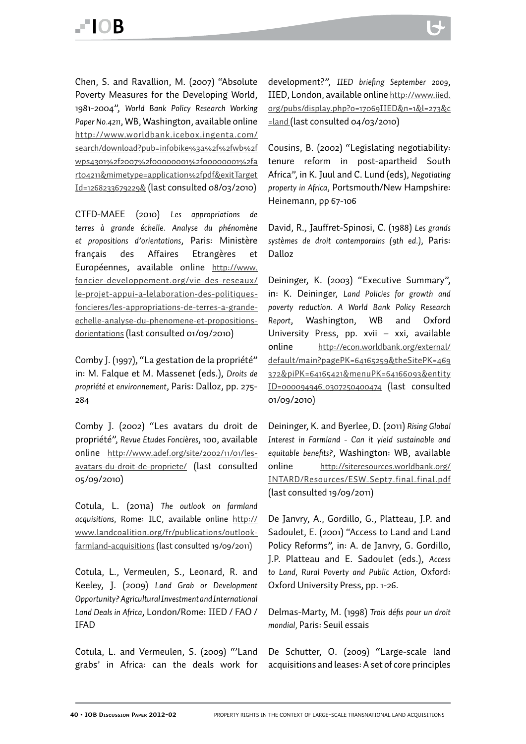Chen, S. and Ravallion, M. (2007) "Absolute Poverty Measures for the Developing World, 1981-2004", *World Bank Policy Research Working Paper No.4211*, WB, Washington, available online http://www.worldbank.icebox.ingenta.com/search/download?pub=infobike%3a%2f%2fwb%2fwps4301%2f2007%2f00000001%2f00000001%2fart04211&mimetype=application%2fpdf&exitTargetId=1268233679229& (last consulted 08/03/2010)

CTFD-MAEE (2010) *Les appropriations de terres à grande échelle. Analyse du phénomène et propositions d'orientations*, Paris: Ministère français des Affaires Etrangères et Européennes, available online http://www.foncier-developpement.org/vie-des-reseaux/le-projet-appui-a-lelaboration-des-politiques-foncieres/les-appropriations-de-terres-a-grande-echelle-analyse-du-phenomene-et-propositions-dorientations (last consulted 01/09/2010)

Comby J. (1997), "La gestation de la propriété" in: M. Falque et M. Massenet (eds.), *Droits de propriété et environnement*, Paris: Dalloz, pp. 275-284

Comby J. (2002) "Les avatars du droit de propriété", *Revue Etudes Foncières*, 100, available online http://www.adef.org/site/2002/11/01/les-avatars-du-droit-de-propriete/ (last consulted 05/09/2010)

Cotula, L. (2011a) *The outlook on farmland acquisitions*, Rome: ILC, available online http://www.landcoalition.org/fr/publications/outlook-farmland-acquisitions (last consulted 19/09/2011)

Cotula, L., Vermeulen, S., Leonard, R. and Keeley, J. (2009) *Land Grab or Development Opportunity? Agricultural Investment and International Land Deals in Africa*, London/Rome: IIED / FAO / IFAD

Cotula, L. and Vermeulen, S. (2009) "'Land grabs' in Africa: can the deals work for development?", *IIED briefing September 2009*, IIED, London, available online http://www.iied.org/pubs/display.php?o=17069IIED&n=1&l=273&c=land (last consulted 04/03/2010)

Cousins, B. (2002) "Legislating negotiability: tenure reform in post-apartheid South Africa", in K. Juul and C. Lund (eds), *Negotiating property in Africa*, Portsmouth/New Hampshire: Heinemann, pp 67-106

David, R., Jauffret-Spinosi, C. (1988) *Les grands systèmes de droit contemporains (9th ed.)*, Paris: Dalloz

Deininger, K. (2003) "Executive Summary", in: K. Deininger, *Land Policies for growth and poverty reduction. A World Bank Policy Research Report*, Washington, WB and Oxford University Press, pp. xvii – xxi, available online http://econ.worldbank.org/external/default/main?pagePK=64165259&theSitePK=469372&piPK=64165421&menuPK=64166093&entityID=000094946_0307250400474 (last consulted 01/09/2010)

Deininger, K. and Byerlee, D. (2011) *Rising Global Interest in Farmland - Can it yield sustainable and equitable benefits?*, Washington: WB, available online http://siteresources.worldbank.org/INTARD/Resources/ESW_Sept7_final_final.pdf (last consulted 19/09/2011)

De Janvry, A., Gordillo, G., Platteau, J.P. and Sadoulet, E. (2001) "Access to Land and Land Policy Reforms", in: A. de Janvry, G. Gordillo, J.P. Platteau and E. Sadoulet (eds.), *Access to Land, Rural Poverty and Public Action*, Oxford: Oxford University Press, pp. 1-26.

Delmas-Marty, M. (1998) *Trois défis pour un droit mondial*, Paris: Seuil essais

De Schutter, O. (2009) "Large-scale land acquisitions and leases: A set of core principles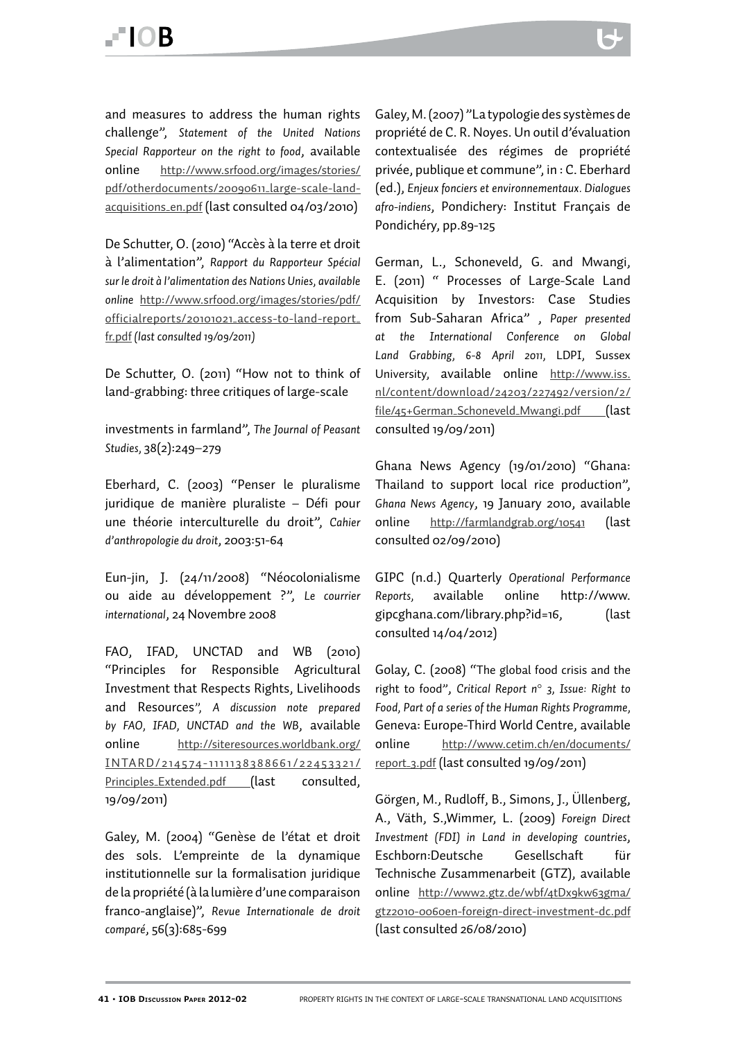and measures to address the human rights challenge", *Statement of the United Nations Special Rapporteur on the right to food*, available online http://www.srfood.org/images/stories/pdf/otherdocuments/20090611_large-scale-land-acquisitions_en.pdf (last consulted 04/03/2010)

De Schutter, O. (2010) "Accès à la terre et droit à l'alimentation", *Rapport du Rapporteur Spécial sur le droit à l'alimentation des Nations Unies, available online* http://www.srfood.org/images/stories/pdf/officialreports/20101021_access-to-land-report_fr.pdf *(last consulted 19/09/2011)*

De Schutter, O. (2011) "How not to think of land-grabbing: three critiques of large-scale investments in farmland", *The Journal of Peasant Studies*, 38(2):249–279

Eberhard, C. (2003) "Penser le pluralisme juridique de manière pluraliste – Défi pour une théorie interculturelle du droit", *Cahier d'anthropologie du droit*, 2003:51-64

Eun-jin, J. (24/11/2008) "Néocolonialisme ou aide au développement ?", *Le courrier international*, 24 Novembre 2008

FAO, IFAD, UNCTAD and WB (2010) "Principles for Responsible Agricultural Investment that Respects Rights, Livelihoods and Resources", *A discussion note prepared by FAO, IFAD, UNCTAD and the WB*, available online http://siteresources.worldbank.org/INTARD/214574-1111138388661/22453321/Principles_Extended.pdf (last consulted, 19/09/2011)

Galey, M. (2004) "Genèse de l'état et droit des sols. L'empreinte de la dynamique institutionnelle sur la formalisation juridique de la propriété (à la lumière d'une comparaison franco-anglaise)", *Revue Internationale de droit comparé*, 56(3):685-699

Galey, M. (2007) "La typologie des systèmes de propriété de C. R. Noyes. Un outil d'évaluation contextualisée des régimes de propriété privée, publique et commune", in : C. Eberhard (ed.), *Enjeux fonciers et environnementaux. Dialogues afro-indiens*, Pondichery: Institut Français de Pondichéry, pp.89-125

German, L., Schoneveld, G. and Mwangi, E. (2011) " Processes of Large-Scale Land Acquisition by Investors: Case Studies from Sub-Saharan Africa" , *Paper presented at the International Conference on Global Land Grabbing, 6-8 April 2011*, LDPI, Sussex University, available online http://www.iss.nl/content/download/24203/227492/version/2/file/45+German_Schoneveld_Mwangi.pdf (last consulted 19/09/2011)

Ghana News Agency (19/01/2010) "Ghana: Thailand to support local rice production", *Ghana News Agency*, 19 January 2010, available online http://farmlandgrab.org/10541 (last consulted 02/09/2010)

GIPC (n.d.) Quarterly *Operational Performance Reports*, available online http://www.gipcghana.com/library.php?id=16, (last consulted 14/04/2012)

Golay, C. (2008) "The global food crisis and the right to food", *Critical Report n° 3, Issue: Right to Food, Part of a series of the Human Rights Programme*, Geneva: Europe-Third World Centre, available online http://www.cetim.ch/en/documents/report_3.pdf (last consulted 19/09/2011)

Görgen, M., Rudloff, B., Simons, J., Üllenberg, A., Väth, S.,Wimmer, L. (2009) *Foreign Direct Investment (FDI) in Land in developing countries*, Eschborn:Deutsche Gesellschaft für Technische Zusammenarbeit (GTZ), available online http://www2.gtz.de/wbf/4tDx9kw63gma/gtz2010-0060en-foreign-direct-investment-dc.pdf (last consulted 26/08/2010)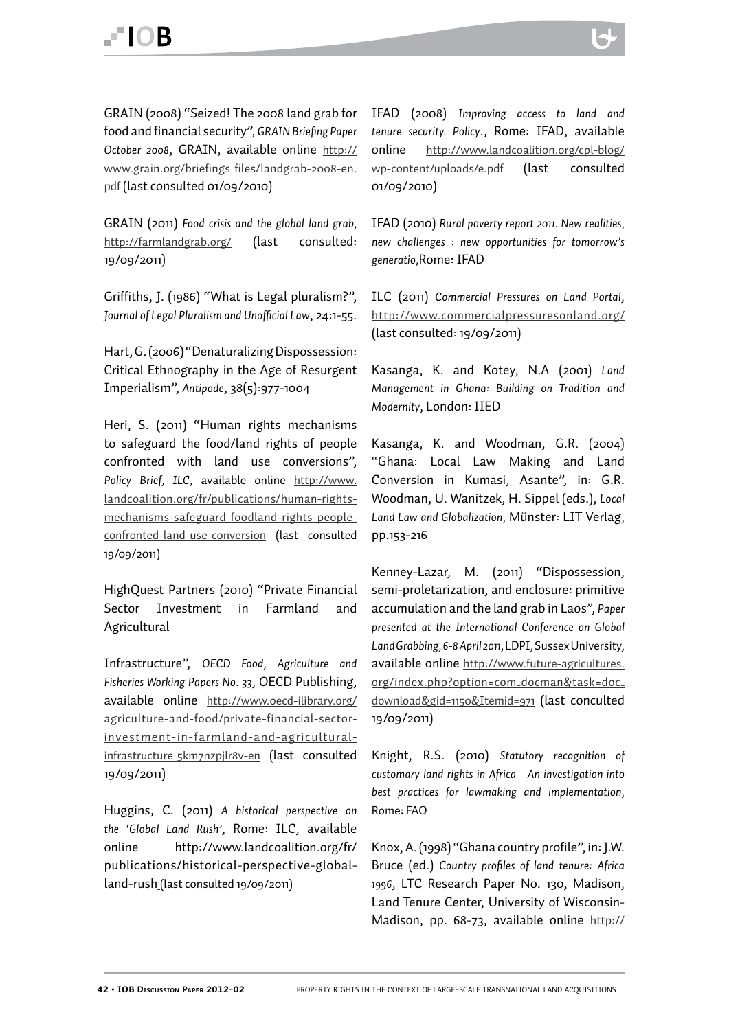GRAIN (2008) "Seized! The 2008 land grab for food and financial security", *GRAIN Briefing Paper October 2008*, GRAIN, available online http://www.grain.org/briefings_files/landgrab-2008-en.pdf (last consulted 01/09/2010)

GRAIN (2011) *Food crisis and the global land grab*, http://farmlandgrab.org/ (last consulted: 19/09/2011)

Griffiths, J. (1986) "What is Legal pluralism?", *Journal of Legal Pluralism and Unofficial Law*, 24:1-55.

Hart, G. (2006) "Denaturalizing Dispossession: Critical Ethnography in the Age of Resurgent Imperialism", *Antipode*, 38(5):977-1004

Heri, S. (2011) "Human rights mechanisms to safeguard the food/land rights of people confronted with land use conversions", *Policy Brief, ILC*, available online http://www.landcoalition.org/fr/publications/human-rights-mechanisms-safeguard-foodland-rights-people-confronted-land-use-conversion (last consulted 19/09/2011)

HighQuest Partners (2010) "Private Financial Sector Investment in Farmland and Agricultural

Infrastructure", *OECD Food, Agriculture and Fisheries Working Papers No. 33*, OECD Publishing, available online http://www.oecd-ilibrary.org/agriculture-and-food/private-financial-sector-investment-in-farmland-and-agricultural-infrastructure_5km7nzpjlr8v-en (last consulted 19/09/2011)

Huggins, C. (2011) *A historical perspective on the 'Global Land Rush'*, Rome: ILC, available online http://www.landcoalition.org/fr/publications/historical-perspective-global-land-rush (last consulted 19/09/2011)

IFAD (2008) *Improving access to land and tenure security. Policy*., Rome: IFAD, available online http://www.landcoalition.org/cpl-blog/wp-content/uploads/e.pdf (last consulted 01/09/2010)

IFAD (2010) *Rural poverty report 2011. New realities, new challenges : new opportunities for tomorrow's generatio*, Rome: IFAD

ILC (2011) *Commercial Pressures on Land Portal*, http://www.commercialpressuresonland.org/ (last consulted: 19/09/2011)

Kasanga, K. and Kotey, N.A (2001) *Land Management in Ghana: Building on Tradition and Modernity*, London: IIED

Kasanga, K. and Woodman, G.R. (2004) "Ghana: Local Law Making and Land Conversion in Kumasi, Asante", in: G.R. Woodman, U. Wanitzek, H. Sippel (eds.), *Local Land Law and Globalization*, Münster: LIT Verlag, pp.153-216

Kenney-Lazar, M. (2011) "Dispossession, semi-proletarization, and enclosure: primitive accumulation and the land grab in Laos", *Paper presented at the International Conference on Global Land Grabbing, 6-8 April 2011*, LDPI, Sussex University, available online http://www.future-agricultures.org/index.php?option=com_docman&task=doc_download&gid=1150&Itemid=971 (last conculted 19/09/2011)

Knight, R.S. (2010) *Statutory recognition of customary land rights in Africa - An investigation into best practices for lawmaking and implementation*, Rome: FAO

Knox, A. (1998) "Ghana country profile", in: J.W. Bruce (ed.) *Country profiles of land tenure: Africa 1996*, LTC Research Paper No. 130, Madison, Land Tenure Center, University of Wisconsin-Madison, pp. 68-73, available online http://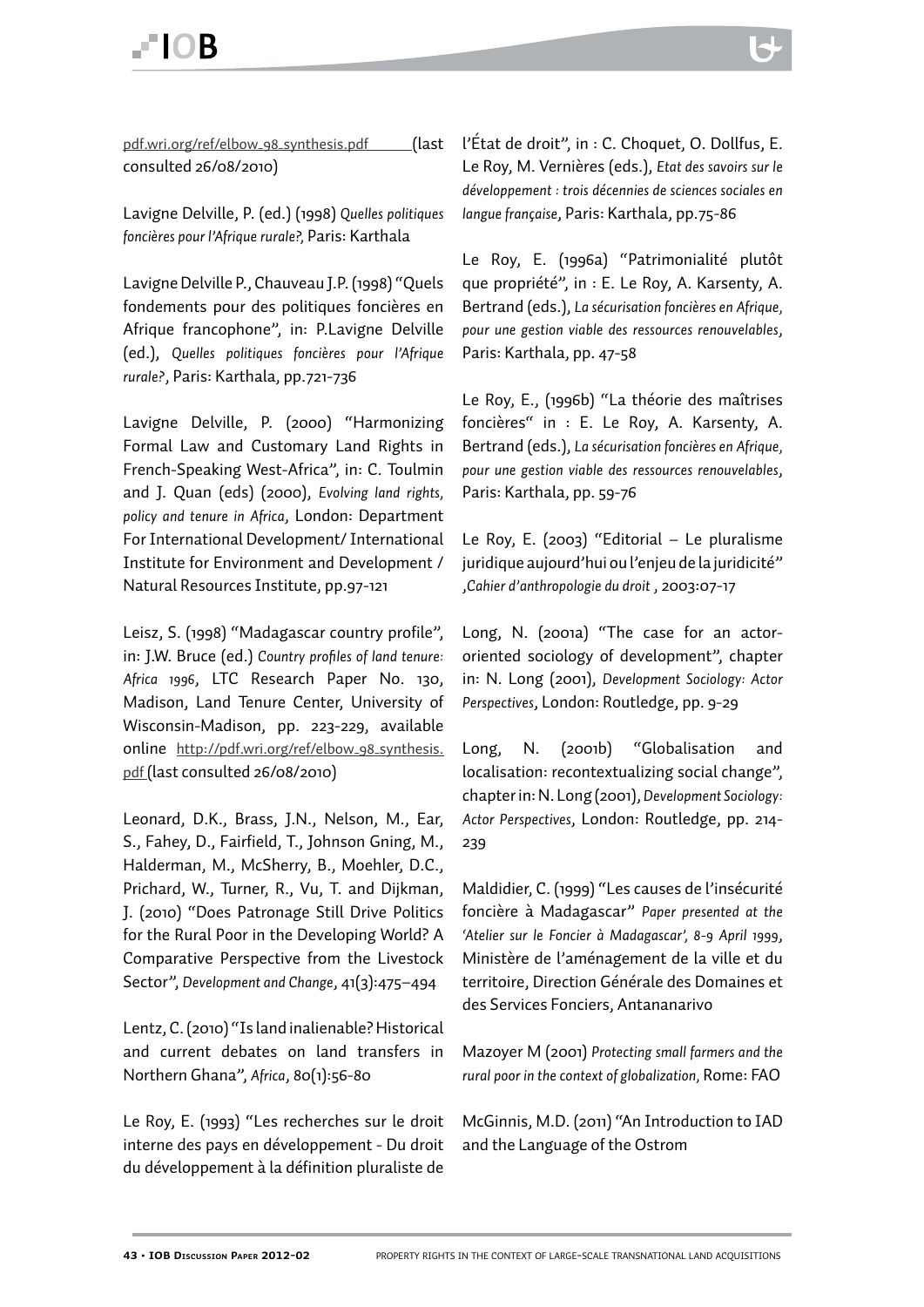pdf.wri.org/ref/elbow_98_synthesis.pdf (last consulted 26/08/2010)

Lavigne Delville, P. (ed.) (1998) *Quelles politiques foncières pour l'Afrique rurale?*, Paris: Karthala

Lavigne Delville P., Chauveau J.P. (1998) "Quels fondements pour des politiques foncières en Afrique francophone", in: P.Lavigne Delville (ed.), *Quelles politiques foncières pour l'Afrique rurale?*, Paris: Karthala, pp.721-736

Lavigne Delville, P. (2000) "Harmonizing Formal Law and Customary Land Rights in French-Speaking West-Africa", in: C. Toulmin and J. Quan (eds) (2000), *Evolving land rights, policy and tenure in Africa*, London: Department For International Development/ International Institute for Environment and Development / Natural Resources Institute, pp.97-121

Leisz, S. (1998) "Madagascar country profile", in: J.W. Bruce (ed.) *Country profiles of land tenure: Africa 1996*, LTC Research Paper No. 130, Madison, Land Tenure Center, University of Wisconsin-Madison, pp. 223-229, available online http://pdf.wri.org/ref/elbow_98_synthesis.pdf (last consulted 26/08/2010)

Leonard, D.K., Brass, J.N., Nelson, M., Ear, S., Fahey, D., Fairfield, T., Johnson Gning, M., Halderman, M., McSherry, B., Moehler, D.C., Prichard, W., Turner, R., Vu, T. and Dijkman, J. (2010) "Does Patronage Still Drive Politics for the Rural Poor in the Developing World? A Comparative Perspective from the Livestock Sector", *Development and Change*, 41(3):475–494

Lentz, C. (2010) "Is land inalienable? Historical and current debates on land transfers in Northern Ghana", *Africa*, 80(1):56-80

Le Roy, E. (1993) "Les recherches sur le droit interne des pays en développement - Du droit du développement à la définition pluraliste de l'État de droit", in : C. Choquet, O. Dollfus, E. Le Roy, M. Vernières (eds.), *Etat des savoirs sur le développement : trois décennies de sciences sociales en langue française*, Paris: Karthala, pp.75-86

Le Roy, E. (1996a) "Patrimonialité plutôt que propriété", in : E. Le Roy, A. Karsenty, A. Bertrand (eds.), *La sécurisation foncières en Afrique, pour une gestion viable des ressources renouvelables*, Paris: Karthala, pp. 47-58

Le Roy, E., (1996b) "La théorie des maîtrises foncières" in : E. Le Roy, A. Karsenty, A. Bertrand (eds.), *La sécurisation foncières en Afrique, pour une gestion viable des ressources renouvelables*, Paris: Karthala, pp. 59-76

Le Roy, E. (2003) "Editorial – Le pluralisme juridique aujourd'hui ou l'enjeu de la juridicité" ,*Cahier d'anthropologie du droit* , 2003:07-17

Long, N. (2001a) "The case for an actor-oriented sociology of development", chapter in: N. Long (2001), *Development Sociology: Actor Perspectives*, London: Routledge, pp. 9-29

Long, N. (2001b) "Globalisation and localisation: recontextualizing social change", chapter in: N. Long (2001), *Development Sociology: Actor Perspectives*, London: Routledge, pp. 214-239

Maldidier, C. (1999) "Les causes de l'insécurité foncière à Madagascar" *Paper presented at the 'Atelier sur le Foncier à Madagascar', 8-9 April 1999*, Ministère de l'aménagement de la ville et du territoire, Direction Générale des Domaines et des Services Fonciers, Antananarivo

Mazoyer M (2001) *Protecting small farmers and the rural poor in the context of globalization*, Rome: FAO

McGinnis, M.D. (2011) "An Introduction to IAD and the Language of the Ostrom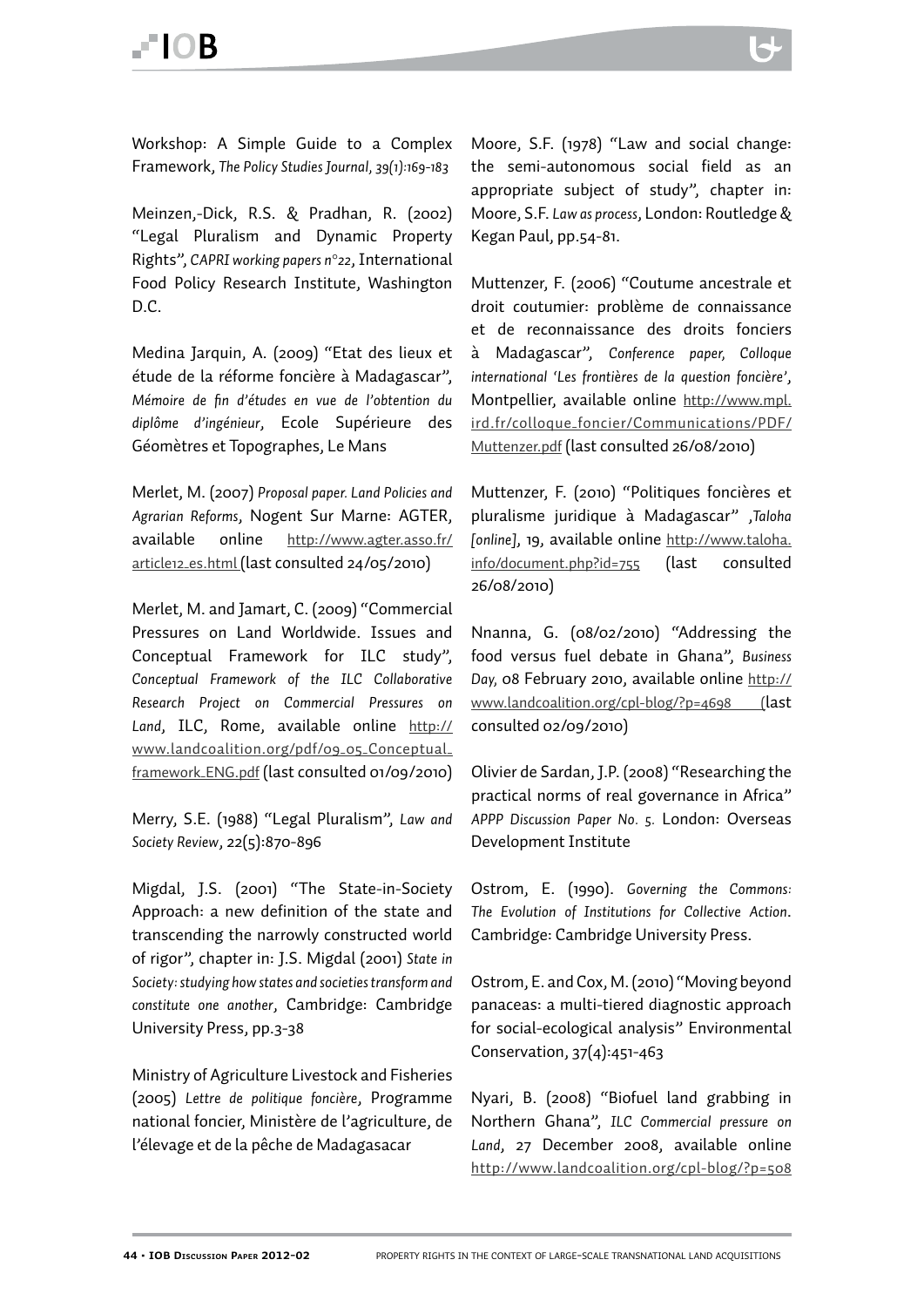Workshop: A Simple Guide to a Complex Framework, *The Policy Studies Journal, 39(1):169-183*

Meinzen,-Dick, R.S. & Pradhan, R. (2002) "Legal Pluralism and Dynamic Property Rights", *CAPRI working papers n°22*, International Food Policy Research Institute, Washington D.C.

Medina Jarquin, A. (2009) "Etat des lieux et étude de la réforme foncière à Madagascar", *Mémoire de fin d'études en vue de l'obtention du diplôme d'ingénieur*, Ecole Supérieure des Géomètres et Topographes, Le Mans

Merlet, M. (2007) *Proposal paper. Land Policies and Agrarian Reforms*, Nogent Sur Marne: AGTER, available online http://www.agter.asso.fr/article12_es.html (last consulted 24/05/2010)

Merlet, M. and Jamart, C. (2009) "Commercial Pressures on Land Worldwide. Issues and Conceptual Framework for ILC study", *Conceptual Framework of the ILC Collaborative Research Project on Commercial Pressures on Land*, ILC, Rome, available online http://www.landcoalition.org/pdf/09_05_Conceptual_framework_ENG.pdf (last consulted 01/09/2010)

Merry, S.E. (1988) "Legal Pluralism", *Law and Society Review*, 22(5):870-896

Migdal, J.S. (2001) "The State-in-Society Approach: a new definition of the state and transcending the narrowly constructed world of rigor", chapter in: J.S. Migdal (2001) *State in Society: studying how states and societies transform and constitute one another*, Cambridge: Cambridge University Press, pp.3-38

Ministry of Agriculture Livestock and Fisheries (2005) *Lettre de politique foncière*, Programme national foncier, Ministère de l'agriculture, de l'élevage et de la pêche de Madagasacar

Moore, S.F. (1978) "Law and social change: the semi-autonomous social field as an appropriate subject of study", chapter in: Moore, S.F. *Law as process*, London: Routledge & Kegan Paul, pp.54-81.

Muttenzer, F. (2006) "Coutume ancestrale et droit coutumier: problème de connaissance et de reconnaissance des droits fonciers à Madagascar", *Conference paper, Colloque international 'Les frontières de la question foncière'*, Montpellier, available online http://www.mpl.ird.fr/colloque_foncier/Communications/PDF/Muttenzer.pdf (last consulted 26/08/2010)

Muttenzer, F. (2010) "Politiques foncières et pluralisme juridique à Madagascar" ,*Taloha [online]*, 19, available online http://www.taloha.info/document.php?id=755 (last consulted 26/08/2010)

Nnanna, G. (08/02/2010) "Addressing the food versus fuel debate in Ghana", *Business Day*, 08 February 2010, available online http://www.landcoalition.org/cpl-blog/?p=4698 (last consulted 02/09/2010)

Olivier de Sardan, J.P. (2008) "Researching the practical norms of real governance in Africa" *APPP Discussion Paper No. 5.* London: Overseas Development Institute

Ostrom, E. (1990). *Governing the Commons: The Evolution of Institutions for Collective Action*. Cambridge: Cambridge University Press.

Ostrom, E. and Cox, M. (2010) "Moving beyond panaceas: a multi-tiered diagnostic approach for social-ecological analysis" Environmental Conservation, 37(4):451-463

Nyari, B. (2008) "Biofuel land grabbing in Northern Ghana", *ILC Commercial pressure on Land*, 27 December 2008, available online http://www.landcoalition.org/cpl-blog/?p=508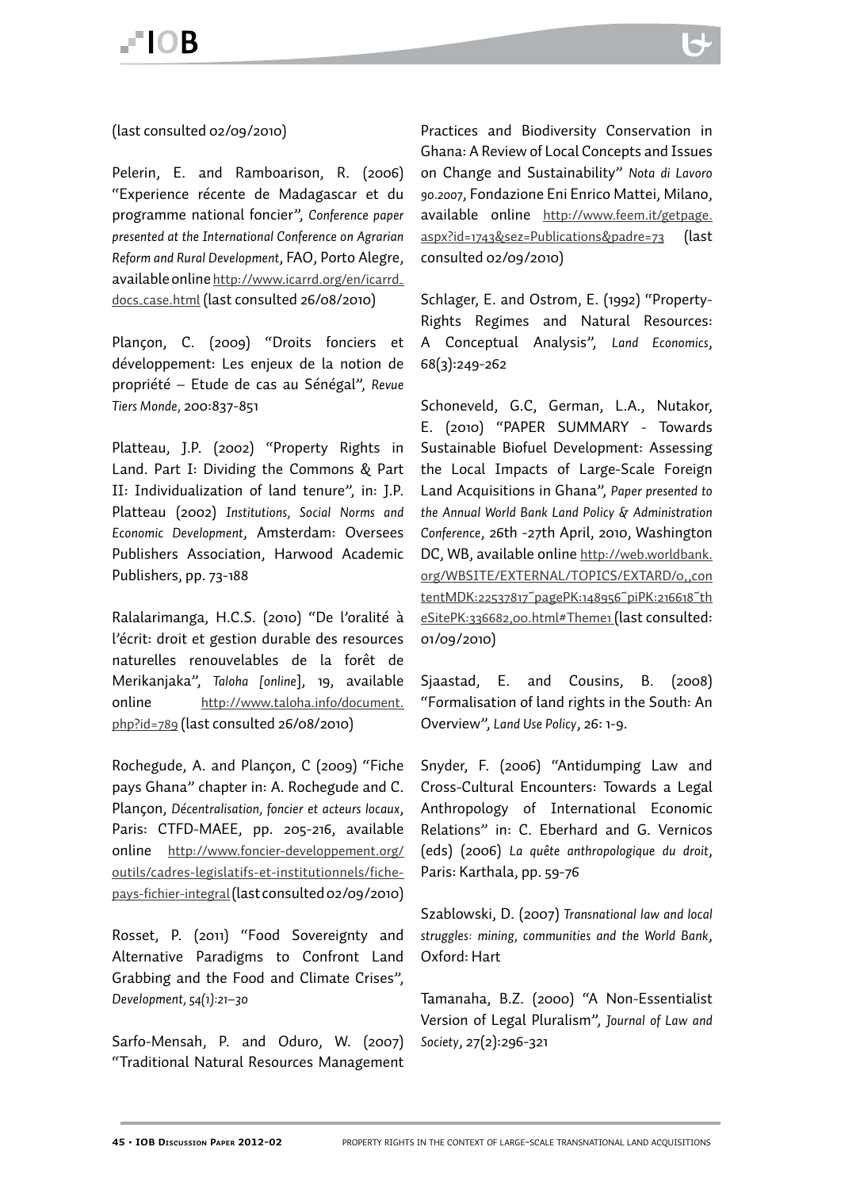(last consulted 02/09/2010)

Pelerin, E. and Ramboarison, R. (2006) "Experience récente de Madagascar et du programme national foncier", *Conference paper presented at the International Conference on Agrarian Reform and Rural Development*, FAO, Porto Alegre, available online http://www.icarrd.org/en/icarrd_docs_case.html (last consulted 26/08/2010)

Plançon, C. (2009) "Droits fonciers et développement: Les enjeux de la notion de propriété – Etude de cas au Sénégal", *Revue Tiers Monde*, 200:837-851

Platteau, J.P. (2002) "Property Rights in Land. Part I: Dividing the Commons & Part II: Individualization of land tenure", in: J.P. Platteau (2002) *Institutions, Social Norms and Economic Development*, Amsterdam: Oversees Publishers Association, Harwood Academic Publishers, pp. 73-188

Ralalarimanga, H.C.S. (2010) "De l'oralité à l'écrit: droit et gestion durable des resources naturelles renouvelables de la forêt de Merikanjaka", *Taloha [online]*, 19, available online http://www.taloha.info/document.php?id=789 (last consulted 26/08/2010)

Rochegude, A. and Plançon, C (2009) "Fiche pays Ghana" chapter in: A. Rochegude and C. Plançon, *Décentralisation, foncier et acteurs locaux*, Paris: CTFD-MAEE, pp. 205-216, available online http://www.foncier-developpement.org/outils/cadres-legislatifs-et-institutionnels/fiche-pays-fichier-integral (last consulted 02/09/2010)

Rosset, P. (2011) "Food Sovereignty and Alternative Paradigms to Confront Land Grabbing and the Food and Climate Crises", *Development, 54(1):21–30*

Sarfo-Mensah, P. and Oduro, W. (2007) "Traditional Natural Resources Management Practices and Biodiversity Conservation in Ghana: A Review of Local Concepts and Issues on Change and Sustainability" *Nota di Lavoro 90.2007*, Fondazione Eni Enrico Mattei, Milano, available online http://www.feem.it/getpage.aspx?id=1743&sez=Publications&padre=73 (last consulted 02/09/2010)

Schlager, E. and Ostrom, E. (1992) "Property-Rights Regimes and Natural Resources: A Conceptual Analysis", *Land Economics*, 68(3):249-262

Schoneveld, G.C, German, L.A., Nutakor, E. (2010) "PAPER SUMMARY - Towards Sustainable Biofuel Development: Assessing the Local Impacts of Large-Scale Foreign Land Acquisitions in Ghana", *Paper presented to the Annual World Bank Land Policy & Administration Conference*, 26th -27th April, 2010, Washington DC, WB, available online http://web.worldbank.org/WBSITE/EXTERNAL/TOPICS/EXTARD/0,,contentMDK:22537817~pagePK:148956~piPK:216618~theSitePK:336682,00.html#Theme1 (last consulted: 01/09/2010)

Sjaastad, E. and Cousins, B. (2008) "Formalisation of land rights in the South: An Overview", *Land Use Policy*, 26: 1-9.

Snyder, F. (2006) "Antidumping Law and Cross-Cultural Encounters: Towards a Legal Anthropology of International Economic Relations" in: C. Eberhard and G. Vernicos (eds) (2006) *La quête anthropologique du droit*, Paris: Karthala, pp. 59-76

Szablowski, D. (2007) *Transnational law and local struggles: mining, communities and the World Bank*, Oxford: Hart

Tamanaha, B.Z. (2000) "A Non-Essentialist Version of Legal Pluralism", *Journal of Law and Society*, 27(2):296-321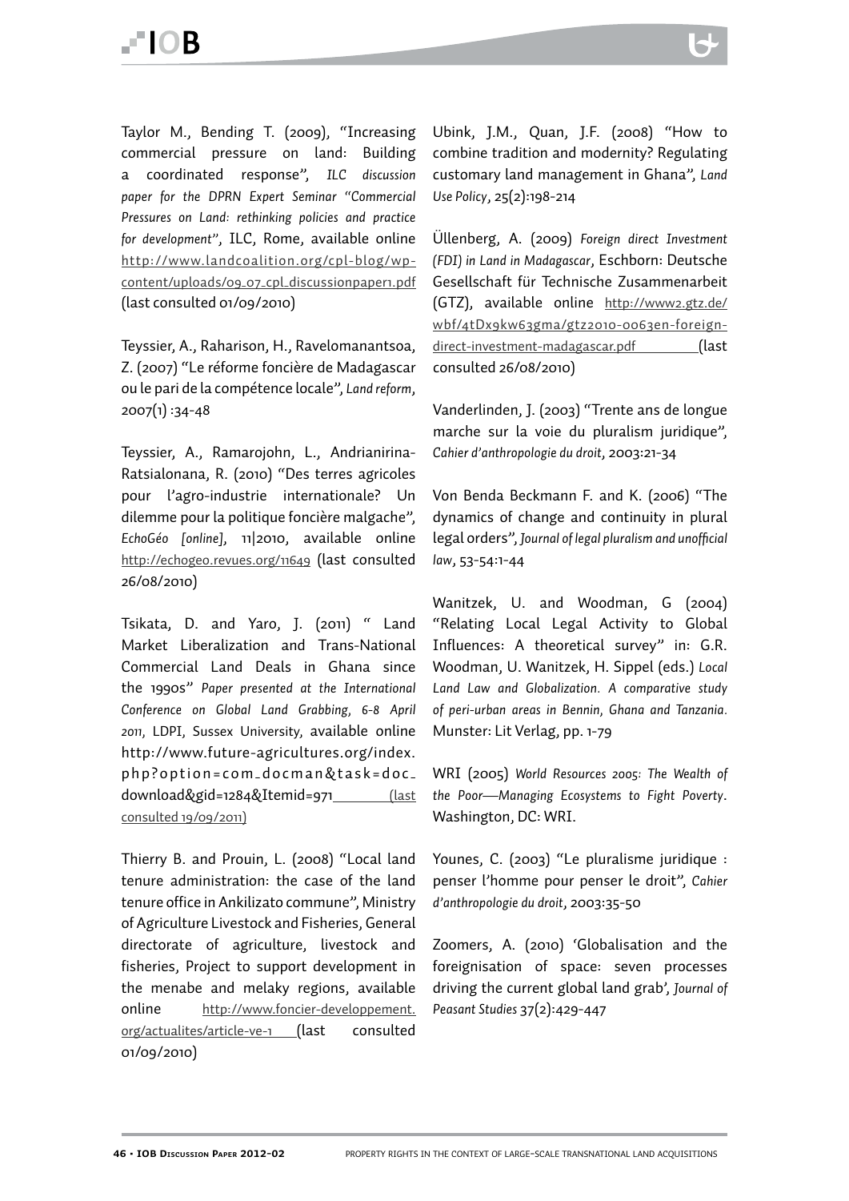Taylor M., Bending T. (2009), "Increasing commercial pressure on land: Building a coordinated response", *ILC discussion paper for the DPRN Expert Seminar "Commercial Pressures on Land: rethinking policies and practice for development"*, ILC, Rome, available online http://www.landcoalition.org/cpl-blog/wp-content/uploads/09_07_cpl_discussionpaper1.pdf (last consulted 01/09/2010)

Teyssier, A., Raharison, H., Ravelomanantsoa, Z. (2007) "Le réforme foncière de Madagascar ou le pari de la compétence locale", *Land reform*, 2007(1) :34-48

Teyssier, A., Ramarojohn, L., Andrianirina-Ratsialonana, R. (2010) "Des terres agricoles pour l'agro-industrie internationale? Un dilemme pour la politique foncière malgache", *EchoGéo [online]*, 11|2010, available online http://echogeo.revues.org/11649 (last consulted 26/08/2010)

Tsikata, D. and Yaro, J. (2011) " Land Market Liberalization and Trans-National Commercial Land Deals in Ghana since the 1990s" *Paper presented at the International Conference on Global Land Grabbing, 6-8 April 2011*, LDPI, Sussex University, available online http://www.future-agricultures.org/index.php?option=com_docman&task=doc_download&gid=1284&Itemid=971 (last consulted 19/09/2011)

Thierry B. and Prouin, L. (2008) "Local land tenure administration: the case of the land tenure office in Ankilizato commune", Ministry of Agriculture Livestock and Fisheries, General directorate of agriculture, livestock and fisheries, Project to support development in the menabe and melaky regions, available online http://www.foncier-developpement.org/actualites/article-ve-1 (last consulted 01/09/2010)

Ubink, J.M., Quan, J.F. (2008) "How to combine tradition and modernity? Regulating customary land management in Ghana", *Land Use Policy*, 25(2):198-214

Üllenberg, A. (2009) *Foreign direct Investment (FDI) in Land in Madagascar*, Eschborn: Deutsche Gesellschaft für Technische Zusammenarbeit (GTZ), available online http://www2.gtz.de/wbf/4tDx9kw63gma/gtz2010-0063en-foreign-direct-investment-madagascar.pdf (last consulted 26/08/2010)

Vanderlinden, J. (2003) "Trente ans de longue marche sur la voie du pluralism juridique", *Cahier d'anthropologie du droit*, 2003:21-34

Von Benda Beckmann F. and K. (2006) "The dynamics of change and continuity in plural legal orders", *Journal of legal pluralism and unofficial law*, 53-54:1-44

Wanitzek, U. and Woodman, G (2004) "Relating Local Legal Activity to Global Influences: A theoretical survey" in: G.R. Woodman, U. Wanitzek, H. Sippel (eds.) *Local Land Law and Globalization. A comparative study of peri-urban areas in Bennin, Ghana and Tanzania*. Munster: Lit Verlag, pp. 1-79

WRI (2005) *World Resources 2005: The Wealth of the Poor—Managing Ecosystems to Fight Poverty*. Washington, DC: WRI.

Younes, C. (2003) "Le pluralisme juridique : penser l'homme pour penser le droit", *Cahier d'anthropologie du droit*, 2003:35-50

Zoomers, A. (2010) 'Globalisation and the foreignisation of space: seven processes driving the current global land grab', *Journal of Peasant Studies* 37(2):429-447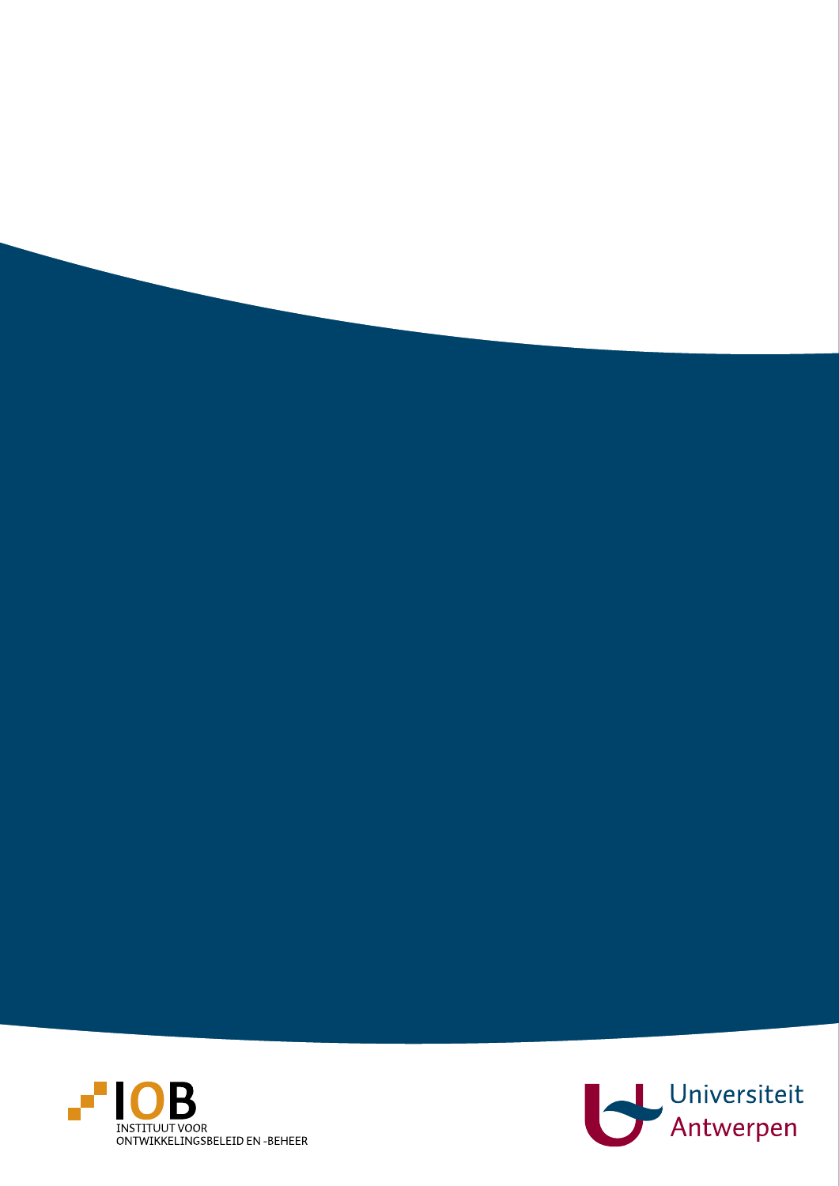IOB

INSTITUUT VOOR
ONTWIKKELINGSBELEID EN -BEHEER

Universiteit
Antwerpen